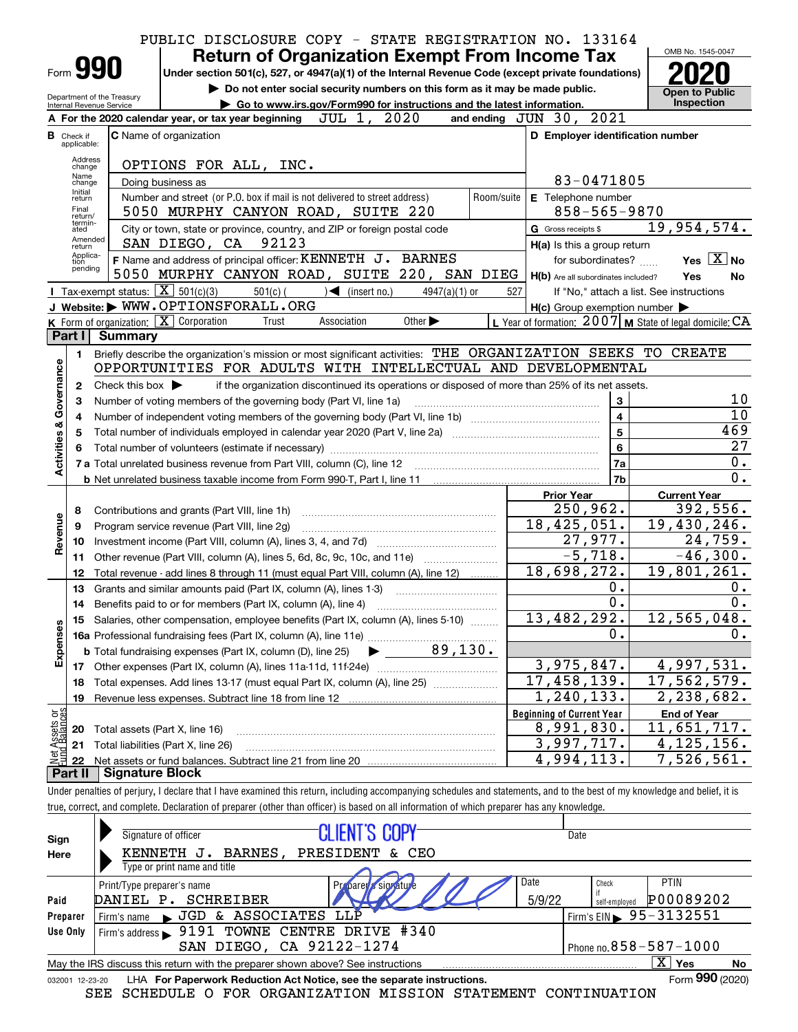PUBLIC DISCLOSURE COPY - STATE REGISTRATION NO. 133164

# Form 990 — Return of Organization Exempt From Income Tax

Under section 501(c), 527, or 4947(a)(1) of the Internal Revenue Code (except private foundations)

▶ Do not enter social security numbers on this form as it may be made public.

▶ Go to www.irs.gov/Form990 for instructions and the latest information.

OMB No. 1545-0047 — **2020** — Open to Public Inspection

Department of the Treasury, Internal Revenue Service

**A** For the 2020 calendar year, or tax year beginning JUL 1, 2020 and ending JUN 30, 2021

**B** Check if applicable: Address change, Name change, Initial return, Final return/terminated, Amended return, Application pending

**C** Name of organization: OPTIONS FOR ALL, INC.

Doing business as

Number and street (or P.O. box if mail is not delivered to street address): 5050 MURPHY CANYON ROAD, SUITE 220 — Room/suite

City or town, state or province, country, and ZIP or foreign postal code: SAN DIEGO, CA 92123

**D** Employer identification number: 83-0471805

**E** Telephone number: 858-565-9870

**G** Gross receipts $ 19,954,574.

**F** Name and address of principal officer: KENNETH J. BARNES, 5050 MURPHY CANYON ROAD, SUITE 220, SAN DIEG

**H(a)** Is this a group return for subordinates? Yes [X] No

**H(b)** Are all subordinates included? Yes No — If "No," attach a list. See instructions

**H(c)** Group exemption number ▶

**I** Tax-exempt status: [X] 501(c)(3)   501(c) ( ) ◀ (insert no.)   4947(a)(1) or   527

**J** Website: ▶ WWW.OPTIONSFORALL.ORG

**K** Form of organization: [X] Corporation   Trust   Association   Other ▶

**L** Year of formation: 2007   **M** State of legal domicile: CA

## Part I Summary

**Activities & Governance**

1. Briefly describe the organization's mission or most significant activities: THE ORGANIZATION SEEKS TO CREATE OPPORTUNITIES FOR ADULTS WITH INTELLECTUAL AND DEVELOPMENTAL
2. Check this box ▶ if the organization discontinued its operations or disposed of more than 25% of its net assets.

| | | | |
|---|---|---|---|
| 3 | Number of voting members of the governing body (Part VI, line 1a) | 3 | 10 |
| 4 | Number of independent voting members of the governing body (Part VI, line 1b) | 4 | 10 |
| 5 | Total number of individuals employed in calendar year 2020 (Part V, line 2a) | 5 | 469 |
| 6 | Total number of volunteers (estimate if necessary) | 6 | 27 |
| 7a | Total unrelated business revenue from Part VIII, column (C), line 12 | 7a | 0. |
| b | Net unrelated business taxable income from Form 990-T, Part I, line 11 | 7b | 0. |

| | | | Prior Year | Current Year |
|---|---|---|---|---|
| **Revenue** | 8 | Contributions and grants (Part VIII, line 1h) | 250,962. | 392,556. |
| | 9 | Program service revenue (Part VIII, line 2g) | 18,425,051. | 19,430,246. |
| | 10 | Investment income (Part VIII, column (A), lines 3, 4, and 7d) | 27,977. | 24,759. |
| | 11 | Other revenue (Part VIII, column (A), lines 5, 6d, 8c, 9c, 10c, and 11e) | -5,718. | -46,300. |
| | 12 | Total revenue - add lines 8 through 11 (must equal Part VIII, column (A), line 12) | 18,698,272. | 19,801,261. |
| **Expenses** | 13 | Grants and similar amounts paid (Part IX, column (A), lines 1-3) | 0. | 0. |
| | 14 | Benefits paid to or for members (Part IX, column (A), line 4) | 0. | 0. |
| | 15 | Salaries, other compensation, employee benefits (Part IX, column (A), lines 5-10) | 13,482,292. | 12,565,048. |
| | 16a | Professional fundraising fees (Part IX, column (A), line 11e) | 0. | 0. |
| | b | Total fundraising expenses (Part IX, column (D), line 25) ▶ 89,130. | | |
| | 17 | Other expenses (Part IX, column (A), lines 11a-11d, 11f-24e) | 3,975,847. | 4,997,531. |
| | 18 | Total expenses. Add lines 13-17 (must equal Part IX, column (A), line 25) | 17,458,139. | 17,562,579. |
| | 19 | Revenue less expenses. Subtract line 18 from line 12 | 1,240,133. | 2,238,682. |
| | | | **Beginning of Current Year** | **End of Year** |
| **Net Assets or Fund Balances** | 20 | Total assets (Part X, line 16) | 8,991,830. | 11,651,717. |
| | 21 | Total liabilities (Part X, line 26) | 3,997,717. | 4,125,156. |
| | 22 | Net assets or fund balances. Subtract line 21 from line 20 | 4,994,113. | 7,526,561. |

## Part II Signature Block

Under penalties of perjury, I declare that I have examined this return, including accompanying schedules and statements, and to the best of my knowledge and belief, it is true, correct, and complete. Declaration of preparer (other than officer) is based on all information of which preparer has any knowledge.

**Sign Here**

Signature of officer: CLIENT'S COPY — Date

KENNETH J. BARNES, PRESIDENT & CEO

Type or print name and title

**Paid Preparer Use Only**

| Print/Type preparer's name | Preparer's signature | Date | Check if self-employed | PTIN |
|---|---|---|---|---|
| DANIEL P. SCHREIBER | | 5/9/22 | | P00089202 |

Firm's name ▶ JGD & ASSOCIATES LLP — Firm's EIN ▶ 95-3132551

Firm's address ▶ 9191 TOWNE CENTRE DRIVE #340, SAN DIEGO, CA 92122-1274 — Phone no. 858-587-1000

May the IRS discuss this return with the preparer shown above? See instructions [X] Yes   No

032001 12-23-20 LHA For Paperwork Reduction Act Notice, see the separate instructions. Form **990** (2020)

SEE SCHEDULE O FOR ORGANIZATION MISSION STATEMENT CONTINUATION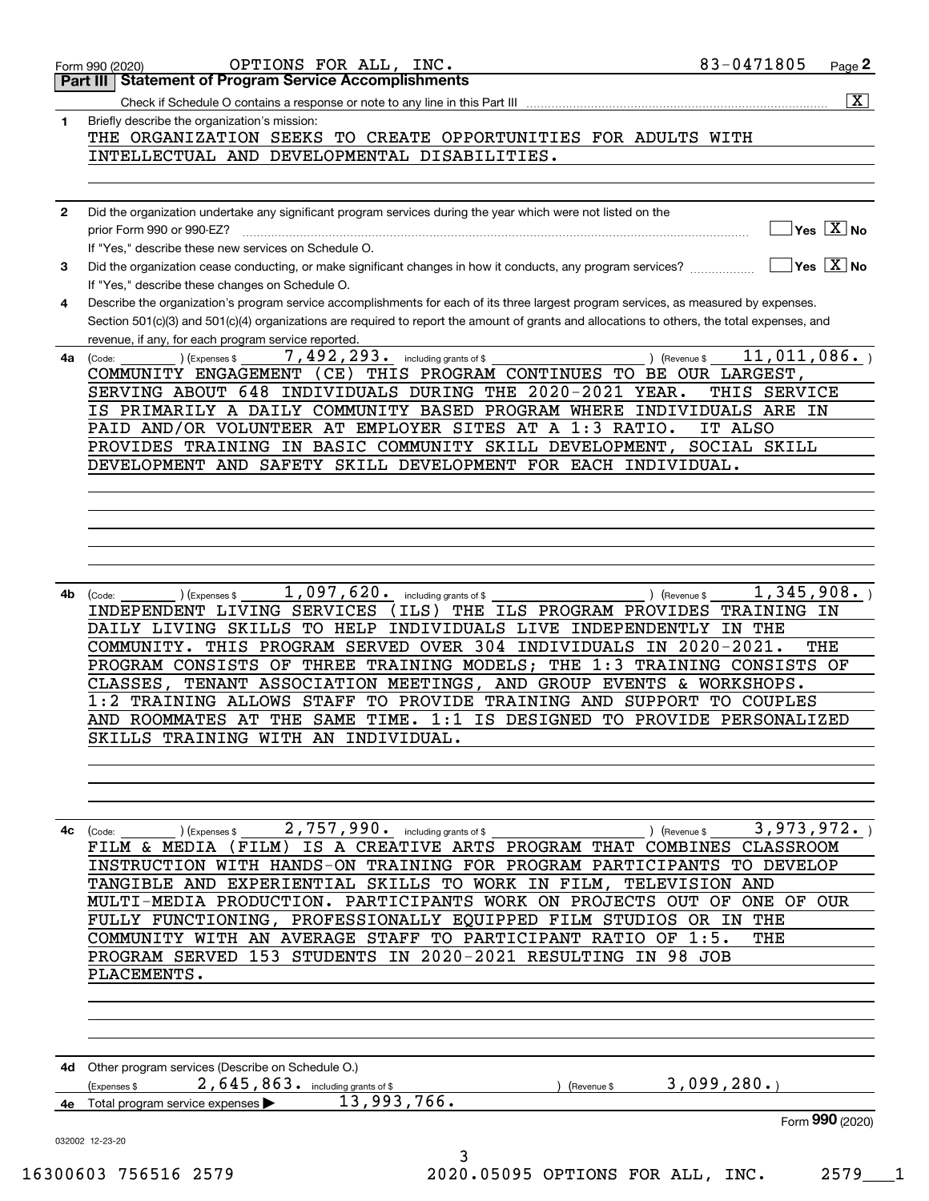Form 990 (2020) OPTIONS FOR ALL, INC. 83-0471805 Page 2

## Part III Statement of Program Service Accomplishments

Check if Schedule O contains a response or note to any line in this Part III [X]

**1** Briefly describe the organization's mission:

THE ORGANIZATION SEEKS TO CREATE OPPORTUNITIES FOR ADULTS WITH INTELLECTUAL AND DEVELOPMENTAL DISABILITIES.

**2** Did the organization undertake any significant program services during the year which were not listed on the prior Form 990 or 990-EZ? [ ] Yes [X] No

If "Yes," describe these new services on Schedule O.

**3** Did the organization cease conducting, or make significant changes in how it conducts, any program services? [ ] Yes [X] No

If "Yes," describe these changes on Schedule O.

**4** Describe the organization's program service accomplishments for each of its three largest program services, as measured by expenses. Section 501(c)(3) and 501(c)(4) organizations are required to report the amount of grants and allocations to others, the total expenses, and revenue, if any, for each program service reported.

**4a** (Code: ) (Expenses $ 7,492,293. including grants of $ ) (Revenue $ 11,011,086. )

COMMUNITY ENGAGEMENT (CE) THIS PROGRAM CONTINUES TO BE OUR LARGEST, SERVING ABOUT 648 INDIVIDUALS DURING THE 2020-2021 YEAR. THIS SERVICE IS PRIMARILY A DAILY COMMUNITY BASED PROGRAM WHERE INDIVIDUALS ARE IN PAID AND/OR VOLUNTEER AT EMPLOYER SITES AT A 1:3 RATIO. IT ALSO PROVIDES TRAINING IN BASIC COMMUNITY SKILL DEVELOPMENT, SOCIAL SKILL DEVELOPMENT AND SAFETY SKILL DEVELOPMENT FOR EACH INDIVIDUAL.

**4b** (Code: ) (Expenses $ 1,097,620. including grants of $ ) (Revenue $ 1,345,908. )

INDEPENDENT LIVING SERVICES (ILS) THE ILS PROGRAM PROVIDES TRAINING IN DAILY LIVING SKILLS TO HELP INDIVIDUALS LIVE INDEPENDENTLY IN THE COMMUNITY. THIS PROGRAM SERVED OVER 304 INDIVIDUALS IN 2020-2021. THE PROGRAM CONSISTS OF THREE TRAINING MODELS; THE 1:3 TRAINING CONSISTS OF CLASSES, TENANT ASSOCIATION MEETINGS, AND GROUP EVENTS & WORKSHOPS. 1:2 TRAINING ALLOWS STAFF TO PROVIDE TRAINING AND SUPPORT TO COUPLES AND ROOMMATES AT THE SAME TIME. 1:1 IS DESIGNED TO PROVIDE PERSONALIZED SKILLS TRAINING WITH AN INDIVIDUAL.

**4c** (Code: ) (Expenses $ 2,757,990. including grants of $ ) (Revenue $ 3,973,972. )

FILM & MEDIA (FILM) IS A CREATIVE ARTS PROGRAM THAT COMBINES CLASSROOM INSTRUCTION WITH HANDS-ON TRAINING FOR PROGRAM PARTICIPANTS TO DEVELOP TANGIBLE AND EXPERIENTIAL SKILLS TO WORK IN FILM, TELEVISION AND MULTI-MEDIA PRODUCTION. PARTICIPANTS WORK ON PROJECTS OUT OF ONE OF OUR FULLY FUNCTIONING, PROFESSIONALLY EQUIPPED FILM STUDIOS OR IN THE COMMUNITY WITH AN AVERAGE STAFF TO PARTICIPANT RATIO OF 1:5. THE PROGRAM SERVED 153 STUDENTS IN 2020-2021 RESULTING IN 98 JOB PLACEMENTS.

**4d** Other program services (Describe on Schedule O.)

(Expenses $ 2,645,863. including grants of $ ) (Revenue $ 3,099,280.)

**4e** Total program service expenses ▶ 13,993,766.

Form **990** (2020)

032002 12-23-20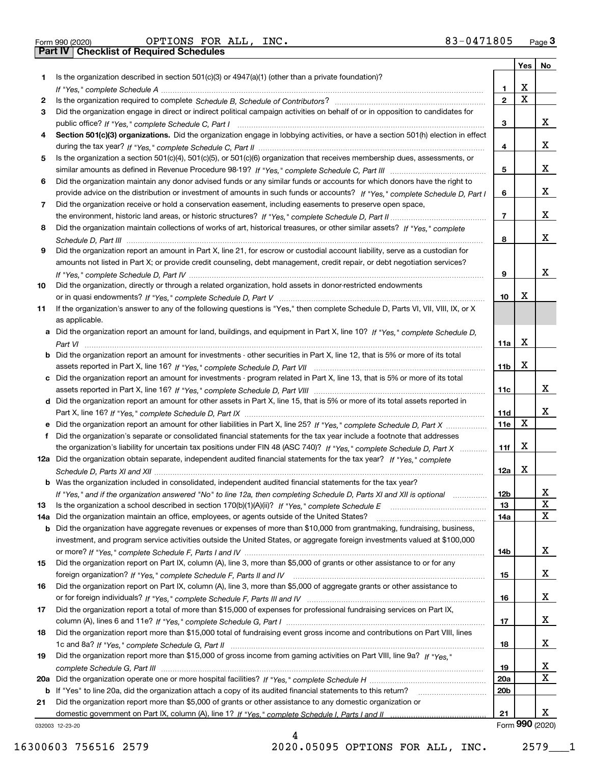Form 990 (2020) OPTIONS FOR ALL, INC. 83-0471805 Page 3

## Part IV Checklist of Required Schedules

| | | | Yes | No |
|---|---|---|---|---|
| 1 | Is the organization described in section 501(c)(3) or 4947(a)(1) (other than a private foundation)? *If "Yes," complete Schedule A* | 1 | X | |
| 2 | Is the organization required to complete *Schedule B, Schedule of Contributors*? | 2 | X | |
| 3 | Did the organization engage in direct or indirect political campaign activities on behalf of or in opposition to candidates for public office? *If "Yes," complete Schedule C, Part I* | 3 | | X |
| 4 | **Section 501(c)(3) organizations.** Did the organization engage in lobbying activities, or have a section 501(h) election in effect during the tax year? *If "Yes," complete Schedule C, Part II* | 4 | | X |
| 5 | Is the organization a section 501(c)(4), 501(c)(5), or 501(c)(6) organization that receives membership dues, assessments, or similar amounts as defined in Revenue Procedure 98-19? *If "Yes," complete Schedule C, Part III* | 5 | | X |
| 6 | Did the organization maintain any donor advised funds or any similar funds or accounts for which donors have the right to provide advice on the distribution or investment of amounts in such funds or accounts? *If "Yes," complete Schedule D, Part I* | 6 | | X |
| 7 | Did the organization receive or hold a conservation easement, including easements to preserve open space, the environment, historic land areas, or historic structures? *If "Yes," complete Schedule D, Part II* | 7 | | X |
| 8 | Did the organization maintain collections of works of art, historical treasures, or other similar assets? *If "Yes," complete Schedule D, Part III* | 8 | | X |
| 9 | Did the organization report an amount in Part X, line 21, for escrow or custodial account liability, serve as a custodian for amounts not listed in Part X; or provide credit counseling, debt management, credit repair, or debt negotiation services? *If "Yes," complete Schedule D, Part IV* | 9 | | X |
| 10 | Did the organization, directly or through a related organization, hold assets in donor-restricted endowments or in quasi endowments? *If "Yes," complete Schedule D, Part V* | 10 | X | |
| 11 | If the organization's answer to any of the following questions is "Yes," then complete Schedule D, Parts VI, VII, VIII, IX, or X as applicable. | | | |
| a | Did the organization report an amount for land, buildings, and equipment in Part X, line 10? *If "Yes," complete Schedule D, Part VI* | 11a | X | |
| b | Did the organization report an amount for investments - other securities in Part X, line 12, that is 5% or more of its total assets reported in Part X, line 16? *If "Yes," complete Schedule D, Part VII* | 11b | X | |
| c | Did the organization report an amount for investments - program related in Part X, line 13, that is 5% or more of its total assets reported in Part X, line 16? *If "Yes," complete Schedule D, Part VIII* | 11c | | X |
| d | Did the organization report an amount for other assets in Part X, line 15, that is 5% or more of its total assets reported in Part X, line 16? *If "Yes," complete Schedule D, Part IX* | 11d | | X |
| e | Did the organization report an amount for other liabilities in Part X, line 25? *If "Yes," complete Schedule D, Part X* | 11e | X | |
| f | Did the organization's separate or consolidated financial statements for the tax year include a footnote that addresses the organization's liability for uncertain tax positions under FIN 48 (ASC 740)? *If "Yes," complete Schedule D, Part X* | 11f | X | |
| 12a | Did the organization obtain separate, independent audited financial statements for the tax year? *If "Yes," complete Schedule D, Parts XI and XII* | 12a | X | |
| b | Was the organization included in consolidated, independent audited financial statements for the tax year? *If "Yes," and if the organization answered "No" to line 12a, then completing Schedule D, Parts XI and XII is optional* | 12b | | X |
| 13 | Is the organization a school described in section 170(b)(1)(A)(ii)? *If "Yes," complete Schedule E* | 13 | | X |
| 14a | Did the organization maintain an office, employees, or agents outside of the United States? | 14a | | X |
| b | Did the organization have aggregate revenues or expenses of more than $10,000 from grantmaking, fundraising, business, investment, and program service activities outside the United States, or aggregate foreign investments valued at $100,000 or more? *If "Yes," complete Schedule F, Parts I and IV* | 14b | | X |
| 15 | Did the organization report on Part IX, column (A), line 3, more than $5,000 of grants or other assistance to or for any foreign organization? *If "Yes," complete Schedule F, Parts II and IV* | 15 | | X |
| 16 | Did the organization report on Part IX, column (A), line 3, more than $5,000 of aggregate grants or other assistance to or for foreign individuals? *If "Yes," complete Schedule F, Parts III and IV* | 16 | | X |
| 17 | Did the organization report a total of more than $15,000 of expenses for professional fundraising services on Part IX, column (A), lines 6 and 11e? *If "Yes," complete Schedule G, Part I* | 17 | | X |
| 18 | Did the organization report more than $15,000 total of fundraising event gross income and contributions on Part VIII, lines 1c and 8a? *If "Yes," complete Schedule G, Part II* | 18 | | X |
| 19 | Did the organization report more than $15,000 of gross income from gaming activities on Part VIII, line 9a? *If "Yes," complete Schedule G, Part III* | 19 | | X |
| 20a | Did the organization operate one or more hospital facilities? *If "Yes," complete Schedule H* | 20a | | X |
| b | If "Yes" to line 20a, did the organization attach a copy of its audited financial statements to this return? | 20b | | |
| 21 | Did the organization report more than $5,000 of grants or other assistance to any domestic organization or domestic government on Part IX, column (A), line 1? *If "Yes," complete Schedule I, Parts I and II* | 21 | | X |

032003 12-23-20 Form 990 (2020)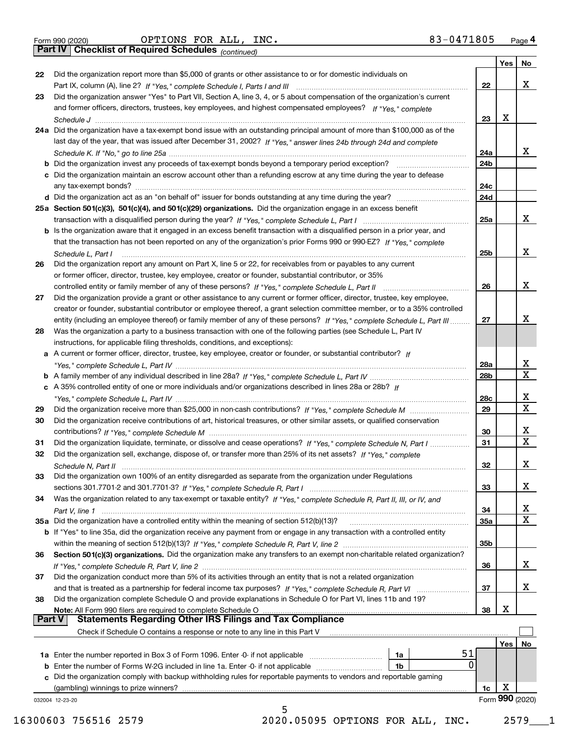Form 990 (2020) OPTIONS FOR ALL, INC. 83-0471805

## Part IV Checklist of Required Schedules *(continued)*

| | | | Yes | No |
|---|---|---|---|---|
| 22 | Did the organization report more than $5,000 of grants or other assistance to or for domestic individuals on Part IX, column (A), line 2? *If "Yes," complete Schedule I, Parts I and III* | 22 | | X |
| 23 | Did the organization answer "Yes" to Part VII, Section A, line 3, 4, or 5 about compensation of the organization's current and former officers, directors, trustees, key employees, and highest compensated employees? *If "Yes," complete Schedule J* | 23 | X | |
| 24a | Did the organization have a tax-exempt bond issue with an outstanding principal amount of more than $100,000 as of the last day of the year, that was issued after December 31, 2002? *If "Yes," answer lines 24b through 24d and complete Schedule K. If "No," go to line 25a* | 24a | | X |
| b | Did the organization invest any proceeds of tax-exempt bonds beyond a temporary period exception? | 24b | | |
| c | Did the organization maintain an escrow account other than a refunding escrow at any time during the year to defease any tax-exempt bonds? | 24c | | |
| d | Did the organization act as an "on behalf of" issuer for bonds outstanding at any time during the year? | 24d | | |
| 25a | **Section 501(c)(3), 501(c)(4), and 501(c)(29) organizations.** Did the organization engage in an excess benefit transaction with a disqualified person during the year? *If "Yes," complete Schedule L, Part I* | 25a | | X |
| b | Is the organization aware that it engaged in an excess benefit transaction with a disqualified person in a prior year, and that the transaction has not been reported on any of the organization's prior Forms 990 or 990-EZ? *If "Yes," complete Schedule L, Part I* | 25b | | X |
| 26 | Did the organization report any amount on Part X, line 5 or 22, for receivables from or payables to any current or former officer, director, trustee, key employee, creator or founder, substantial contributor, or 35% controlled entity or family member of any of these persons? *If "Yes," complete Schedule L, Part II* | 26 | | X |
| 27 | Did the organization provide a grant or other assistance to any current or former officer, director, trustee, key employee, creator or founder, substantial contributor or employee thereof, a grant selection committee member, or to a 35% controlled entity (including an employee thereof) or family member of any of these persons? *If "Yes," complete Schedule L, Part III* | 27 | | X |
| 28 | Was the organization a party to a business transaction with one of the following parties (see Schedule L, Part IV instructions, for applicable filing thresholds, conditions, and exceptions): | | | |
| a | A current or former officer, director, trustee, key employee, creator or founder, or substantial contributor? *If "Yes," complete Schedule L, Part IV* | 28a | | X |
| b | A family member of any individual described in line 28a? *If "Yes," complete Schedule L, Part IV* | 28b | | X |
| c | A 35% controlled entity of one or more individuals and/or organizations described in lines 28a or 28b? *If "Yes," complete Schedule L, Part IV* | 28c | | X |
| 29 | Did the organization receive more than $25,000 in non-cash contributions? *If "Yes," complete Schedule M* | 29 | | X |
| 30 | Did the organization receive contributions of art, historical treasures, or other similar assets, or qualified conservation contributions? *If "Yes," complete Schedule M* | 30 | | X |
| 31 | Did the organization liquidate, terminate, or dissolve and cease operations? *If "Yes," complete Schedule N, Part I* | 31 | | X |
| 32 | Did the organization sell, exchange, dispose of, or transfer more than 25% of its net assets? *If "Yes," complete Schedule N, Part II* | 32 | | X |
| 33 | Did the organization own 100% of an entity disregarded as separate from the organization under Regulations sections 301.7701-2 and 301.7701-3? *If "Yes," complete Schedule R, Part I* | 33 | | X |
| 34 | Was the organization related to any tax-exempt or taxable entity? *If "Yes," complete Schedule R, Part II, III, or IV, and Part V, line 1* | 34 | | X |
| 35a | Did the organization have a controlled entity within the meaning of section 512(b)(13)? | 35a | | X |
| b | If "Yes" to line 35a, did the organization receive any payment from or engage in any transaction with a controlled entity within the meaning of section 512(b)(13)? *If "Yes," complete Schedule R, Part V, line 2* | 35b | | |
| 36 | **Section 501(c)(3) organizations.** Did the organization make any transfers to an exempt non-charitable related organization? *If "Yes," complete Schedule R, Part V, line 2* | 36 | | X |
| 37 | Did the organization conduct more than 5% of its activities through an entity that is not a related organization and that is treated as a partnership for federal income tax purposes? *If "Yes," complete Schedule R, Part VI* | 37 | | X |
| 38 | Did the organization complete Schedule O and provide explanations in Schedule O for Part VI, lines 11b and 19? **Note:** All Form 990 filers are required to complete Schedule O | 38 | X | |

## Part V Statements Regarding Other IRS Filings and Tax Compliance

Check if Schedule O contains a response or note to any line in this Part V ☐

| | | | | | Yes | No |
|---|---|---|---|---|---|---|
| 1a | Enter the number reported in Box 3 of Form 1096. Enter -0- if not applicable | 1a | 51 | | | |
| b | Enter the number of Forms W-2G included in line 1a. Enter -0- if not applicable | 1b | 0 | | | |
| c | Did the organization comply with backup withholding rules for reportable payments to vendors and reportable gaming (gambling) winnings to prize winners? | | | 1c | X | |

032004 12-23-20 Form **990** (2020)

16300603 756516 2579 2020.05095 OPTIONS FOR ALL, INC. 2579___1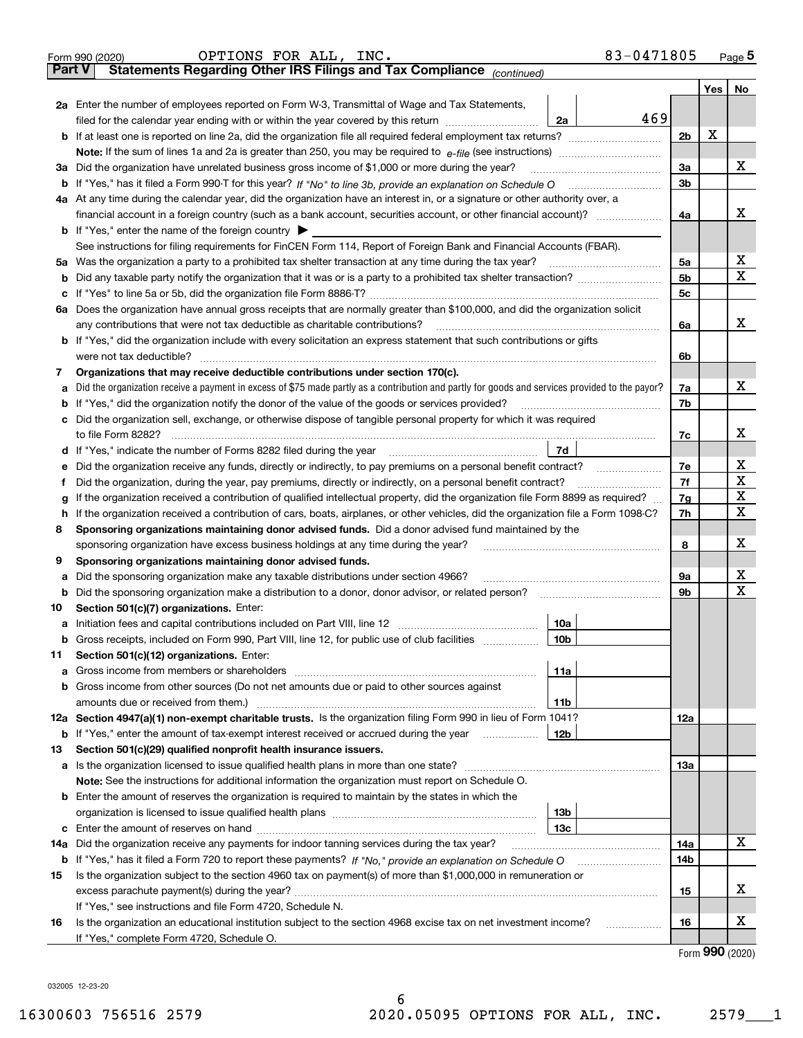Form 990 (2020) OPTIONS FOR ALL, INC. 83-0471805 Page 5

**Part V Statements Regarding Other IRS Filings and Tax Compliance** *(continued)*

| | | | | | Yes | No |
|---|---|---|---|---|---|---|
| **2a** | Enter the number of employees reported on Form W-3, Transmittal of Wage and Tax Statements, filed for the calendar year ending with or within the year covered by this return | 2a | 469 | | | |
| **b** | If at least one is reported on line 2a, did the organization file all required federal employment tax returns? | | | 2b | X | |
| | **Note:** If the sum of lines 1a and 2a is greater than 250, you may be required to *e-file* (see instructions) | | | | | |
| **3a** | Did the organization have unrelated business gross income of $1,000 or more during the year? | | | 3a | | X |
| **b** | If "Yes," has it filed a Form 990-T for this year? *If "No" to line 3b, provide an explanation on Schedule O* | | | 3b | | |
| **4a** | At any time during the calendar year, did the organization have an interest in, or a signature or other authority over, a financial account in a foreign country (such as a bank account, securities account, or other financial account)? | | | 4a | | X |
| **b** | If "Yes," enter the name of the foreign country ▶ | | | | | |
| | See instructions for filing requirements for FinCEN Form 114, Report of Foreign Bank and Financial Accounts (FBAR). | | | | | |
| **5a** | Was the organization a party to a prohibited tax shelter transaction at any time during the tax year? | | | 5a | | X |
| **b** | Did any taxable party notify the organization that it was or is a party to a prohibited tax shelter transaction? | | | 5b | | X |
| **c** | If "Yes" to line 5a or 5b, did the organization file Form 8886-T? | | | 5c | | |
| **6a** | Does the organization have annual gross receipts that are normally greater than $100,000, and did the organization solicit any contributions that were not tax deductible as charitable contributions? | | | 6a | | X |
| **b** | If "Yes," did the organization include with every solicitation an express statement that such contributions or gifts were not tax deductible? | | | 6b | | |
| **7** | **Organizations that may receive deductible contributions under section 170(c).** | | | | | |
| **a** | Did the organization receive a payment in excess of $75 made partly as a contribution and partly for goods and services provided to the payor? | | | 7a | | X |
| **b** | If "Yes," did the organization notify the donor of the value of the goods or services provided? | | | 7b | | |
| **c** | Did the organization sell, exchange, or otherwise dispose of tangible personal property for which it was required to file Form 8282? | | | 7c | | X |
| **d** | If "Yes," indicate the number of Forms 8282 filed during the year | 7d | | | | |
| **e** | Did the organization receive any funds, directly or indirectly, to pay premiums on a personal benefit contract? | | | 7e | | X |
| **f** | Did the organization, during the year, pay premiums, directly or indirectly, on a personal benefit contract? | | | 7f | | X |
| **g** | If the organization received a contribution of qualified intellectual property, did the organization file Form 8899 as required? | | | 7g | | X |
| **h** | If the organization received a contribution of cars, boats, airplanes, or other vehicles, did the organization file a Form 1098-C? | | | 7h | | X |
| **8** | **Sponsoring organizations maintaining donor advised funds.** Did a donor advised fund maintained by the sponsoring organization have excess business holdings at any time during the year? | | | 8 | | X |
| **9** | **Sponsoring organizations maintaining donor advised funds.** | | | | | |
| **a** | Did the sponsoring organization make any taxable distributions under section 4966? | | | 9a | | X |
| **b** | Did the sponsoring organization make a distribution to a donor, donor advisor, or related person? | | | 9b | | X |
| **10** | **Section 501(c)(7) organizations.** Enter: | | | | | |
| **a** | Initiation fees and capital contributions included on Part VIII, line 12 | 10a | | | | |
| **b** | Gross receipts, included on Form 990, Part VIII, line 12, for public use of club facilities | 10b | | | | |
| **11** | **Section 501(c)(12) organizations.** Enter: | | | | | |
| **a** | Gross income from members or shareholders | 11a | | | | |
| **b** | Gross income from other sources (Do not net amounts due or paid to other sources against amounts due or received from them.) | 11b | | | | |
| **12a** | **Section 4947(a)(1) non-exempt charitable trusts.** Is the organization filing Form 990 in lieu of Form 1041? | | | 12a | | |
| **b** | If "Yes," enter the amount of tax-exempt interest received or accrued during the year | 12b | | | | |
| **13** | **Section 501(c)(29) qualified nonprofit health insurance issuers.** | | | | | |
| **a** | Is the organization licensed to issue qualified health plans in more than one state? | | | 13a | | |
| | **Note:** See the instructions for additional information the organization must report on Schedule O. | | | | | |
| **b** | Enter the amount of reserves the organization is required to maintain by the states in which the organization is licensed to issue qualified health plans | 13b | | | | |
| **c** | Enter the amount of reserves on hand | 13c | | | | |
| **14a** | Did the organization receive any payments for indoor tanning services during the tax year? | | | 14a | | X |
| **b** | If "Yes," has it filed a Form 720 to report these payments? *If "No," provide an explanation on Schedule O* | | | 14b | | |
| **15** | Is the organization subject to the section 4960 tax on payment(s) of more than $1,000,000 in remuneration or excess parachute payment(s) during the year? | | | 15 | | X |
| | If "Yes," see instructions and file Form 4720, Schedule N. | | | | | |
| **16** | Is the organization an educational institution subject to the section 4968 excise tax on net investment income? | | | 16 | | X |
| | If "Yes," complete Form 4720, Schedule O. | | | | | |

Form **990** (2020)

032005 12-23-20

16300603 756516 2579 2020.05095 OPTIONS FOR ALL, INC. 2579___1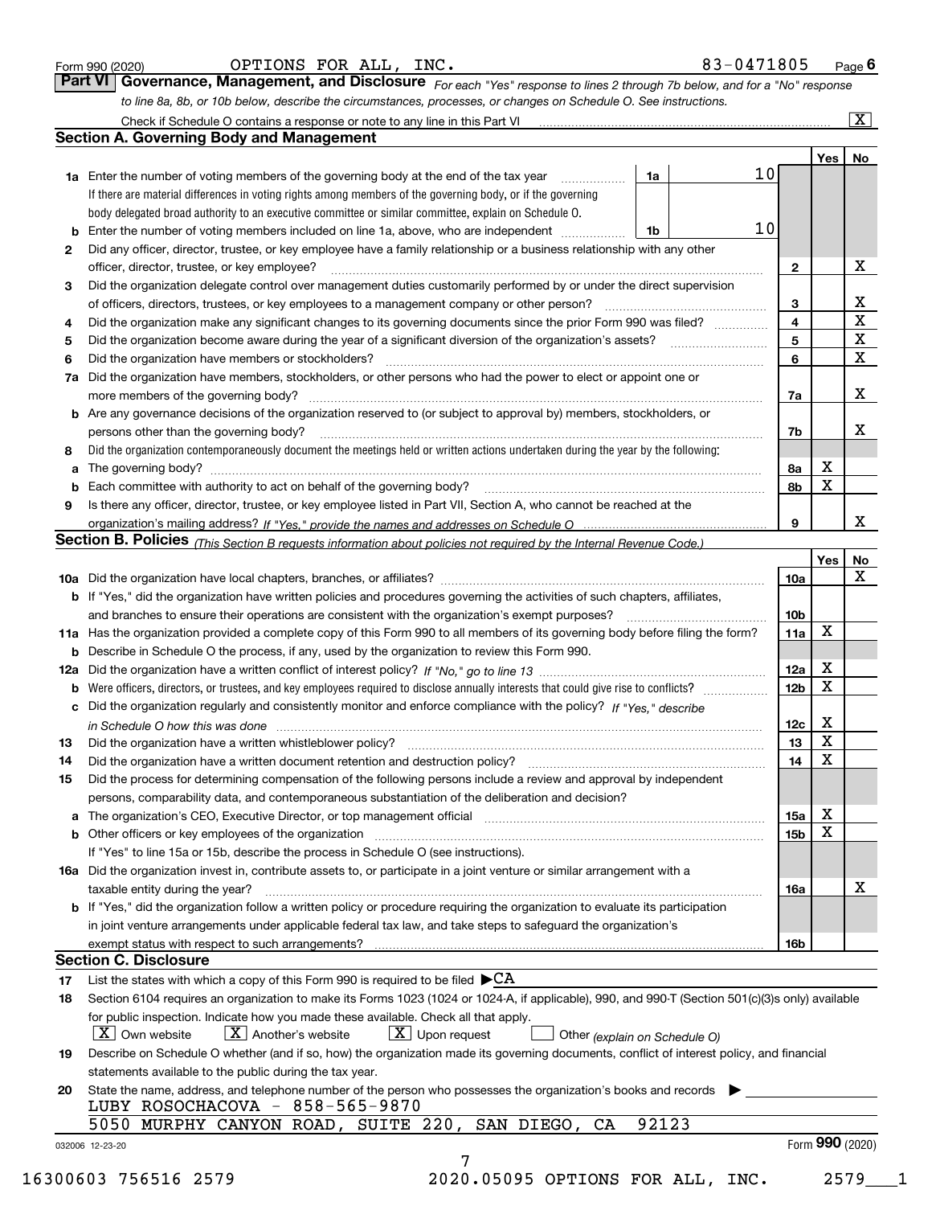Form 990 (2020) OPTIONS FOR ALL, INC. 83-0471805 Page 6

## Part VI Governance, Management, and Disclosure

*For each "Yes" response to lines 2 through 7b below, and for a "No" response to line 8a, 8b, or 10b below, describe the circumstances, processes, or changes on Schedule O. See instructions.*

Check if Schedule O contains a response or note to any line in this Part VI [X]

### Section A. Governing Body and Management

| | | | | Yes | No |
|---|---|---|---|---|---|
| **1a** | Enter the number of voting members of the governing body at the end of the tax year. If there are material differences in voting rights among members of the governing body, or if the governing body delegated broad authority to an executive committee or similar committee, explain on Schedule O. | 1a | 10 | | |
| **b** | Enter the number of voting members included on line 1a, above, who are independent | 1b | 10 | | |
| **2** | Did any officer, director, trustee, or key employee have a family relationship or a business relationship with any other officer, director, trustee, or key employee? | 2 | | | X |
| **3** | Did the organization delegate control over management duties customarily performed by or under the direct supervision of officers, directors, trustees, or key employees to a management company or other person? | 3 | | | X |
| **4** | Did the organization make any significant changes to its governing documents since the prior Form 990 was filed? | 4 | | | X |
| **5** | Did the organization become aware during the year of a significant diversion of the organization's assets? | 5 | | | X |
| **6** | Did the organization have members or stockholders? | 6 | | | X |
| **7a** | Did the organization have members, stockholders, or other persons who had the power to elect or appoint one or more members of the governing body? | 7a | | | X |
| **b** | Are any governance decisions of the organization reserved to (or subject to approval by) members, stockholders, or persons other than the governing body? | 7b | | | X |
| **8** | Did the organization contemporaneously document the meetings held or written actions undertaken during the year by the following: | | | | |
| **a** | The governing body? | 8a | | X | |
| **b** | Each committee with authority to act on behalf of the governing body? | 8b | | X | |
| **9** | Is there any officer, director, trustee, or key employee listed in Part VII, Section A, who cannot be reached at the organization's mailing address? *If "Yes," provide the names and addresses on Schedule O* | 9 | | | X |

### Section B. Policies *(This Section B requests information about policies not required by the Internal Revenue Code.)*

| | | | Yes | No |
|---|---|---|---|---|
| **10a** | Did the organization have local chapters, branches, or affiliates? | 10a | | X |
| **b** | If "Yes," did the organization have written policies and procedures governing the activities of such chapters, affiliates, and branches to ensure their operations are consistent with the organization's exempt purposes? | 10b | | |
| **11a** | Has the organization provided a complete copy of this Form 990 to all members of its governing body before filing the form? | 11a | X | |
| **b** | Describe in Schedule O the process, if any, used by the organization to review this Form 990. | | | |
| **12a** | Did the organization have a written conflict of interest policy? *If "No," go to line 13* | 12a | X | |
| **b** | Were officers, directors, or trustees, and key employees required to disclose annually interests that could give rise to conflicts? | 12b | X | |
| **c** | Did the organization regularly and consistently monitor and enforce compliance with the policy? *If "Yes," describe in Schedule O how this was done* | 12c | X | |
| **13** | Did the organization have a written whistleblower policy? | 13 | X | |
| **14** | Did the organization have a written document retention and destruction policy? | 14 | X | |
| **15** | Did the process for determining compensation of the following persons include a review and approval by independent persons, comparability data, and contemporaneous substantiation of the deliberation and decision? | | | |
| **a** | The organization's CEO, Executive Director, or top management official | 15a | X | |
| **b** | Other officers or key employees of the organization | 15b | X | |
| | If "Yes" to line 15a or 15b, describe the process in Schedule O (see instructions). | | | |
| **16a** | Did the organization invest in, contribute assets to, or participate in a joint venture or similar arrangement with a taxable entity during the year? | 16a | | X |
| **b** | If "Yes," did the organization follow a written policy or procedure requiring the organization to evaluate its participation in joint venture arrangements under applicable federal tax law, and take steps to safeguard the organization's exempt status with respect to such arrangements? | 16b | | |

### Section C. Disclosure

**17** List the states with which a copy of this Form 990 is required to be filed ▶CA

**18** Section 6104 requires an organization to make its Forms 1023 (1024 or 1024-A, if applicable), 990, and 990-T (Section 501(c)(3)s only) available for public inspection. Indicate how you made these available. Check all that apply.

[X] Own website  [X] Another's website  [X] Upon request  [ ] Other *(explain on Schedule O)*

**19** Describe on Schedule O whether (and if so, how) the organization made its governing documents, conflict of interest policy, and financial statements available to the public during the tax year.

**20** State the name, address, and telephone number of the person who possesses the organization's books and records ▶

LUBY ROSOCHACOVA - 858-565-9870
5050 MURPHY CANYON ROAD, SUITE 220, SAN DIEGO, CA 92123

032006 12-23-20 Form **990** (2020)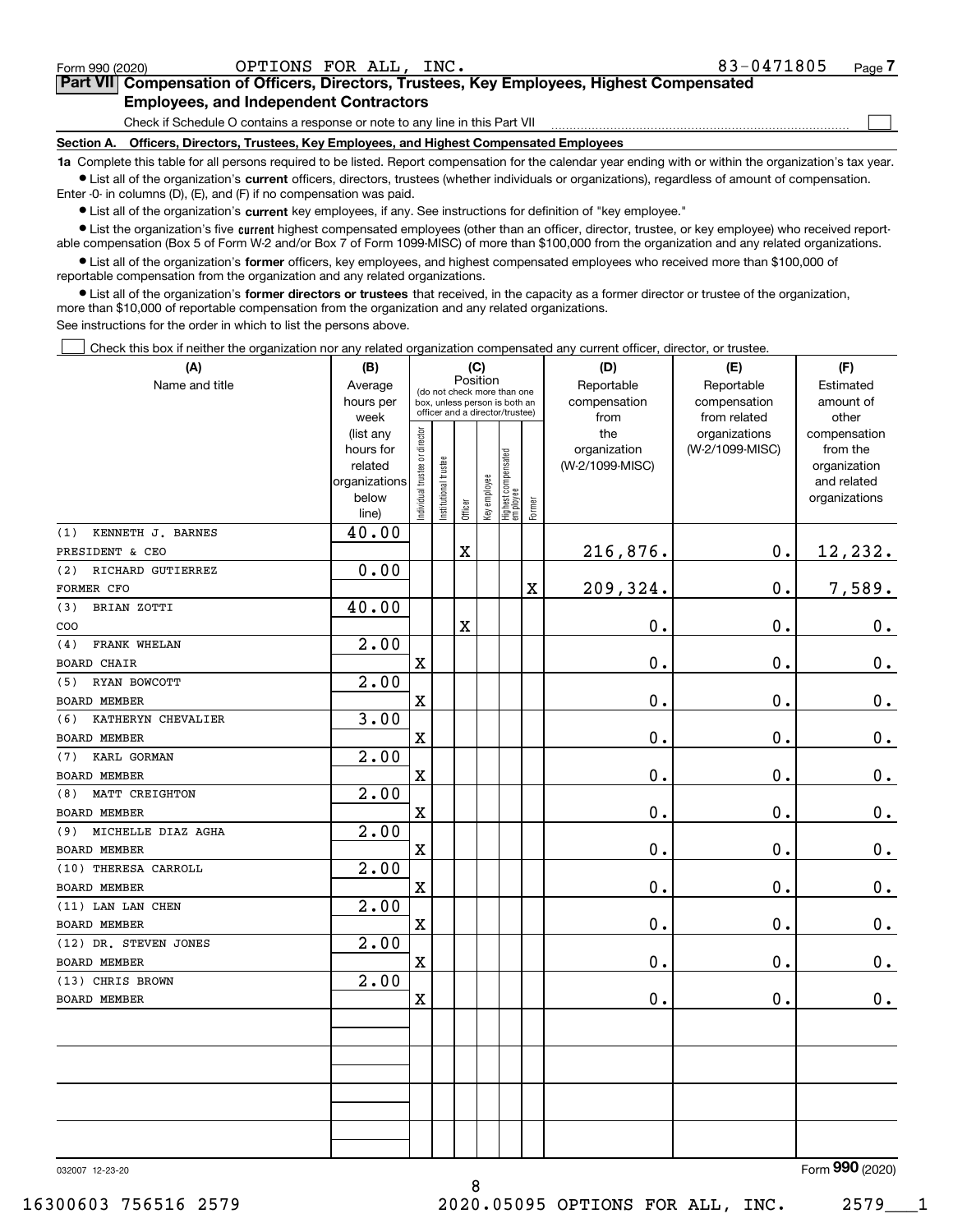Form 990 (2020) OPTIONS FOR ALL, INC. 83-0471805

## Part VII Compensation of Officers, Directors, Trustees, Key Employees, Highest Compensated Employees, and Independent Contractors

Check if Schedule O contains a response or note to any line in this Part VII ☐

### Section A. Officers, Directors, Trustees, Key Employees, and Highest Compensated Employees

**1a** Complete this table for all persons required to be listed. Report compensation for the calendar year ending with or within the organization's tax year.

- List all of the organization's **current** officers, directors, trustees (whether individuals or organizations), regardless of amount of compensation. Enter -0- in columns (D), (E), and (F) if no compensation was paid.
- List all of the organization's **current** key employees, if any. See instructions for definition of "key employee."
- List the organization's five **current** highest compensated employees (other than an officer, director, trustee, or key employee) who received reportable compensation (Box 5 of Form W-2 and/or Box 7 of Form 1099-MISC) of more than $100,000 from the organization and any related organizations.
- List all of the organization's **former** officers, key employees, and highest compensated employees who received more than $100,000 of reportable compensation from the organization and any related organizations.
- List all of the organization's **former directors or trustees** that received, in the capacity as a former director or trustee of the organization, more than $10,000 of reportable compensation from the organization and any related organizations.

See instructions for the order in which to list the persons above.

☐ Check this box if neither the organization nor any related organization compensated any current officer, director, or trustee.

| (A) Name and title | (B) Average hours per week (list any hours for related organizations below line) | (C) Position: Individual trustee or director | Institutional trustee | Officer | Key employee | Highest compensated employee | Former | (D) Reportable compensation from the organization (W-2/1099-MISC) | (E) Reportable compensation from related organizations (W-2/1099-MISC) | (F) Estimated amount of other compensation from the organization and related organizations |
|---|---|---|---|---|---|---|---|---|---|---|
| (1) KENNETH J. BARNES<br>PRESIDENT & CEO | 40.00 | | | X | | | | 216,876. | 0. | 12,232. |
| (2) RICHARD GUTIERREZ<br>FORMER CFO | 0.00 | | | | | | X | 209,324. | 0. | 7,589. |
| (3) BRIAN ZOTTI<br>COO | 40.00 | | | X | | | | 0. | 0. | 0. |
| (4) FRANK WHELAN<br>BOARD CHAIR | 2.00 | X | | | | | | 0. | 0. | 0. |
| (5) RYAN BOWCOTT<br>BOARD MEMBER | 2.00 | X | | | | | | 0. | 0. | 0. |
| (6) KATHERYN CHEVALIER<br>BOARD MEMBER | 3.00 | X | | | | | | 0. | 0. | 0. |
| (7) KARL GORMAN<br>BOARD MEMBER | 2.00 | X | | | | | | 0. | 0. | 0. |
| (8) MATT CREIGHTON<br>BOARD MEMBER | 2.00 | X | | | | | | 0. | 0. | 0. |
| (9) MICHELLE DIAZ AGHA<br>BOARD MEMBER | 2.00 | X | | | | | | 0. | 0. | 0. |
| (10) THERESA CARROLL<br>BOARD MEMBER | 2.00 | X | | | | | | 0. | 0. | 0. |
| (11) LAN LAN CHEN<br>BOARD MEMBER | 2.00 | X | | | | | | 0. | 0. | 0. |
| (12) DR. STEVEN JONES<br>BOARD MEMBER | 2.00 | X | | | | | | 0. | 0. | 0. |
| (13) CHRIS BROWN<br>BOARD MEMBER | 2.00 | X | | | | | | 0. | 0. | 0. |

032007 12-23-20 Form 990 (2020)

16300603 756516 2579 2020.05095 OPTIONS FOR ALL, INC. 2579___1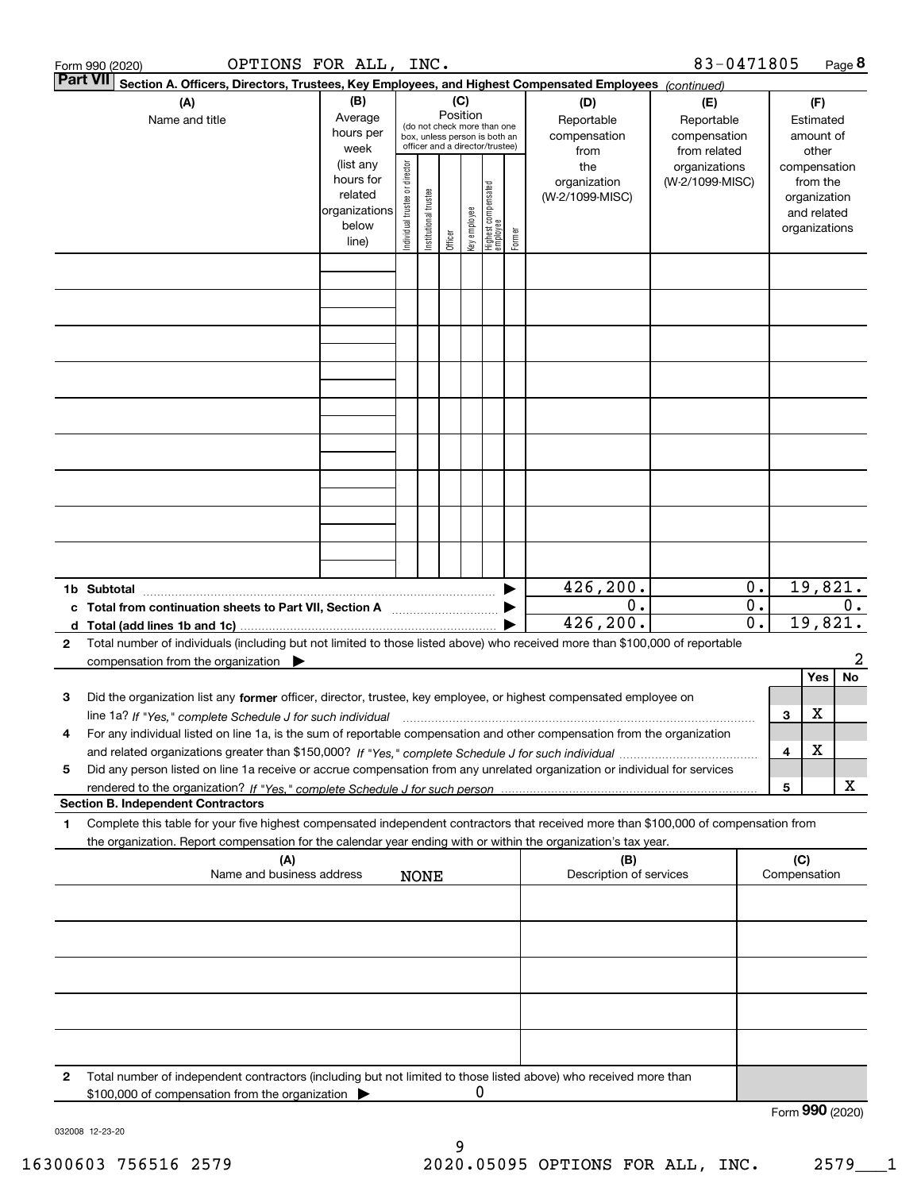Form 990 (2020) OPTIONS FOR ALL, INC. 83-0471805 Page 8

**Part VII** **Section A. Officers, Directors, Trustees, Key Employees, and Highest Compensated Employees** *(continued)*

| (A) Name and title | (B) Average hours per week (list any hours for related organizations below line) | (C) Position (do not check more than one box, unless person is both an officer and a director/trustee): Individual trustee or director | Institutional trustee | Officer | Key employee | Highest compensated employee | Former | (D) Reportable compensation from the organization (W-2/1099-MISC) | (E) Reportable compensation from related organizations (W-2/1099-MISC) | (F) Estimated amount of other compensation from the organization and related organizations |
|---|---|---|---|---|---|---|---|---|---|---|
| | | | | | | | | | | |
| | | | | | | | | | | |
| | | | | | | | | | | |
| | | | | | | | | | | |
| | | | | | | | | | | |
| | | | | | | | | | | |
| | | | | | | | | | | |
| | | | | | | | | | | |
| | | | | | | | | | | |
| **1b Subtotal** | | | | | | | | 426,200. | 0. | 19,821. |
| **c Total from continuation sheets to Part VII, Section A** | | | | | | | | 0. | 0. | 0. |
| **d Total (add lines 1b and 1c)** | | | | | | | | 426,200. | 0. | 19,821. |

**2** Total number of individuals (including but not limited to those listed above) who received more than $100,000 of reportable compensation from the organization ▶ 2

| | | | Yes | No |
|---|---|---|---|---|
| **3** | Did the organization list any **former** officer, director, trustee, key employee, or highest compensated employee on line 1a? *If "Yes," complete Schedule J for such individual* | 3 | X | |
| **4** | For any individual listed on line 1a, is the sum of reportable compensation and other compensation from the organization and related organizations greater than $150,000? *If "Yes," complete Schedule J for such individual* | 4 | X | |
| **5** | Did any person listed on line 1a receive or accrue compensation from any unrelated organization or individual for services rendered to the organization? *If "Yes," complete Schedule J for such person* | 5 | | X |

**Section B. Independent Contractors**

**1** Complete this table for your five highest compensated independent contractors that received more than $100,000 of compensation from the organization. Report compensation for the calendar year ending with or within the organization's tax year.

| (A) Name and business address | (B) Description of services | (C) Compensation |
|---|---|---|
| NONE | | |
| | | |
| | | |
| | | |
| | | |

**2** Total number of independent contractors (including but not limited to those listed above) who received more than $100,000 of compensation from the organization ▶ 0

Form **990** (2020)

032008 12-23-20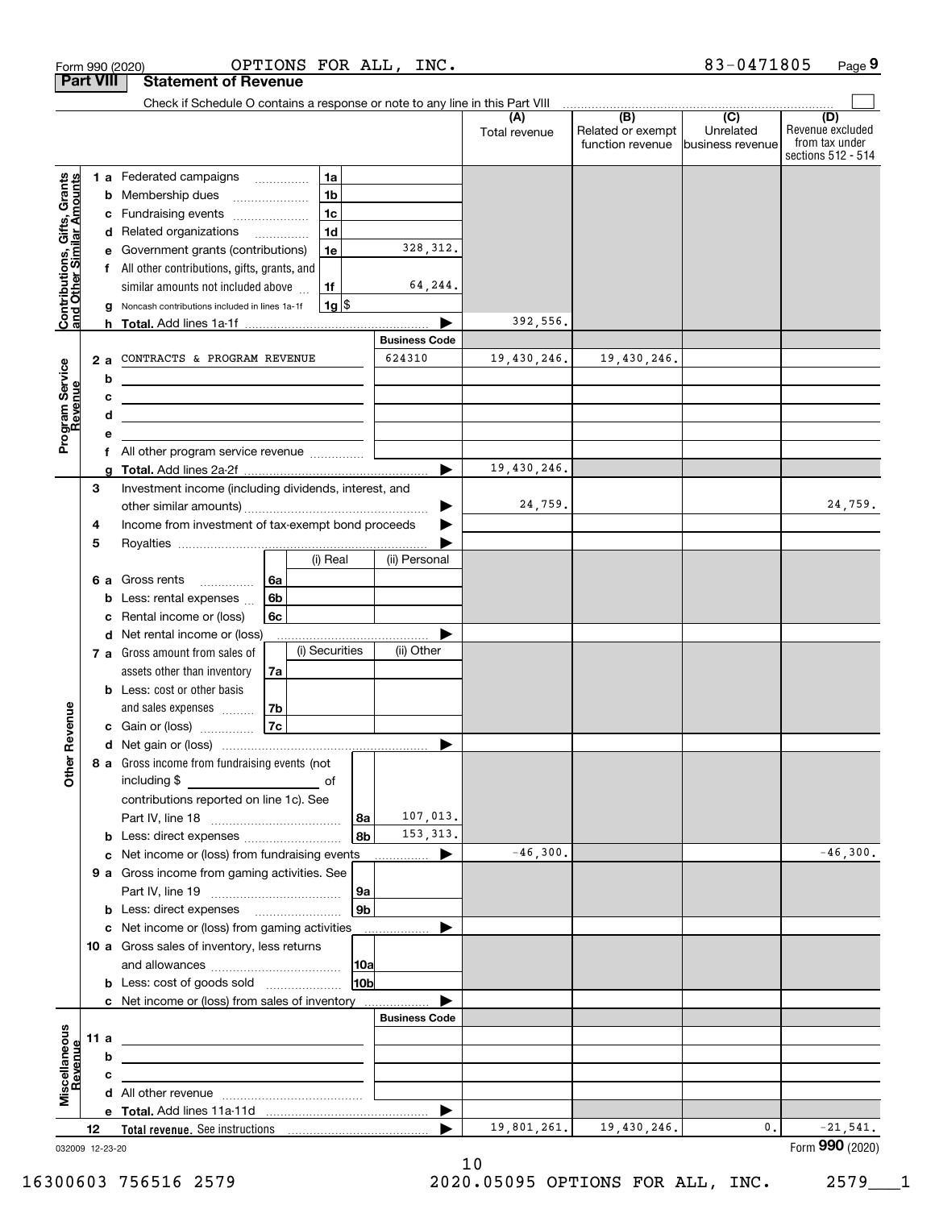Form 990 (2020) OPTIONS FOR ALL, INC. 83-0471805 Page 9

## Part VIII Statement of Revenue

Check if Schedule O contains a response or note to any line in this Part VIII

| | | | (A) Total revenue | (B) Related or exempt function revenue | (C) Unrelated business revenue | (D) Revenue excluded from tax under sections 512 - 514 |
|---|---|---|---|---|---|---|
| **Contributions, Gifts, Grants and Other Similar Amounts** | 1a Federated campaigns | 1a | | | | |
| | b Membership dues | 1b | | | | |
| | c Fundraising events | 1c | | | | |
| | d Related organizations | 1d | | | | |
| | e Government grants (contributions) | 1e 328,312. | | | | |
| | f All other contributions, gifts, grants, and similar amounts not included above | 1f 64,244. | | | | |
| | g Noncash contributions included in lines 1a-1f | 1g $ | | | | |
| | h **Total.** Add lines 1a-1f | | 392,556. | | | |
| **Program Service Revenue** | | **Business Code** | | | | |
| | 2a CONTRACTS & PROGRAM REVENUE | 624310 | 19,430,246. | 19,430,246. | | |
| | b | | | | | |
| | c | | | | | |
| | d | | | | | |
| | e | | | | | |
| | f All other program service revenue | | | | | |
| | g **Total.** Add lines 2a-2f | | 19,430,246. | | | |
| **Other Revenue** | 3 Investment income (including dividends, interest, and other similar amounts) | | 24,759. | | | 24,759. |
| | 4 Income from investment of tax-exempt bond proceeds | | | | | |
| | 5 Royalties | | | | | |
| | 6a Gross rents (i) Real / (ii) Personal | 6a | | | | |
| | b Less: rental expenses | 6b | | | | |
| | c Rental income or (loss) | 6c | | | | |
| | d Net rental income or (loss) | | | | | |
| | 7a Gross amount from sales of assets other than inventory (i) Securities / (ii) Other | 7a | | | | |
| | b Less: cost or other basis and sales expenses | 7b | | | | |
| | c Gain or (loss) | 7c | | | | |
| | d Net gain or (loss) | | | | | |
| | 8a Gross income from fundraising events (not including $ of contributions reported on line 1c). See Part IV, line 18 | 8a 107,013. | | | | |
| | b Less: direct expenses | 8b 153,313. | | | | |
| | c Net income or (loss) from fundraising events | | -46,300. | | | -46,300. |
| | 9a Gross income from gaming activities. See Part IV, line 19 | 9a | | | | |
| | b Less: direct expenses | 9b | | | | |
| | c Net income or (loss) from gaming activities | | | | | |
| | 10a Gross sales of inventory, less returns and allowances | 10a | | | | |
| | b Less: cost of goods sold | 10b | | | | |
| | c Net income or (loss) from sales of inventory | | | | | |
| **Miscellaneous Revenue** | | **Business Code** | | | | |
| | 11a | | | | | |
| | b | | | | | |
| | c | | | | | |
| | d All other revenue | | | | | |
| | e **Total.** Add lines 11a-11d | | | | | |
| | 12 **Total revenue.** See instructions | | 19,801,261. | 19,430,246. | 0. | -21,541. |

032009 12-23-20 Form **990** (2020)

16300603 756516 2579 2020.05095 OPTIONS FOR ALL, INC. 2579___1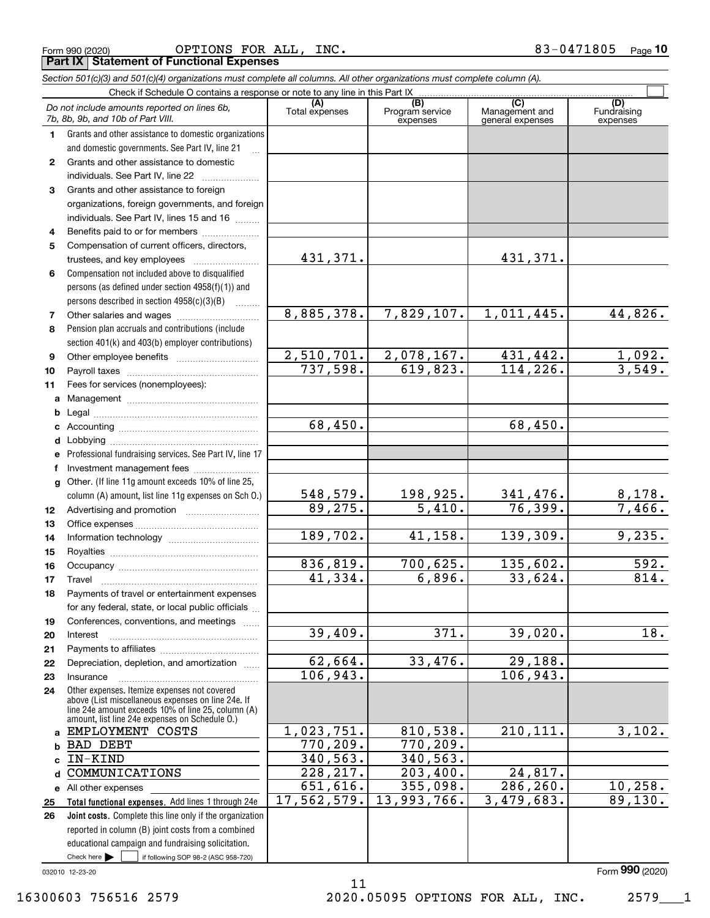Form 990 (2020) OPTIONS FOR ALL, INC. 83-0471805

## Part IX Statement of Functional Expenses

*Section 501(c)(3) and 501(c)(4) organizations must complete all columns. All other organizations must complete column (A).*

Check if Schedule O contains a response or note to any line in this Part IX

| | *Do not include amounts reported on lines 6b, 7b, 8b, 9b, and 10b of Part VIII.* | (A) Total expenses | (B) Program service expenses | (C) Management and general expenses | (D) Fundraising expenses |
|---|---|---|---|---|---|
| 1 | Grants and other assistance to domestic organizations and domestic governments. See Part IV, line 21 | | | | |
| 2 | Grants and other assistance to domestic individuals. See Part IV, line 22 | | | | |
| 3 | Grants and other assistance to foreign organizations, foreign governments, and foreign individuals. See Part IV, lines 15 and 16 | | | | |
| 4 | Benefits paid to or for members | | | | |
| 5 | Compensation of current officers, directors, trustees, and key employees | 431,371. | | 431,371. | |
| 6 | Compensation not included above to disqualified persons (as defined under section 4958(f)(1)) and persons described in section 4958(c)(3)(B) | | | | |
| 7 | Other salaries and wages | 8,885,378. | 7,829,107. | 1,011,445. | 44,826. |
| 8 | Pension plan accruals and contributions (include section 401(k) and 403(b) employer contributions) | | | | |
| 9 | Other employee benefits | 2,510,701. | 2,078,167. | 431,442. | 1,092. |
| 10 | Payroll taxes | 737,598. | 619,823. | 114,226. | 3,549. |
| 11 | Fees for services (nonemployees): | | | | |
| a | Management | | | | |
| b | Legal | | | | |
| c | Accounting | 68,450. | | 68,450. | |
| d | Lobbying | | | | |
| e | Professional fundraising services. See Part IV, line 17 | | | | |
| f | Investment management fees | | | | |
| g | Other. (If line 11g amount exceeds 10% of line 25, column (A) amount, list line 11g expenses on Sch O.) | 548,579. | 198,925. | 341,476. | 8,178. |
| 12 | Advertising and promotion | 89,275. | 5,410. | 76,399. | 7,466. |
| 13 | Office expenses | | | | |
| 14 | Information technology | 189,702. | 41,158. | 139,309. | 9,235. |
| 15 | Royalties | | | | |
| 16 | Occupancy | 836,819. | 700,625. | 135,602. | 592. |
| 17 | Travel | 41,334. | 6,896. | 33,624. | 814. |
| 18 | Payments of travel or entertainment expenses for any federal, state, or local public officials | | | | |
| 19 | Conferences, conventions, and meetings | | | | |
| 20 | Interest | 39,409. | 371. | 39,020. | 18. |
| 21 | Payments to affiliates | | | | |
| 22 | Depreciation, depletion, and amortization | 62,664. | 33,476. | 29,188. | |
| 23 | Insurance | 106,943. | | 106,943. | |
| 24 | Other expenses. Itemize expenses not covered above (List miscellaneous expenses on line 24e. If line 24e amount exceeds 10% of line 25, column (A) amount, list line 24e expenses on Schedule O.) | | | | |
| a | EMPLOYMENT COSTS | 1,023,751. | 810,538. | 210,111. | 3,102. |
| b | BAD DEBT | 770,209. | 770,209. | | |
| c | IN-KIND | 340,563. | 340,563. | | |
| d | COMMUNICATIONS | 228,217. | 203,400. | 24,817. | |
| e | All other expenses | 651,616. | 355,098. | 286,260. | 10,258. |
| 25 | **Total functional expenses.** Add lines 1 through 24e | 17,562,579. | 13,993,766. | 3,479,683. | 89,130. |
| 26 | **Joint costs.** Complete this line only if the organization reported in column (B) joint costs from a combined educational campaign and fundraising solicitation. Check here ☐ if following SOP 98-2 (ASC 958-720) | | | | |

032010 12-23-20 Form **990** (2020)

16300603 756516 2579 2020.05095 OPTIONS FOR ALL, INC. 2579___1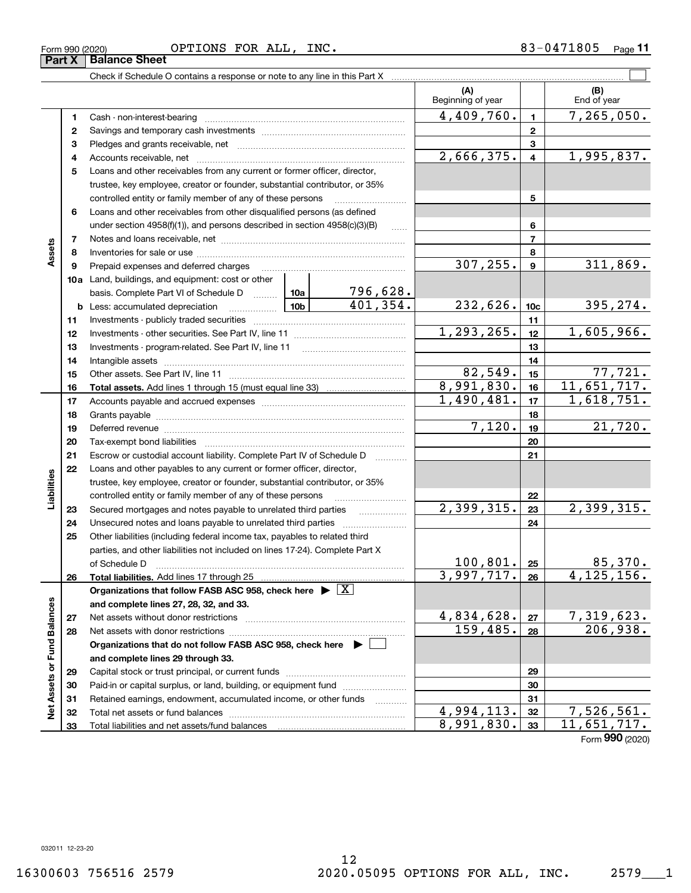Form 990 (2020) OPTIONS FOR ALL, INC. 83-0471805

## Part X Balance Sheet

Check if Schedule O contains a response or note to any line in this Part X

| | | | | (A) Beginning of year | | (B) End of year |
|---|---|---|---|---|---|---|
| **Assets** | 1 | Cash - non-interest-bearing | | 4,409,760. | 1 | 7,265,050. |
| | 2 | Savings and temporary cash investments | | | 2 | |
| | 3 | Pledges and grants receivable, net | | | 3 | |
| | 4 | Accounts receivable, net | | 2,666,375. | 4 | 1,995,837. |
| | 5 | Loans and other receivables from any current or former officer, director, trustee, key employee, creator or founder, substantial contributor, or 35% controlled entity or family member of any of these persons | | | 5 | |
| | 6 | Loans and other receivables from other disqualified persons (as defined under section 4958(f)(1)), and persons described in section 4958(c)(3)(B) | | | 6 | |
| | 7 | Notes and loans receivable, net | | | 7 | |
| | 8 | Inventories for sale or use | | | 8 | |
| | 9 | Prepaid expenses and deferred charges | | 307,255. | 9 | 311,869. |
| | 10a | Land, buildings, and equipment: cost or other basis. Complete Part VI of Schedule D | 10a 796,628. | | | |
| | b | Less: accumulated depreciation | 10b 401,354. | 232,626. | 10c | 395,274. |
| | 11 | Investments - publicly traded securities | | | 11 | |
| | 12 | Investments - other securities. See Part IV, line 11 | | 1,293,265. | 12 | 1,605,966. |
| | 13 | Investments - program-related. See Part IV, line 11 | | | 13 | |
| | 14 | Intangible assets | | | 14 | |
| | 15 | Other assets. See Part IV, line 11 | | 82,549. | 15 | 77,721. |
| | 16 | **Total assets.** Add lines 1 through 15 (must equal line 33) | | 8,991,830. | 16 | 11,651,717. |
| **Liabilities** | 17 | Accounts payable and accrued expenses | | 1,490,481. | 17 | 1,618,751. |
| | 18 | Grants payable | | | 18 | |
| | 19 | Deferred revenue | | 7,120. | 19 | 21,720. |
| | 20 | Tax-exempt bond liabilities | | | 20 | |
| | 21 | Escrow or custodial account liability. Complete Part IV of Schedule D | | | 21 | |
| | 22 | Loans and other payables to any current or former officer, director, trustee, key employee, creator or founder, substantial contributor, or 35% controlled entity or family member of any of these persons | | | 22 | |
| | 23 | Secured mortgages and notes payable to unrelated third parties | | 2,399,315. | 23 | 2,399,315. |
| | 24 | Unsecured notes and loans payable to unrelated third parties | | | 24 | |
| | 25 | Other liabilities (including federal income tax, payables to related third parties, and other liabilities not included on lines 17-24). Complete Part X of Schedule D | | 100,801. | 25 | 85,370. |
| | 26 | **Total liabilities.** Add lines 17 through 25 | | 3,997,717. | 26 | 4,125,156. |
| **Net Assets or Fund Balances** | | **Organizations that follow FASB ASC 958, check here ▶ [X] and complete lines 27, 28, 32, and 33.** | | | | |
| | 27 | Net assets without donor restrictions | | 4,834,628. | 27 | 7,319,623. |
| | 28 | Net assets with donor restrictions | | 159,485. | 28 | 206,938. |
| | | **Organizations that do not follow FASB ASC 958, check here ▶ [ ] and complete lines 29 through 33.** | | | | |
| | 29 | Capital stock or trust principal, or current funds | | | 29 | |
| | 30 | Paid-in or capital surplus, or land, building, or equipment fund | | | 30 | |
| | 31 | Retained earnings, endowment, accumulated income, or other funds | | | 31 | |
| | 32 | Total net assets or fund balances | | 4,994,113. | 32 | 7,526,561. |
| | 33 | Total liabilities and net assets/fund balances | | 8,991,830. | 33 | 11,651,717. |

Form **990** (2020)

032011 12-23-20

16300603 756516 2579 2020.05095 OPTIONS FOR ALL, INC. 2579___1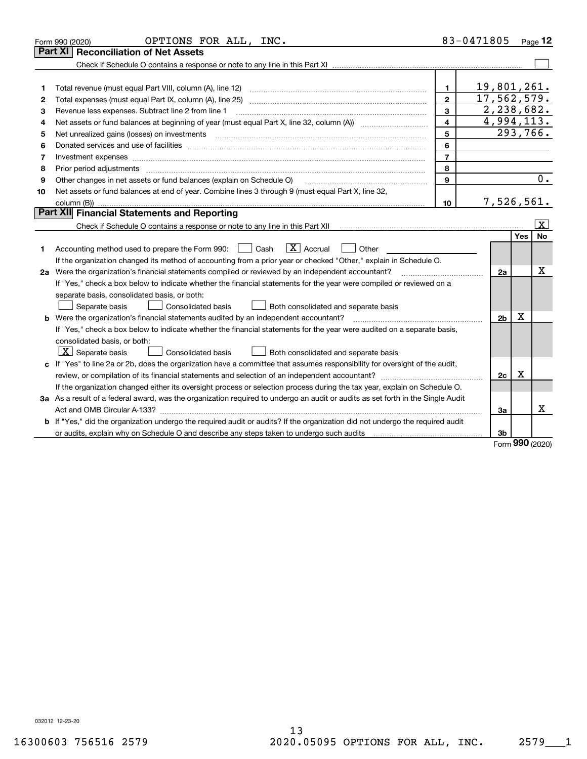Form 990 (2020) OPTIONS FOR ALL, INC. 83-0471805 Page 12

## Part XI Reconciliation of Net Assets

Check if Schedule O contains a response or note to any line in this Part XI ☐

| | | | |
|---|---|---|---|
| 1 | Total revenue (must equal Part VIII, column (A), line 12) | 1 | 19,801,261. |
| 2 | Total expenses (must equal Part IX, column (A), line 25) | 2 | 17,562,579. |
| 3 | Revenue less expenses. Subtract line 2 from line 1 | 3 | 2,238,682. |
| 4 | Net assets or fund balances at beginning of year (must equal Part X, line 32, column (A)) | 4 | 4,994,113. |
| 5 | Net unrealized gains (losses) on investments | 5 | 293,766. |
| 6 | Donated services and use of facilities | 6 | |
| 7 | Investment expenses | 7 | |
| 8 | Prior period adjustments | 8 | |
| 9 | Other changes in net assets or fund balances (explain on Schedule O) | 9 | 0. |
| 10 | Net assets or fund balances at end of year. Combine lines 3 through 9 (must equal Part X, line 32, column (B)) | 10 | 7,526,561. |

## Part XII Financial Statements and Reporting

Check if Schedule O contains a response or note to any line in this Part XII ☒

| | | | Yes | No |
|---|---|---|---|---|
| 1 | Accounting method used to prepare the Form 990: ☐ Cash ☒ Accrual ☐ Other<br>If the organization changed its method of accounting from a prior year or checked "Other," explain in Schedule O. | | | |
| 2a | Were the organization's financial statements compiled or reviewed by an independent accountant?<br>If "Yes," check a box below to indicate whether the financial statements for the year were compiled or reviewed on a separate basis, consolidated basis, or both:<br>☐ Separate basis ☐ Consolidated basis ☐ Both consolidated and separate basis | 2a | | X |
| b | Were the organization's financial statements audited by an independent accountant?<br>If "Yes," check a box below to indicate whether the financial statements for the year were audited on a separate basis, consolidated basis, or both:<br>☒ Separate basis ☐ Consolidated basis ☐ Both consolidated and separate basis | 2b | X | |
| c | If "Yes" to line 2a or 2b, does the organization have a committee that assumes responsibility for oversight of the audit, review, or compilation of its financial statements and selection of an independent accountant?<br>If the organization changed either its oversight process or selection process during the tax year, explain on Schedule O. | 2c | X | |
| 3a | As a result of a federal award, was the organization required to undergo an audit or audits as set forth in the Single Audit Act and OMB Circular A-133? | 3a | | X |
| b | If "Yes," did the organization undergo the required audit or audits? If the organization did not undergo the required audit or audits, explain why on Schedule O and describe any steps taken to undergo such audits | 3b | | |

Form 990 (2020)

032012 12-23-20

16300603 756516 2579 2020.05095 OPTIONS FOR ALL, INC. 2579___1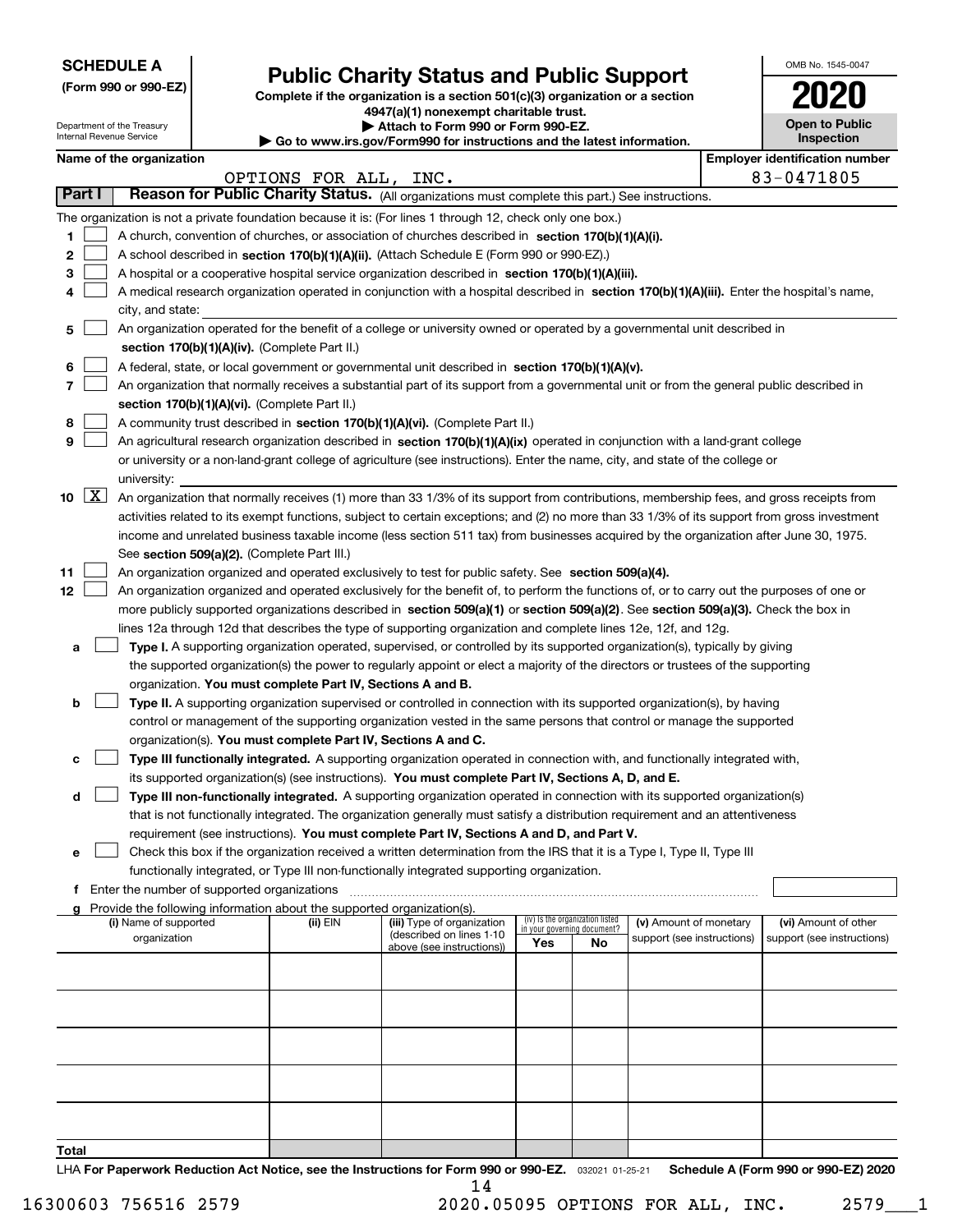**SCHEDULE A**
**(Form 990 or 990-EZ)**

Department of the Treasury
Internal Revenue Service

# Public Charity Status and Public Support

**Complete if the organization is a section 501(c)(3) organization or a section 4947(a)(1) nonexempt charitable trust.**
**▶ Attach to Form 990 or Form 990-EZ.**
**▶ Go to www.irs.gov/Form990 for instructions and the latest information.**

OMB No. 1545-0047
**2020**
**Open to Public Inspection**

**Name of the organization:** OPTIONS FOR ALL, INC.
**Employer identification number:** 83-0471805

## Part I Reason for Public Charity Status. (All organizations must complete this part.) See instructions.

The organization is not a private foundation because it is: (For lines 1 through 12, check only one box.)

1. ☐ A church, convention of churches, or association of churches described in **section 170(b)(1)(A)(i).**
2. ☐ A school described in **section 170(b)(1)(A)(ii).** (Attach Schedule E (Form 990 or 990-EZ).)
3. ☐ A hospital or a cooperative hospital service organization described in **section 170(b)(1)(A)(iii).**
4. ☐ A medical research organization operated in conjunction with a hospital described in **section 170(b)(1)(A)(iii).** Enter the hospital's name, city, and state:
5. ☐ An organization operated for the benefit of a college or university owned or operated by a governmental unit described in **section 170(b)(1)(A)(iv).** (Complete Part II.)
6. ☐ A federal, state, or local government or governmental unit described in **section 170(b)(1)(A)(v).**
7. ☐ An organization that normally receives a substantial part of its support from a governmental unit or from the general public described in **section 170(b)(1)(A)(vi).** (Complete Part II.)
8. ☐ A community trust described in **section 170(b)(1)(A)(vi).** (Complete Part II.)
9. ☐ An agricultural research organization described in **section 170(b)(1)(A)(ix)** operated in conjunction with a land-grant college or university or a non-land-grant college of agriculture (see instructions). Enter the name, city, and state of the college or university:
10. ☒ An organization that normally receives (1) more than 33 1/3% of its support from contributions, membership fees, and gross receipts from activities related to its exempt functions, subject to certain exceptions; and (2) no more than 33 1/3% of its support from gross investment income and unrelated business taxable income (less section 511 tax) from businesses acquired by the organization after June 30, 1975. See **section 509(a)(2).** (Complete Part III.)
11. ☐ An organization organized and operated exclusively to test for public safety. See **section 509(a)(4).**
12. ☐ An organization organized and operated exclusively for the benefit of, to perform the functions of, or to carry out the purposes of one or more publicly supported organizations described in **section 509(a)(1)** or **section 509(a)(2)**. See **section 509(a)(3).** Check the box in lines 12a through 12d that describes the type of supporting organization and complete lines 12e, 12f, and 12g.
   - **a** ☐ **Type I.** A supporting organization operated, supervised, or controlled by its supported organization(s), typically by giving the supported organization(s) the power to regularly appoint or elect a majority of the directors or trustees of the supporting organization. **You must complete Part IV, Sections A and B.**
   - **b** ☐ **Type II.** A supporting organization supervised or controlled in connection with its supported organization(s), by having control or management of the supporting organization vested in the same persons that control or manage the supported organization(s). **You must complete Part IV, Sections A and C.**
   - **c** ☐ **Type III functionally integrated.** A supporting organization operated in connection with, and functionally integrated with, its supported organization(s) (see instructions). **You must complete Part IV, Sections A, D, and E.**
   - **d** ☐ **Type III non-functionally integrated.** A supporting organization operated in connection with its supported organization(s) that is not functionally integrated. The organization generally must satisfy a distribution requirement and an attentiveness requirement (see instructions). **You must complete Part IV, Sections A and D, and Part V.**
   - **e** ☐ Check this box if the organization received a written determination from the IRS that it is a Type I, Type II, Type III functionally integrated, or Type III non-functionally integrated supporting organization.
   - **f** Enter the number of supported organizations
   - **g** Provide the following information about the supported organization(s).

| (i) Name of supported organization | (ii) EIN | (iii) Type of organization (described on lines 1-10 above (see instructions)) | (iv) Is the organization listed in your governing document? Yes | No | (v) Amount of monetary support (see instructions) | (vi) Amount of other support (see instructions) |
|---|---|---|---|---|---|---|
| | | | | | | |
| | | | | | | |
| | | | | | | |
| | | | | | | |
| | | | | | | |
| **Total** | | | | | | |

LHA **For Paperwork Reduction Act Notice, see the Instructions for Form 990 or 990-EZ.** 032021 01-25-21 **Schedule A (Form 990 or 990-EZ) 2020**

16300603 756516 2579 2020.05095 OPTIONS FOR ALL, INC. 2579___1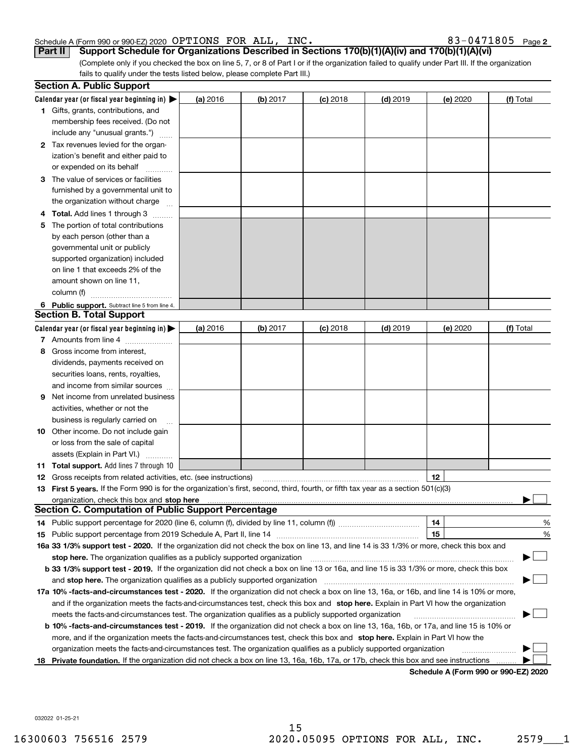Schedule A (Form 990 or 990-EZ) 2020 OPTIONS FOR ALL, INC. 83-0471805 Page 2

**Part II** **Support Schedule for Organizations Described in Sections 170(b)(1)(A)(iv) and 170(b)(1)(A)(vi)**

(Complete only if you checked the box on line 5, 7, or 8 of Part I or if the organization failed to qualify under Part III. If the organization fails to qualify under the tests listed below, please complete Part III.)

### Section A. Public Support

| Calendar year (or fiscal year beginning in) ▶ | (a) 2016 | (b) 2017 | (c) 2018 | (d) 2019 | (e) 2020 | (f) Total |
|---|---|---|---|---|---|---|
| 1 Gifts, grants, contributions, and membership fees received. (Do not include any "unusual grants.") | | | | | | |
| 2 Tax revenues levied for the organization's benefit and either paid to or expended on its behalf | | | | | | |
| 3 The value of services or facilities furnished by a governmental unit to the organization without charge | | | | | | |
| 4 **Total.** Add lines 1 through 3 | | | | | | |
| 5 The portion of total contributions by each person (other than a governmental unit or publicly supported organization) included on line 1 that exceeds 2% of the amount shown on line 11, column (f) | | | | | | |
| 6 **Public support.** Subtract line 5 from line 4. | | | | | | |

### Section B. Total Support

| Calendar year (or fiscal year beginning in) ▶ | (a) 2016 | (b) 2017 | (c) 2018 | (d) 2019 | (e) 2020 | (f) Total |
|---|---|---|---|---|---|---|
| 7 Amounts from line 4 | | | | | | |
| 8 Gross income from interest, dividends, payments received on securities loans, rents, royalties, and income from similar sources | | | | | | |
| 9 Net income from unrelated business activities, whether or not the business is regularly carried on | | | | | | |
| 10 Other income. Do not include gain or loss from the sale of capital assets (Explain in Part VI.) | | | | | | |
| 11 **Total support.** Add lines 7 through 10 | | | | | | |

12 Gross receipts from related activities, etc. (see instructions) **12**

13 **First 5 years.** If the Form 990 is for the organization's first, second, third, fourth, or fifth tax year as a section 501(c)(3) organization, check this box and **stop here** ▶ ☐

### Section C. Computation of Public Support Percentage

14 Public support percentage for 2020 (line 6, column (f), divided by line 11, column (f)) **14** %

15 Public support percentage from 2019 Schedule A, Part II, line 14 **15** %

16a **33 1/3% support test - 2020.** If the organization did not check the box on line 13, and line 14 is 33 1/3% or more, check this box and **stop here.** The organization qualifies as a publicly supported organization ▶ ☐

b **33 1/3% support test - 2019.** If the organization did not check a box on line 13 or 16a, and line 15 is 33 1/3% or more, check this box and **stop here.** The organization qualifies as a publicly supported organization ▶ ☐

17a **10% -facts-and-circumstances test - 2020.** If the organization did not check a box on line 13, 16a, or 16b, and line 14 is 10% or more, and if the organization meets the facts-and-circumstances test, check this box and **stop here.** Explain in Part VI how the organization meets the facts-and-circumstances test. The organization qualifies as a publicly supported organization ▶ ☐

b **10% -facts-and-circumstances test - 2019.** If the organization did not check a box on line 13, 16a, 16b, or 17a, and line 15 is 10% or more, and if the organization meets the facts-and-circumstances test, check this box and **stop here.** Explain in Part VI how the organization meets the facts-and-circumstances test. The organization qualifies as a publicly supported organization ▶ ☐

18 **Private foundation.** If the organization did not check a box on line 13, 16a, 16b, 17a, or 17b, check this box and see instructions ▶ ☐

**Schedule A (Form 990 or 990-EZ) 2020**

032022 01-25-21

16300603 756516 2579 2020.05095 OPTIONS FOR ALL, INC. 2579___1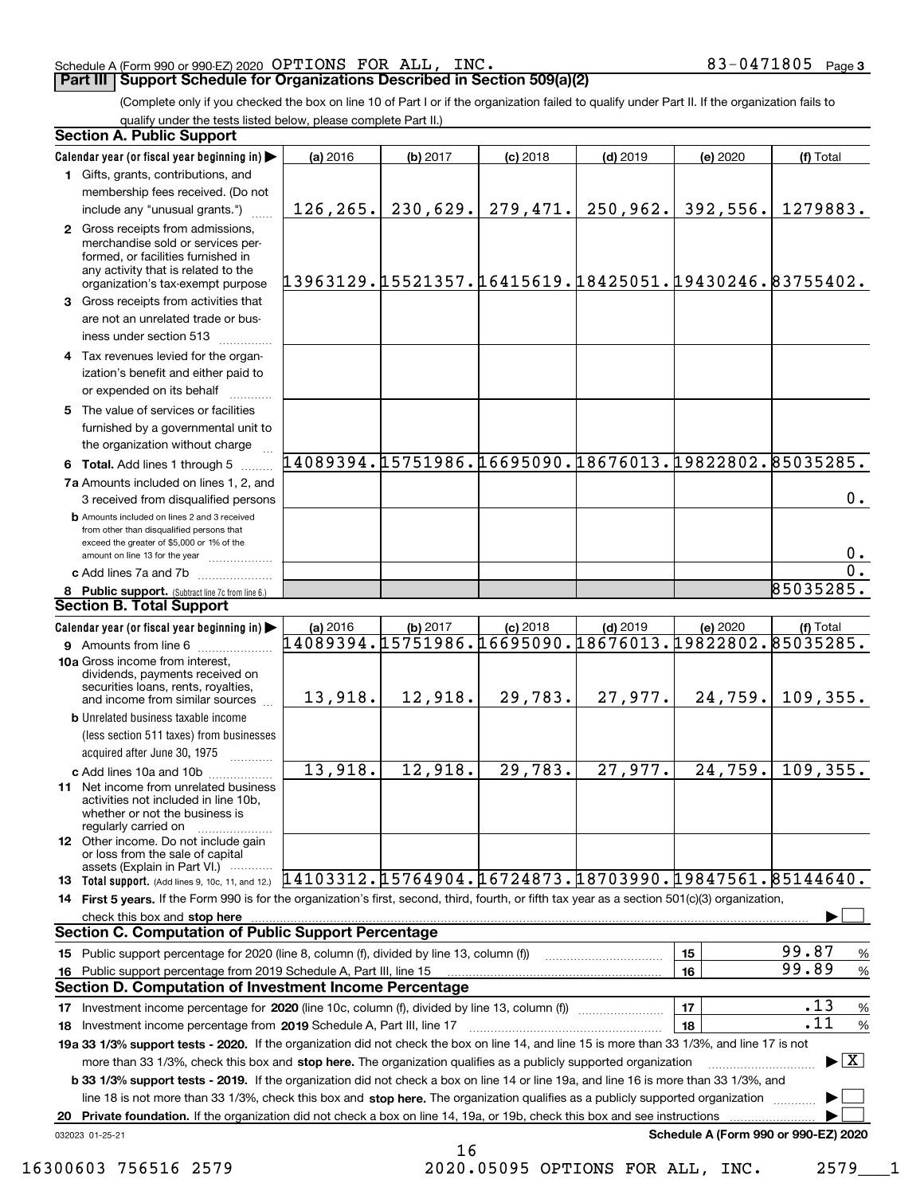Schedule A (Form 990 or 990-EZ) 2020 OPTIONS FOR ALL, INC. 83-0471805 Page 3

**Part III Support Schedule for Organizations Described in Section 509(a)(2)**

(Complete only if you checked the box on line 10 of Part I or if the organization failed to qualify under Part II. If the organization fails to qualify under the tests listed below, please complete Part II.)

**Section A. Public Support**

| Calendar year (or fiscal year beginning in) ▶ | (a) 2016 | (b) 2017 | (c) 2018 | (d) 2019 | (e) 2020 | (f) Total |
|---|---|---|---|---|---|---|
| 1 Gifts, grants, contributions, and membership fees received. (Do not include any "unusual grants.") | 126,265. | 230,629. | 279,471. | 250,962. | 392,556. | 1279883. |
| 2 Gross receipts from admissions, merchandise sold or services performed, or facilities furnished in any activity that is related to the organization's tax-exempt purpose | 13963129. | 15521357. | 16415619. | 18425051. | 19430246. | 83755402. |
| 3 Gross receipts from activities that are not an unrelated trade or business under section 513 | | | | | | |
| 4 Tax revenues levied for the organization's benefit and either paid to or expended on its behalf | | | | | | |
| 5 The value of services or facilities furnished by a governmental unit to the organization without charge | | | | | | |
| 6 **Total.** Add lines 1 through 5 | 14089394. | 15751986. | 16695090. | 18676013. | 19822802. | 85035285. |
| 7a Amounts included on lines 1, 2, and 3 received from disqualified persons | | | | | | 0. |
| b Amounts included on lines 2 and 3 received from other than disqualified persons that exceed the greater of $5,000 or 1% of the amount on line 13 for the year | | | | | | 0. |
| c Add lines 7a and 7b | | | | | | 0. |
| 8 **Public support.** (Subtract line 7c from line 6.) | | | | | | 85035285. |

**Section B. Total Support**

| Calendar year (or fiscal year beginning in) ▶ | (a) 2016 | (b) 2017 | (c) 2018 | (d) 2019 | (e) 2020 | (f) Total |
|---|---|---|---|---|---|---|
| 9 Amounts from line 6 | 14089394. | 15751986. | 16695090. | 18676013. | 19822802. | 85035285. |
| 10a Gross income from interest, dividends, payments received on securities loans, rents, royalties, and income from similar sources | 13,918. | 12,918. | 29,783. | 27,977. | 24,759. | 109,355. |
| b Unrelated business taxable income (less section 511 taxes) from businesses acquired after June 30, 1975 | | | | | | |
| c Add lines 10a and 10b | 13,918. | 12,918. | 29,783. | 27,977. | 24,759. | 109,355. |
| 11 Net income from unrelated business activities not included in line 10b, whether or not the business is regularly carried on | | | | | | |
| 12 Other income. Do not include gain or loss from the sale of capital assets (Explain in Part VI.) | | | | | | |
| 13 **Total support.** (Add lines 9, 10c, 11, and 12.) | 14103312. | 15764904. | 16724873. | 18703990. | 19847561. | 85144640. |

14 **First 5 years.** If the Form 990 is for the organization's first, second, third, fourth, or fifth tax year as a section 501(c)(3) organization, check this box and **stop here** ▶ ☐

**Section C. Computation of Public Support Percentage**

| | | | |
|---|---|---|---|
| 15 Public support percentage for 2020 (line 8, column (f), divided by line 13, column (f)) | 15 | 99.87 | % |
| 16 Public support percentage from 2019 Schedule A, Part III, line 15 | 16 | 99.89 | % |

**Section D. Computation of Investment Income Percentage**

| | | | |
|---|---|---|---|
| 17 Investment income percentage for **2020** (line 10c, column (f), divided by line 13, column (f)) | 17 | .13 | % |
| 18 Investment income percentage from **2019** Schedule A, Part III, line 17 | 18 | .11 | % |

**19a 33 1/3% support tests - 2020.** If the organization did not check the box on line 14, and line 15 is more than 33 1/3%, and line 17 is not more than 33 1/3%, check this box and **stop here.** The organization qualifies as a publicly supported organization ▶ ☒

**b 33 1/3% support tests - 2019.** If the organization did not check a box on line 14 or line 19a, and line 16 is more than 33 1/3%, and line 18 is not more than 33 1/3%, check this box and **stop here.** The organization qualifies as a publicly supported organization ▶ ☐

**20 Private foundation.** If the organization did not check a box on line 14, 19a, or 19b, check this box and see instructions ▶ ☐

032023 01-25-21 **Schedule A (Form 990 or 990-EZ) 2020**

16300603 756516 2579 2020.05095 OPTIONS FOR ALL, INC. 2579___1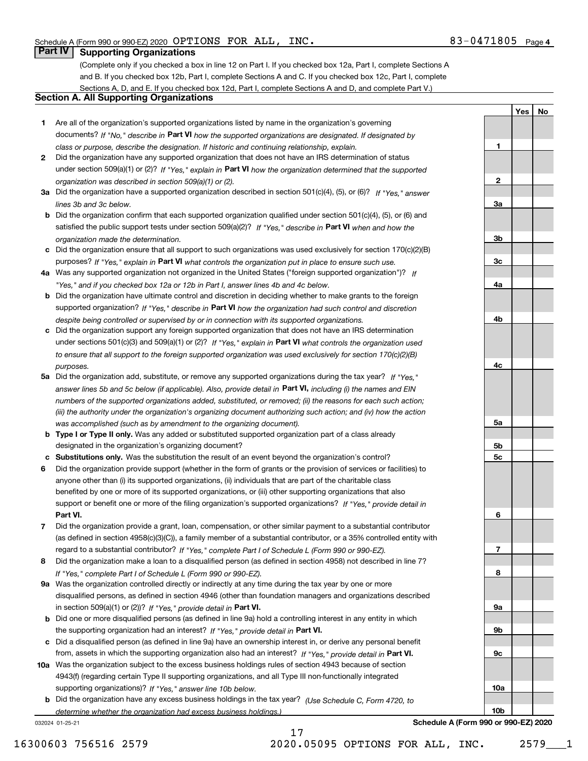Schedule A (Form 990 or 990-EZ) 2020 OPTIONS FOR ALL, INC. 83-0471805 Page 4

## Part IV Supporting Organizations

(Complete only if you checked a box in line 12 on Part I. If you checked box 12a, Part I, complete Sections A and B. If you checked box 12b, Part I, complete Sections A and C. If you checked box 12c, Part I, complete Sections A, D, and E. If you checked box 12d, Part I, complete Sections A and D, and complete Part V.)

### Section A. All Supporting Organizations

| | | Line | Yes | No |
|---|---|---|---|---|
| **1** | Are all of the organization's supported organizations listed by name in the organization's governing documents? *If "No," describe in* **Part VI** *how the supported organizations are designated. If designated by class or purpose, describe the designation. If historic and continuing relationship, explain.* | **1** | | |
| **2** | Did the organization have any supported organization that does not have an IRS determination of status under section 509(a)(1) or (2)? *If "Yes," explain in* **Part VI** *how the organization determined that the supported organization was described in section 509(a)(1) or (2).* | **2** | | |
| **3a** | Did the organization have a supported organization described in section 501(c)(4), (5), or (6)? *If "Yes," answer lines 3b and 3c below.* | **3a** | | |
| **b** | Did the organization confirm that each supported organization qualified under section 501(c)(4), (5), or (6) and satisfied the public support tests under section 509(a)(2)? *If "Yes," describe in* **Part VI** *when and how the organization made the determination.* | **3b** | | |
| **c** | Did the organization ensure that all support to such organizations was used exclusively for section 170(c)(2)(B) purposes? *If "Yes," explain in* **Part VI** *what controls the organization put in place to ensure such use.* | **3c** | | |
| **4a** | Was any supported organization not organized in the United States ("foreign supported organization")? *If "Yes," and if you checked box 12a or 12b in Part I, answer lines 4b and 4c below.* | **4a** | | |
| **b** | Did the organization have ultimate control and discretion in deciding whether to make grants to the foreign supported organization? *If "Yes," describe in* **Part VI** *how the organization had such control and discretion despite being controlled or supervised by or in connection with its supported organizations.* | **4b** | | |
| **c** | Did the organization support any foreign supported organization that does not have an IRS determination under sections 501(c)(3) and 509(a)(1) or (2)? *If "Yes," explain in* **Part VI** *what controls the organization used to ensure that all support to the foreign supported organization was used exclusively for section 170(c)(2)(B) purposes.* | **4c** | | |
| **5a** | Did the organization add, substitute, or remove any supported organizations during the tax year? *If "Yes," answer lines 5b and 5c below (if applicable). Also, provide detail in* **Part VI,** *including (i) the names and EIN numbers of the supported organizations added, substituted, or removed; (ii) the reasons for each such action; (iii) the authority under the organization's organizing document authorizing such action; and (iv) how the action was accomplished (such as by amendment to the organizing document).* | **5a** | | |
| **b** | **Type I or Type II only.** Was any added or substituted supported organization part of a class already designated in the organization's organizing document? | **5b** | | |
| **c** | **Substitutions only.** Was the substitution the result of an event beyond the organization's control? | **5c** | | |
| **6** | Did the organization provide support (whether in the form of grants or the provision of services or facilities) to anyone other than (i) its supported organizations, (ii) individuals that are part of the charitable class benefited by one or more of its supported organizations, or (iii) other supporting organizations that also support or benefit one or more of the filing organization's supported organizations? *If "Yes," provide detail in* **Part VI.** | **6** | | |
| **7** | Did the organization provide a grant, loan, compensation, or other similar payment to a substantial contributor (as defined in section 4958(c)(3)(C)), a family member of a substantial contributor, or a 35% controlled entity with regard to a substantial contributor? *If "Yes," complete Part I of Schedule L (Form 990 or 990-EZ).* | **7** | | |
| **8** | Did the organization make a loan to a disqualified person (as defined in section 4958) not described in line 7? *If "Yes," complete Part I of Schedule L (Form 990 or 990-EZ).* | **8** | | |
| **9a** | Was the organization controlled directly or indirectly at any time during the tax year by one or more disqualified persons, as defined in section 4946 (other than foundation managers and organizations described in section 509(a)(1) or (2))? *If "Yes," provide detail in* **Part VI.** | **9a** | | |
| **b** | Did one or more disqualified persons (as defined in line 9a) hold a controlling interest in any entity in which the supporting organization had an interest? *If "Yes," provide detail in* **Part VI.** | **9b** | | |
| **c** | Did a disqualified person (as defined in line 9a) have an ownership interest in, or derive any personal benefit from, assets in which the supporting organization also had an interest? *If "Yes," provide detail in* **Part VI.** | **9c** | | |
| **10a** | Was the organization subject to the excess business holdings rules of section 4943 because of section 4943(f) (regarding certain Type II supporting organizations, and all Type III non-functionally integrated supporting organizations)? *If "Yes," answer line 10b below.* | **10a** | | |
| **b** | Did the organization have any excess business holdings in the tax year? *(Use Schedule C, Form 4720, to determine whether the organization had excess business holdings.)* | **10b** | | |

032024 01-25-21 **Schedule A (Form 990 or 990-EZ) 2020**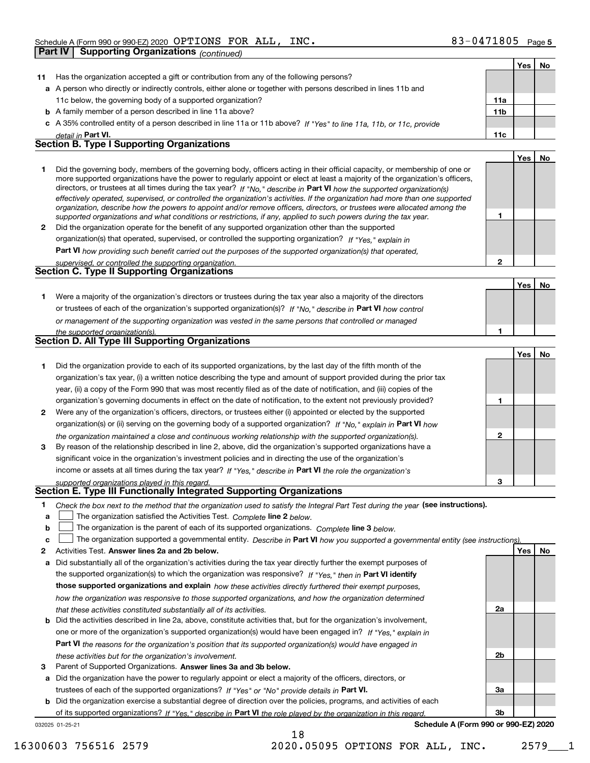Schedule A (Form 990 or 990-EZ) 2020 OPTIONS FOR ALL, INC. 83-0471805 Page 5

**Part IV | Supporting Organizations** *(continued)*

| | | | Yes | No |
|---|---|---|---|---|
| **11** | Has the organization accepted a gift or contribution from any of the following persons? | | | |
| **a** | A person who directly or indirectly controls, either alone or together with persons described in lines 11b and 11c below, the governing body of a supported organization? | 11a | | |
| **b** | A family member of a person described in line 11a above? | 11b | | |
| **c** | A 35% controlled entity of a person described in line 11a or 11b above? *If "Yes" to line 11a, 11b, or 11c, provide detail in* **Part VI.** | 11c | | |

## Section B. Type I Supporting Organizations

| | | | Yes | No |
|---|---|---|---|---|
| **1** | Did the governing body, members of the governing body, officers acting in their official capacity, or membership of one or more supported organizations have the power to regularly appoint or elect at least a majority of the organization's officers, directors, or trustees at all times during the tax year? *If "No," describe in* **Part VI** *how the supported organization(s) effectively operated, supervised, or controlled the organization's activities. If the organization had more than one supported organization, describe how the powers to appoint and/or remove officers, directors, or trustees were allocated among the supported organizations and what conditions or restrictions, if any, applied to such powers during the tax year.* | 1 | | |
| **2** | Did the organization operate for the benefit of any supported organization other than the supported organization(s) that operated, supervised, or controlled the supporting organization? *If "Yes," explain in* **Part VI** *how providing such benefit carried out the purposes of the supported organization(s) that operated, supervised, or controlled the supporting organization.* | 2 | | |

## Section C. Type II Supporting Organizations

| | | | Yes | No |
|---|---|---|---|---|
| **1** | Were a majority of the organization's directors or trustees during the tax year also a majority of the directors or trustees of each of the organization's supported organization(s)? *If "No," describe in* **Part VI** *how control or management of the supporting organization was vested in the same persons that controlled or managed the supported organization(s).* | 1 | | |

## Section D. All Type III Supporting Organizations

| | | | Yes | No |
|---|---|---|---|---|
| **1** | Did the organization provide to each of its supported organizations, by the last day of the fifth month of the organization's tax year, (i) a written notice describing the type and amount of support provided during the prior tax year, (ii) a copy of the Form 990 that was most recently filed as of the date of notification, and (iii) copies of the organization's governing documents in effect on the date of notification, to the extent not previously provided? | 1 | | |
| **2** | Were any of the organization's officers, directors, or trustees either (i) appointed or elected by the supported organization(s) or (ii) serving on the governing body of a supported organization? *If "No," explain in* **Part VI** *how the organization maintained a close and continuous working relationship with the supported organization(s).* | 2 | | |
| **3** | By reason of the relationship described in line 2, above, did the organization's supported organizations have a significant voice in the organization's investment policies and in directing the use of the organization's income or assets at all times during the tax year? *If "Yes," describe in* **Part VI** *the role the organization's supported organizations played in this regard.* | 3 | | |

## Section E. Type III Functionally Integrated Supporting Organizations

**1** *Check the box next to the method that the organization used to satisfy the Integral Part Test during the year* **(see instructions).**

- **a** ☐ The organization satisfied the Activities Test. *Complete* **line 2** *below.*
- **b** ☐ The organization is the parent of each of its supported organizations. *Complete* **line 3** *below.*
- **c** ☐ The organization supported a governmental entity. *Describe in* **Part VI** *how you supported a governmental entity (see instructions).*

| | | | Yes | No |
|---|---|---|---|---|
| **2** | Activities Test. **Answer lines 2a and 2b below.** | | | |
| **a** | Did substantially all of the organization's activities during the tax year directly further the exempt purposes of the supported organization(s) to which the organization was responsive? *If "Yes," then in* **Part VI identify those supported organizations and explain** *how these activities directly furthered their exempt purposes, how the organization was responsive to those supported organizations, and how the organization determined that these activities constituted substantially all of its activities.* | 2a | | |
| **b** | Did the activities described in line 2a, above, constitute activities that, but for the organization's involvement, one or more of the organization's supported organization(s) would have been engaged in? *If "Yes," explain in* **Part VI** *the reasons for the organization's position that its supported organization(s) would have engaged in these activities but for the organization's involvement.* | 2b | | |
| **3** | Parent of Supported Organizations. **Answer lines 3a and 3b below.** | | | |
| **a** | Did the organization have the power to regularly appoint or elect a majority of the officers, directors, or trustees of each of the supported organizations? *If "Yes" or "No" provide details in* **Part VI.** | 3a | | |
| **b** | Did the organization exercise a substantial degree of direction over the policies, programs, and activities of each of its supported organizations? *If "Yes," describe in* **Part VI** *the role played by the organization in this regard.* | 3b | | |

032025 01-25-21 **Schedule A (Form 990 or 990-EZ) 2020**

16300603 756516 2579 2020.05095 OPTIONS FOR ALL, INC. 2579___1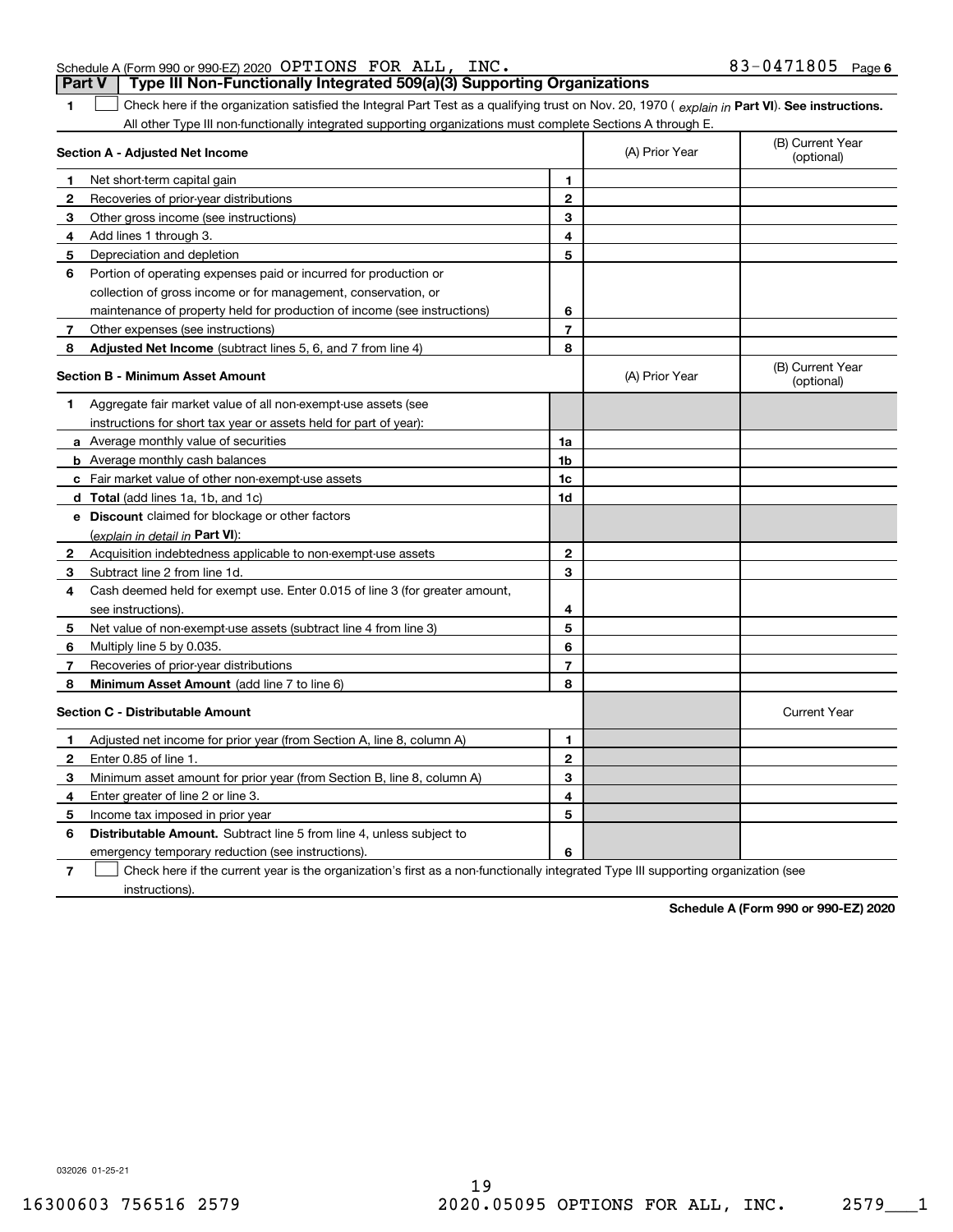Schedule A (Form 990 or 990-EZ) 2020 OPTIONS FOR ALL, INC. 83-0471805 Page 6

## Part V Type III Non-Functionally Integrated 509(a)(3) Supporting Organizations

**1** ☐ Check here if the organization satisfied the Integral Part Test as a qualifying trust on Nov. 20, 1970 ( *explain in* **Part VI**). **See instructions.** All other Type III non-functionally integrated supporting organizations must complete Sections A through E.

| **Section A - Adjusted Net Income** | | (A) Prior Year | (B) Current Year (optional) |
|---|---|---|---|
| **1** Net short-term capital gain | 1 | | |
| **2** Recoveries of prior-year distributions | 2 | | |
| **3** Other gross income (see instructions) | 3 | | |
| **4** Add lines 1 through 3. | 4 | | |
| **5** Depreciation and depletion | 5 | | |
| **6** Portion of operating expenses paid or incurred for production or collection of gross income or for management, conservation, or maintenance of property held for production of income (see instructions) | 6 | | |
| **7** Other expenses (see instructions) | 7 | | |
| **8** **Adjusted Net Income** (subtract lines 5, 6, and 7 from line 4) | 8 | | |

| **Section B - Minimum Asset Amount** | | (A) Prior Year | (B) Current Year (optional) |
|---|---|---|---|
| **1** Aggregate fair market value of all non-exempt-use assets (see instructions for short tax year or assets held for part of year): | | | |
| **a** Average monthly value of securities | 1a | | |
| **b** Average monthly cash balances | 1b | | |
| **c** Fair market value of other non-exempt-use assets | 1c | | |
| **d** **Total** (add lines 1a, 1b, and 1c) | 1d | | |
| **e** **Discount** claimed for blockage or other factors (*explain in detail in* **Part VI**): | | | |
| **2** Acquisition indebtedness applicable to non-exempt-use assets | 2 | | |
| **3** Subtract line 2 from line 1d. | 3 | | |
| **4** Cash deemed held for exempt use. Enter 0.015 of line 3 (for greater amount, see instructions). | 4 | | |
| **5** Net value of non-exempt-use assets (subtract line 4 from line 3) | 5 | | |
| **6** Multiply line 5 by 0.035. | 6 | | |
| **7** Recoveries of prior-year distributions | 7 | | |
| **8** **Minimum Asset Amount** (add line 7 to line 6) | 8 | | |

| **Section C - Distributable Amount** | | | Current Year |
|---|---|---|---|
| **1** Adjusted net income for prior year (from Section A, line 8, column A) | 1 | | |
| **2** Enter 0.85 of line 1. | 2 | | |
| **3** Minimum asset amount for prior year (from Section B, line 8, column A) | 3 | | |
| **4** Enter greater of line 2 or line 3. | 4 | | |
| **5** Income tax imposed in prior year | 5 | | |
| **6** **Distributable Amount.** Subtract line 5 from line 4, unless subject to emergency temporary reduction (see instructions). | 6 | | |

**7** ☐ Check here if the current year is the organization's first as a non-functionally integrated Type III supporting organization (see instructions).

**Schedule A (Form 990 or 990-EZ) 2020**

032026 01-25-21

16300603 756516 2579 2020.05095 OPTIONS FOR ALL, INC. 2579___1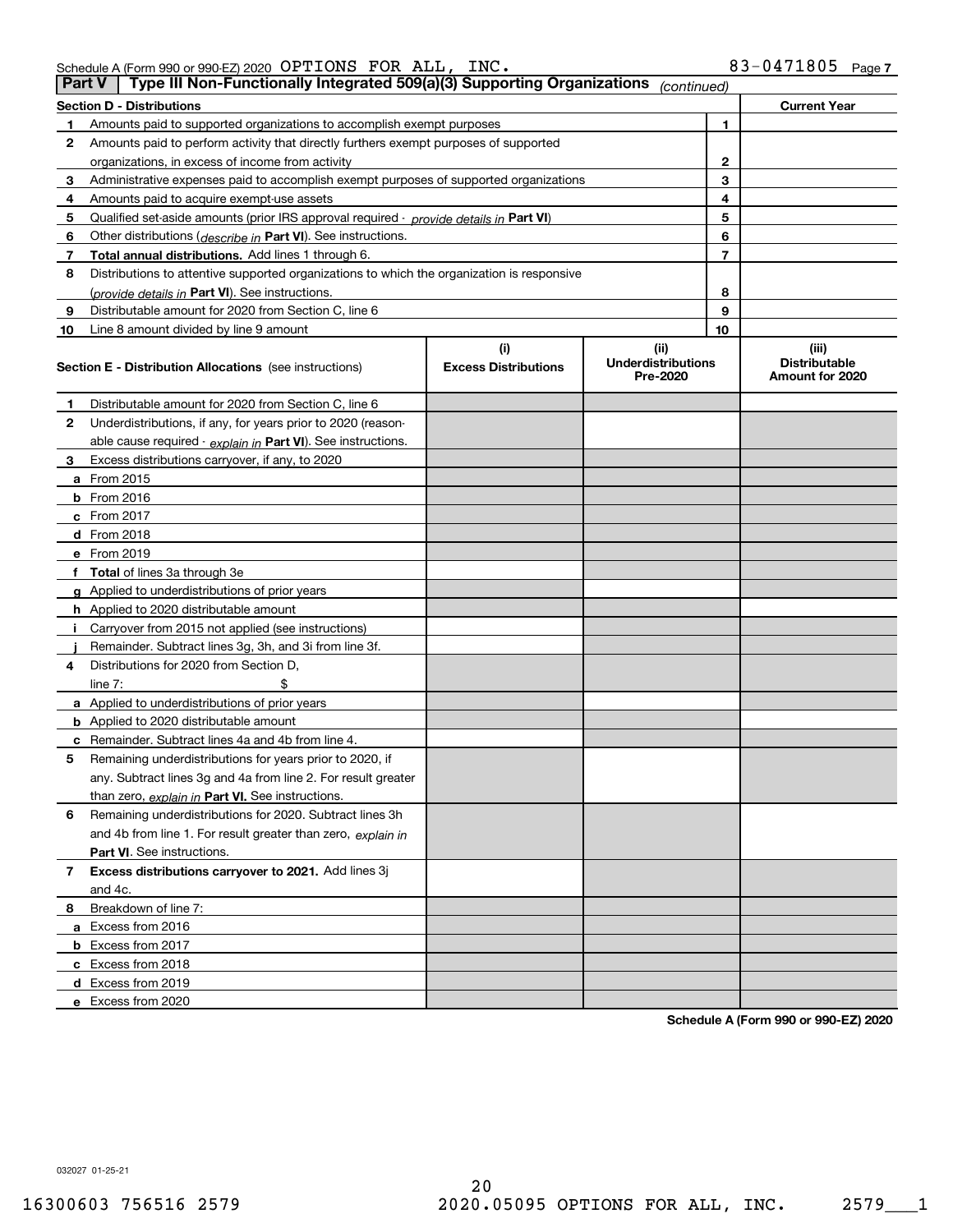Schedule A (Form 990 or 990-EZ) 2020 OPTIONS FOR ALL, INC. 83-0471805 Page 7

## Part V | Type III Non-Functionally Integrated 509(a)(3) Supporting Organizations *(continued)*

| Section D - Distributions | | | Current Year |
|---|---|---|---|
| 1 | Amounts paid to supported organizations to accomplish exempt purposes | 1 | |
| 2 | Amounts paid to perform activity that directly furthers exempt purposes of supported organizations, in excess of income from activity | 2 | |
| 3 | Administrative expenses paid to accomplish exempt purposes of supported organizations | 3 | |
| 4 | Amounts paid to acquire exempt-use assets | 4 | |
| 5 | Qualified set-aside amounts (prior IRS approval required - *provide details in* **Part VI**) | 5 | |
| 6 | Other distributions (*describe in* **Part VI**). See instructions. | 6 | |
| 7 | **Total annual distributions.** Add lines 1 through 6. | 7 | |
| 8 | Distributions to attentive supported organizations to which the organization is responsive (*provide details in* **Part VI**). See instructions. | 8 | |
| 9 | Distributable amount for 2020 from Section C, line 6 | 9 | |
| 10 | Line 8 amount divided by line 9 amount | 10 | |

| Section E - Distribution Allocations (see instructions) | (i) Excess Distributions | (ii) Underdistributions Pre-2020 | (iii) Distributable Amount for 2020 |
|---|---|---|---|
| **1** Distributable amount for 2020 from Section C, line 6 | | | |
| **2** Underdistributions, if any, for years prior to 2020 (reasonable cause required - *explain in* **Part VI**). See instructions. | | | |
| **3** Excess distributions carryover, if any, to 2020 | | | |
| **a** From 2015 | | | |
| **b** From 2016 | | | |
| **c** From 2017 | | | |
| **d** From 2018 | | | |
| **e** From 2019 | | | |
| **f** **Total** of lines 3a through 3e | | | |
| **g** Applied to underdistributions of prior years | | | |
| **h** Applied to 2020 distributable amount | | | |
| **i** Carryover from 2015 not applied (see instructions) | | | |
| **j** Remainder. Subtract lines 3g, 3h, and 3i from line 3f. | | | |
| **4** Distributions for 2020 from Section D, line 7: $ | | | |
| **a** Applied to underdistributions of prior years | | | |
| **b** Applied to 2020 distributable amount | | | |
| **c** Remainder. Subtract lines 4a and 4b from line 4. | | | |
| **5** Remaining underdistributions for years prior to 2020, if any. Subtract lines 3g and 4a from line 2. For result greater than zero, *explain in* **Part VI.** See instructions. | | | |
| **6** Remaining underdistributions for 2020. Subtract lines 3h and 4b from line 1. For result greater than zero, *explain in* **Part VI**. See instructions. | | | |
| **7** **Excess distributions carryover to 2021.** Add lines 3j and 4c. | | | |
| **8** Breakdown of line 7: | | | |
| **a** Excess from 2016 | | | |
| **b** Excess from 2017 | | | |
| **c** Excess from 2018 | | | |
| **d** Excess from 2019 | | | |
| **e** Excess from 2020 | | | |

**Schedule A (Form 990 or 990-EZ) 2020**

032027 01-25-21

16300603 756516 2579 2020.05095 OPTIONS FOR ALL, INC. 2579___1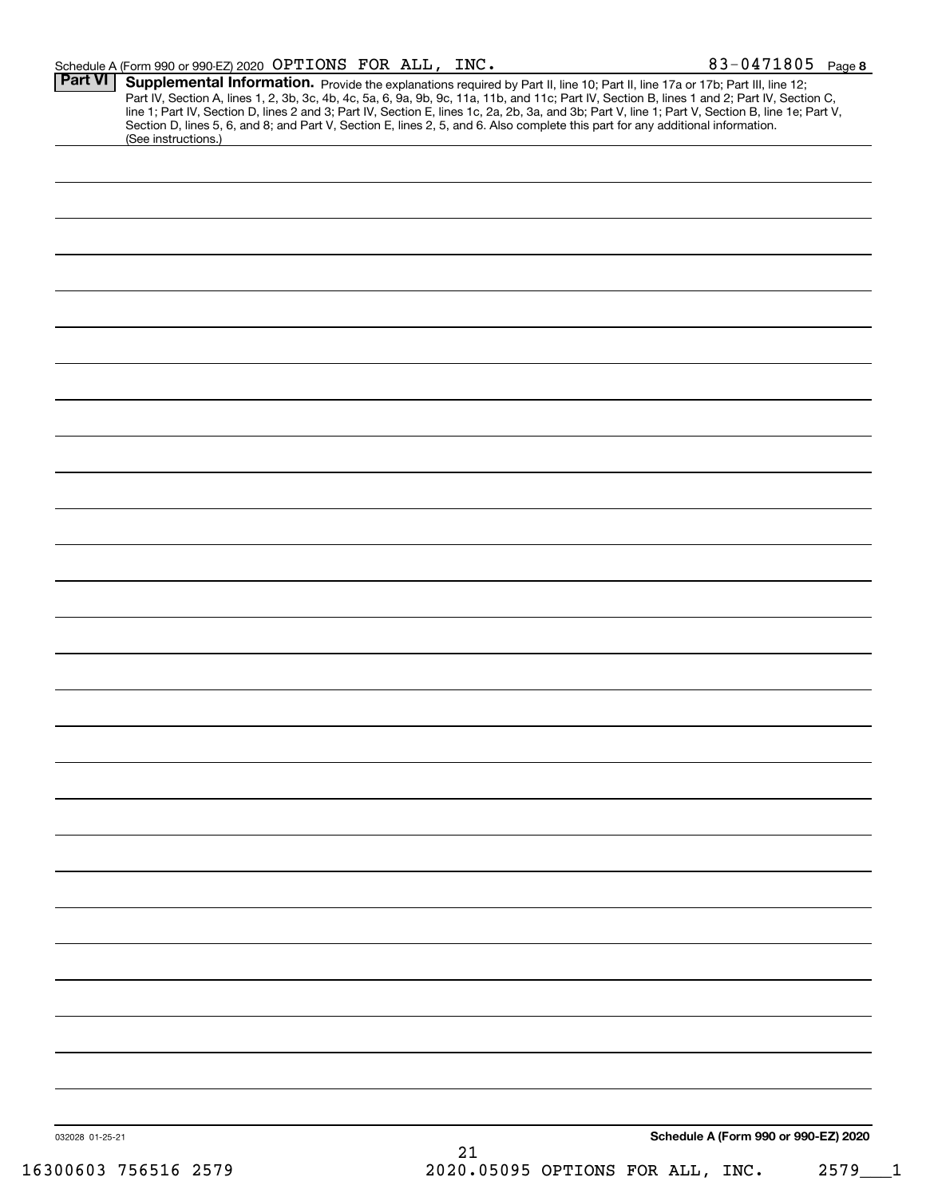Schedule A (Form 990 or 990-EZ) 2020 OPTIONS FOR ALL, INC. 83-0471805 Page 8

## Part VI Supplemental Information.

Provide the explanations required by Part II, line 10; Part II, line 17a or 17b; Part III, line 12; Part IV, Section A, lines 1, 2, 3b, 3c, 4b, 4c, 5a, 6, 9a, 9b, 9c, 11a, 11b, and 11c; Part IV, Section B, lines 1 and 2; Part IV, Section C, line 1; Part IV, Section D, lines 2 and 3; Part IV, Section E, lines 1c, 2a, 2b, 3a, and 3b; Part V, line 1; Part V, Section B, line 1e; Part V, Section D, lines 5, 6, and 8; and Part V, Section E, lines 2, 5, and 6. Also complete this part for any additional information. (See instructions.)

032028 01-25-21

Schedule A (Form 990 or 990-EZ) 2020

16300603 756516 2579 2020.05095 OPTIONS FOR ALL, INC. 2579___1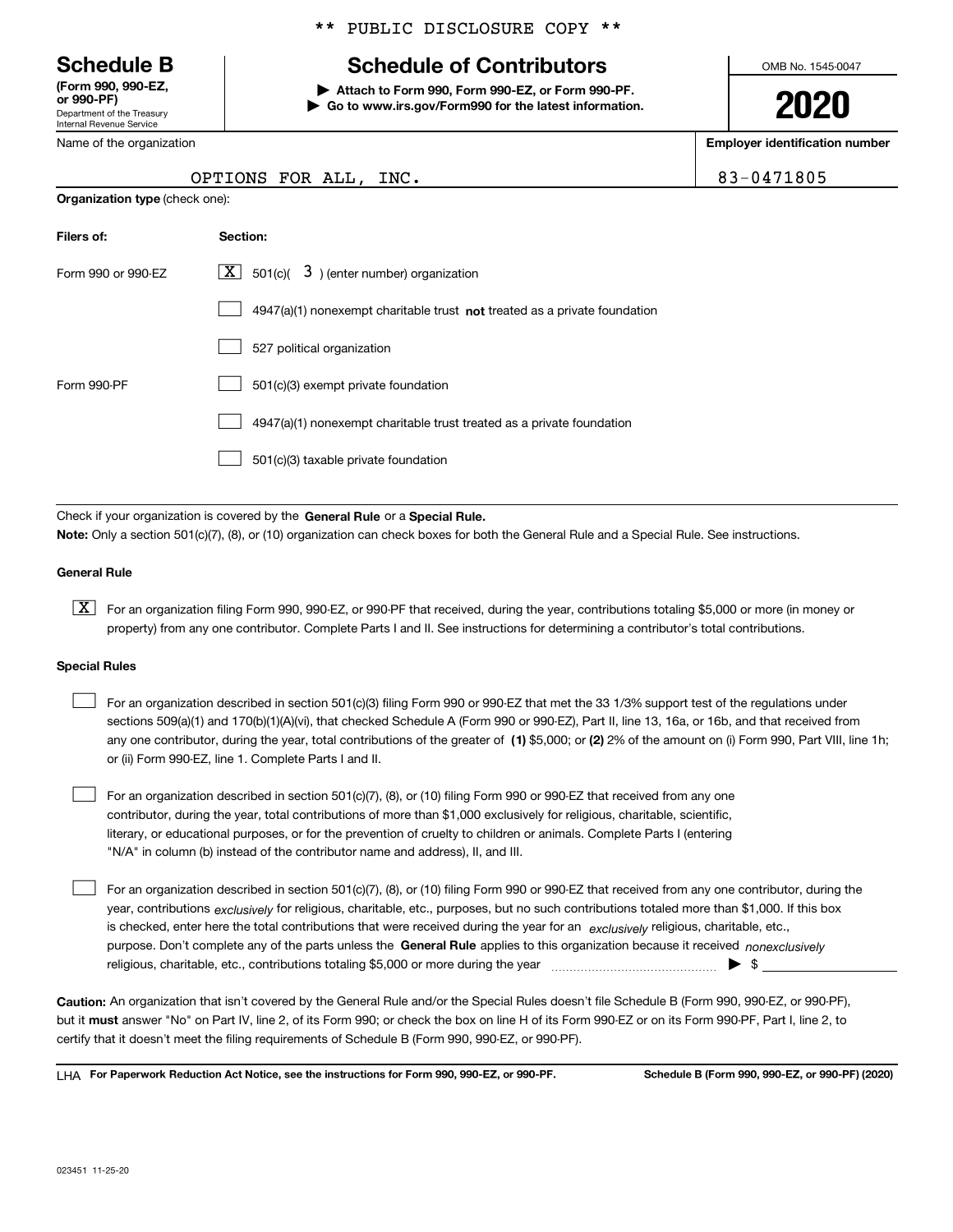** PUBLIC DISCLOSURE COPY **

# Schedule B (Form 990, 990-EZ, or 990-PF)

Department of the Treasury
Internal Revenue Service

## Schedule of Contributors

▶ Attach to Form 990, Form 990-EZ, or Form 990-PF.
▶ Go to www.irs.gov/Form990 for the latest information.

OMB No. 1545-0047

**2020**

Name of the organization: OPTIONS FOR ALL, INC.

Employer identification number: 83-0471805

**Organization type** (check one):

| Filers of: | Section: |
| --- | --- |
| Form 990 or 990-EZ | [X] 501(c)( 3 ) (enter number) organization |
| | [ ] 4947(a)(1) nonexempt charitable trust **not** treated as a private foundation |
| | [ ] 527 political organization |
| Form 990-PF | [ ] 501(c)(3) exempt private foundation |
| | [ ] 4947(a)(1) nonexempt charitable trust treated as a private foundation |
| | [ ] 501(c)(3) taxable private foundation |

Check if your organization is covered by the **General Rule** or a **Special Rule.**

**Note:** Only a section 501(c)(7), (8), or (10) organization can check boxes for both the General Rule and a Special Rule. See instructions.

### General Rule

[X] For an organization filing Form 990, 990-EZ, or 990-PF that received, during the year, contributions totaling $5,000 or more (in money or property) from any one contributor. Complete Parts I and II. See instructions for determining a contributor's total contributions.

### Special Rules

[ ] For an organization described in section 501(c)(3) filing Form 990 or 990-EZ that met the 33 1/3% support test of the regulations under sections 509(a)(1) and 170(b)(1)(A)(vi), that checked Schedule A (Form 990 or 990-EZ), Part II, line 13, 16a, or 16b, and that received from any one contributor, during the year, total contributions of the greater of **(1)** $5,000; or **(2)** 2% of the amount on (i) Form 990, Part VIII, line 1h; or (ii) Form 990-EZ, line 1. Complete Parts I and II.

[ ] For an organization described in section 501(c)(7), (8), or (10) filing Form 990 or 990-EZ that received from any one contributor, during the year, total contributions of more than $1,000 exclusively for religious, charitable, scientific, literary, or educational purposes, or for the prevention of cruelty to children or animals. Complete Parts I (entering "N/A" in column (b) instead of the contributor name and address), II, and III.

[ ] For an organization described in section 501(c)(7), (8), or (10) filing Form 990 or 990-EZ that received from any one contributor, during the year, contributions *exclusively* for religious, charitable, etc., purposes, but no such contributions totaled more than $1,000. If this box is checked, enter here the total contributions that were received during the year for an *exclusively* religious, charitable, etc., purpose. Don't complete any of the parts unless the **General Rule** applies to this organization because it received *nonexclusively* religious, charitable, etc., contributions totaling $5,000 or more during the year ▶ $ ____________

**Caution:** An organization that isn't covered by the General Rule and/or the Special Rules doesn't file Schedule B (Form 990, 990-EZ, or 990-PF), but it **must** answer "No" on Part IV, line 2, of its Form 990; or check the box on line H of its Form 990-EZ or on its Form 990-PF, Part I, line 2, to certify that it doesn't meet the filing requirements of Schedule B (Form 990, 990-EZ, or 990-PF).

LHA **For Paperwork Reduction Act Notice, see the instructions for Form 990, 990-EZ, or 990-PF.** **Schedule B (Form 990, 990-EZ, or 990-PF) (2020)**

023451 11-25-20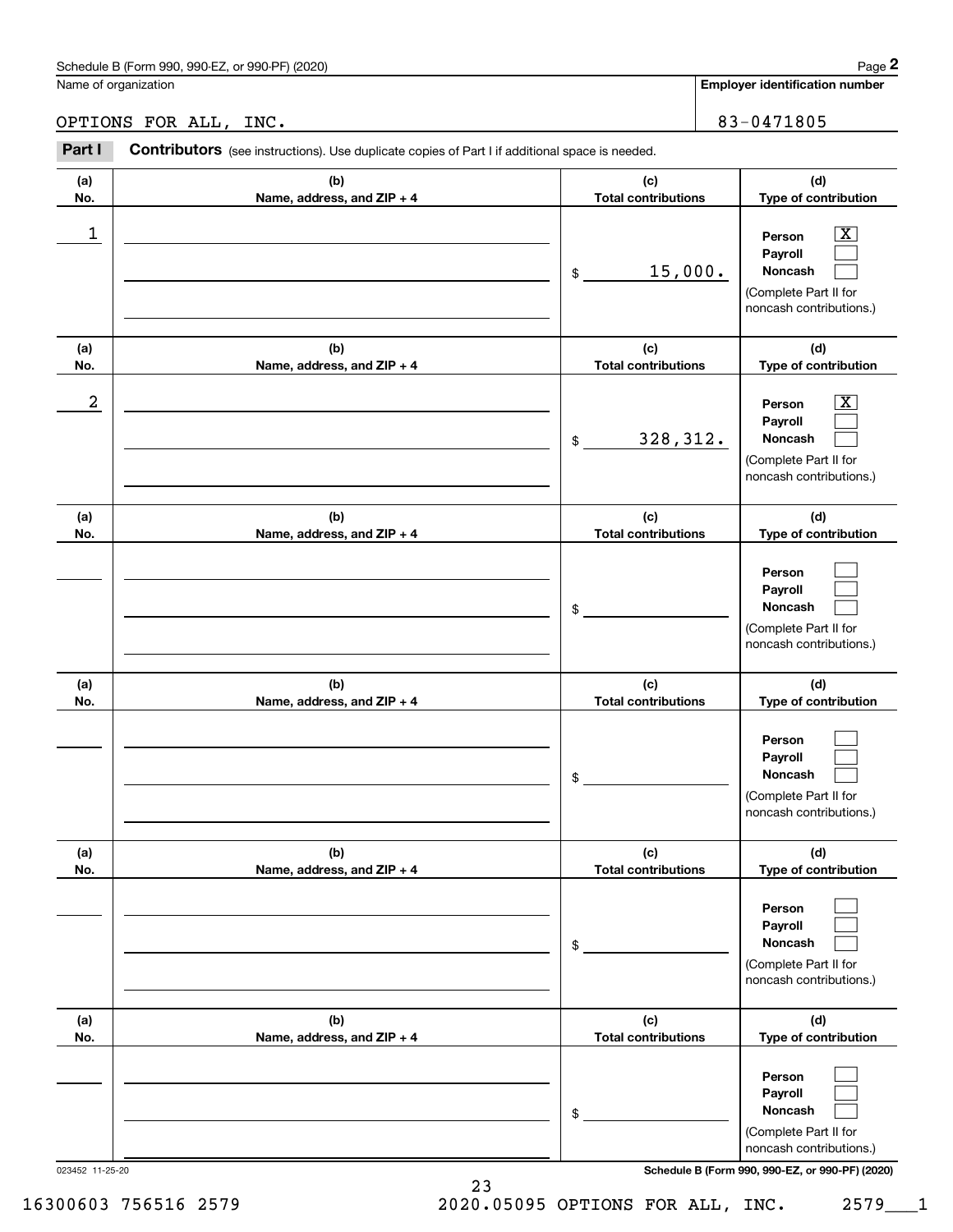Schedule B (Form 990, 990-EZ, or 990-PF) (2020)

Name of organization: OPTIONS FOR ALL, INC.

**Employer identification number:** 83-0471805

**Part I** **Contributors** (see instructions). Use duplicate copies of Part I if additional space is needed.

| (a) No. | (b) Name, address, and ZIP + 4 | (c) Total contributions | (d) Type of contribution |
|---|---|---|---|
| 1 | | $ 15,000. | Person [X] Payroll [ ] Noncash [ ] (Complete Part II for noncash contributions.) |
| 2 | | $ 328,312. | Person [X] Payroll [ ] Noncash [ ] (Complete Part II for noncash contributions.) |
| | | $ | Person [ ] Payroll [ ] Noncash [ ] (Complete Part II for noncash contributions.) |
| | | $ | Person [ ] Payroll [ ] Noncash [ ] (Complete Part II for noncash contributions.) |
| | | $ | Person [ ] Payroll [ ] Noncash [ ] (Complete Part II for noncash contributions.) |
| | | $ | Person [ ] Payroll [ ] Noncash [ ] (Complete Part II for noncash contributions.) |

023452 11-25-20

Schedule B (Form 990, 990-EZ, or 990-PF) (2020)

16300603 756516 2579 2020.05095 OPTIONS FOR ALL, INC. 2579___1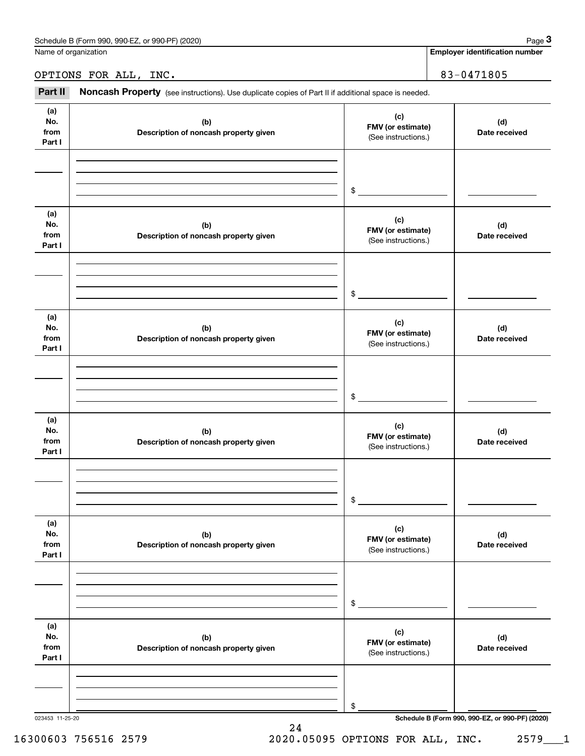Schedule B (Form 990, 990-EZ, or 990-PF) (2020)

Name of organization

OPTIONS FOR ALL, INC.

Employer identification number

83-0471805

**Part II** **Noncash Property** (see instructions). Use duplicate copies of Part II if additional space is needed.

| (a) No. from Part I | (b) Description of noncash property given | (c) FMV (or estimate) (See instructions.) | (d) Date received |
|---|---|---|---|
| | | $ | |

| (a) No. from Part I | (b) Description of noncash property given | (c) FMV (or estimate) (See instructions.) | (d) Date received |
|---|---|---|---|
| | | $ | |

| (a) No. from Part I | (b) Description of noncash property given | (c) FMV (or estimate) (See instructions.) | (d) Date received |
|---|---|---|---|
| | | $ | |

| (a) No. from Part I | (b) Description of noncash property given | (c) FMV (or estimate) (See instructions.) | (d) Date received |
|---|---|---|---|
| | | $ | |

| (a) No. from Part I | (b) Description of noncash property given | (c) FMV (or estimate) (See instructions.) | (d) Date received |
|---|---|---|---|
| | | $ | |

| (a) No. from Part I | (b) Description of noncash property given | (c) FMV (or estimate) (See instructions.) | (d) Date received |
|---|---|---|---|
| | | $ | |

023453 11-25-20

Schedule B (Form 990, 990-EZ, or 990-PF) (2020)

16300603 756516 2579 2020.05095 OPTIONS FOR ALL, INC. 2579___1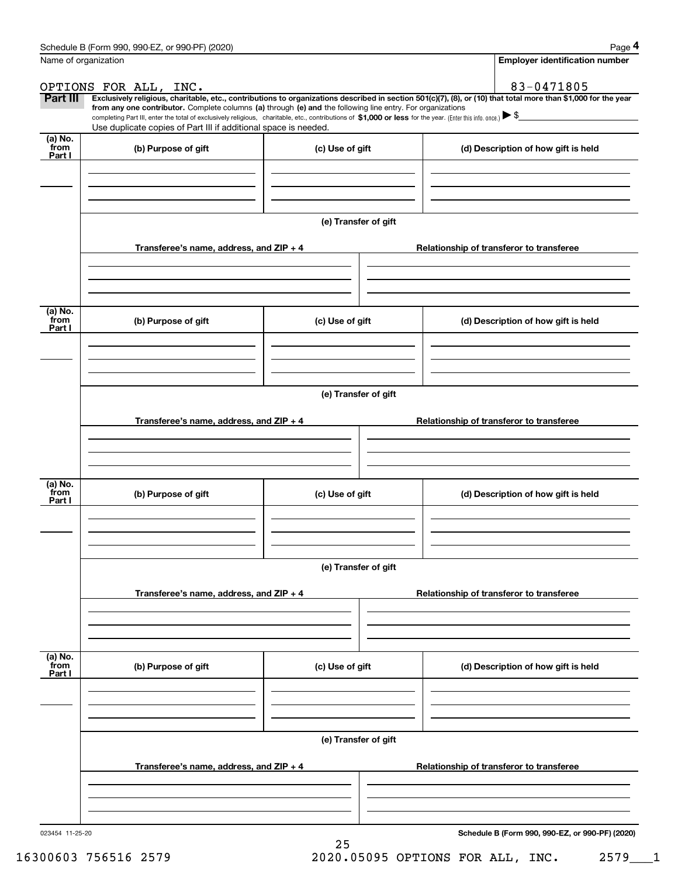Name of organization

OPTIONS FOR ALL, INC.

**Employer identification number**

83-0471805

**Part III** **Exclusively religious, charitable, etc., contributions to organizations described in section 501(c)(7), (8), or (10) that total more than $1,000 for the year from any one contributor.** Complete columns **(a)** through **(e) and** the following line entry. For organizations completing Part III, enter the total of exclusively religious, charitable, etc., contributions of **$1,000 or less** for the year. (Enter this info. once.) ▶ $

Use duplicate copies of Part III if additional space is needed.

| (a) No. from Part I | (b) Purpose of gift | (c) Use of gift | (d) Description of how gift is held |
|---|---|---|---|
| | | | |

(e) Transfer of gift

| Transferee's name, address, and ZIP + 4 | Relationship of transferor to transferee |
|---|---|
| | |

| (a) No. from Part I | (b) Purpose of gift | (c) Use of gift | (d) Description of how gift is held |
|---|---|---|---|
| | | | |

(e) Transfer of gift

| Transferee's name, address, and ZIP + 4 | Relationship of transferor to transferee |
|---|---|
| | |

| (a) No. from Part I | (b) Purpose of gift | (c) Use of gift | (d) Description of how gift is held |
|---|---|---|---|
| | | | |

(e) Transfer of gift

| Transferee's name, address, and ZIP + 4 | Relationship of transferor to transferee |
|---|---|
| | |

| (a) No. from Part I | (b) Purpose of gift | (c) Use of gift | (d) Description of how gift is held |
|---|---|---|---|
| | | | |

(e) Transfer of gift

| Transferee's name, address, and ZIP + 4 | Relationship of transferor to transferee |
|---|---|
| | |

023454 11-25-20

**Schedule B (Form 990, 990-EZ, or 990-PF) (2020)**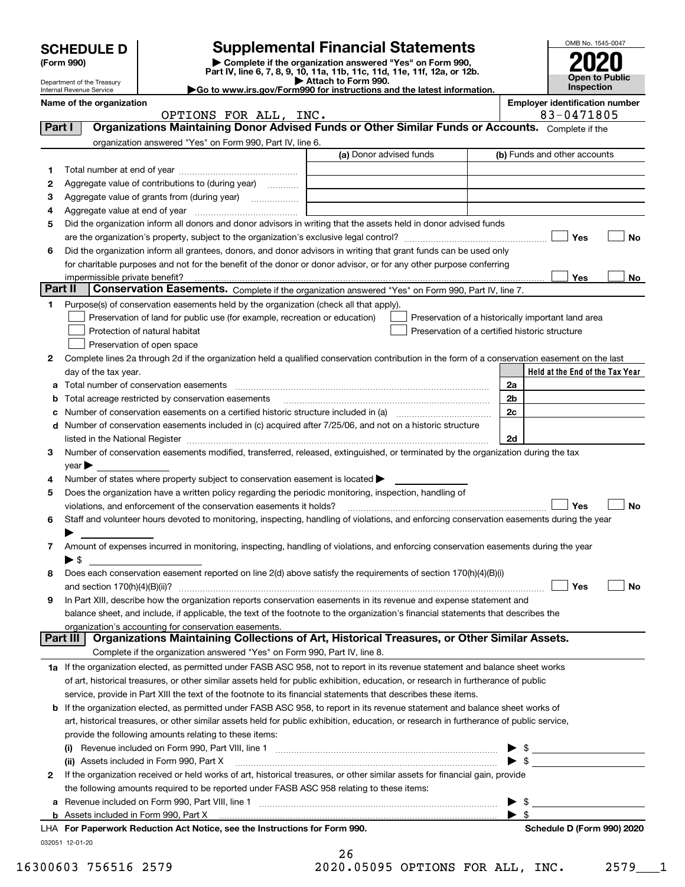# SCHEDULE D (Form 990)

Department of the Treasury
Internal Revenue Service

## Supplemental Financial Statements

▶ Complete if the organization answered "Yes" on Form 990, Part IV, line 6, 7, 8, 9, 10, 11a, 11b, 11c, 11d, 11e, 11f, 12a, or 12b.
▶ Attach to Form 990.
▶Go to www.irs.gov/Form990 for instructions and the latest information.

OMB No. 1545-0047
2020
Open to Public Inspection

**Name of the organization:** OPTIONS FOR ALL, INC.
**Employer identification number:** 83-0471805

### Part I — Organizations Maintaining Donor Advised Funds or Other Similar Funds or Accounts. 
Complete if the organization answered "Yes" on Form 990, Part IV, line 6.

| | | (a) Donor advised funds | (b) Funds and other accounts |
|---|---|---|---|
| 1 | Total number at end of year | | |
| 2 | Aggregate value of contributions to (during year) | | |
| 3 | Aggregate value of grants from (during year) | | |
| 4 | Aggregate value at end of year | | |

5 Did the organization inform all donors and donor advisors in writing that the assets held in donor advised funds are the organization's property, subject to the organization's exclusive legal control? ☐ Yes ☐ No

6 Did the organization inform all grantees, donors, and donor advisors in writing that grant funds can be used only for charitable purposes and not for the benefit of the donor or donor advisor, or for any other purpose conferring impermissible private benefit? ☐ Yes ☐ No

### Part II — Conservation Easements. 
Complete if the organization answered "Yes" on Form 990, Part IV, line 7.

1 Purpose(s) of conservation easements held by the organization (check all that apply).
- ☐ Preservation of land for public use (for example, recreation or education)
- ☐ Preservation of a historically important land area
- ☐ Protection of natural habitat
- ☐ Preservation of a certified historic structure
- ☐ Preservation of open space

2 Complete lines 2a through 2d if the organization held a qualified conservation contribution in the form of a conservation easement on the last day of the tax year.

| | | | Held at the End of the Tax Year |
|---|---|---|---|
| a | Total number of conservation easements | 2a | |
| b | Total acreage restricted by conservation easements | 2b | |
| c | Number of conservation easements on a certified historic structure included in (a) | 2c | |
| d | Number of conservation easements included in (c) acquired after 7/25/06, and not on a historic structure listed in the National Register | 2d | |

3 Number of conservation easements modified, transferred, released, extinguished, or terminated by the organization during the tax year ▶

4 Number of states where property subject to conservation easement is located ▶

5 Does the organization have a written policy regarding the periodic monitoring, inspection, handling of violations, and enforcement of the conservation easements it holds? ☐ Yes ☐ No

6 Staff and volunteer hours devoted to monitoring, inspecting, handling of violations, and enforcing conservation easements during the year ▶

7 Amount of expenses incurred in monitoring, inspecting, handling of violations, and enforcing conservation easements during the year ▶ $

8 Does each conservation easement reported on line 2(d) above satisfy the requirements of section 170(h)(4)(B)(i) and section 170(h)(4)(B)(ii)? ☐ Yes ☐ No

9 In Part XIII, describe how the organization reports conservation easements in its revenue and expense statement and balance sheet, and include, if applicable, the text of the footnote to the organization's financial statements that describes the organization's accounting for conservation easements.

### Part III — Organizations Maintaining Collections of Art, Historical Treasures, or Other Similar Assets.
Complete if the organization answered "Yes" on Form 990, Part IV, line 8.

1a If the organization elected, as permitted under FASB ASC 958, not to report in its revenue statement and balance sheet works of art, historical treasures, or other similar assets held for public exhibition, education, or research in furtherance of public service, provide in Part XIII the text of the footnote to its financial statements that describes these items.

b If the organization elected, as permitted under FASB ASC 958, to report in its revenue statement and balance sheet works of art, historical treasures, or other similar assets held for public exhibition, education, or research in furtherance of public service, provide the following amounts relating to these items:

(i) Revenue included on Form 990, Part VIII, line 1 ▶ $

(ii) Assets included in Form 990, Part X ▶ $

2 If the organization received or held works of art, historical treasures, or other similar assets for financial gain, provide the following amounts required to be reported under FASB ASC 958 relating to these items:

a Revenue included on Form 990, Part VIII, line 1 ▶ $

b Assets included in Form 990, Part X ▶ $

LHA For Paperwork Reduction Act Notice, see the Instructions for Form 990. Schedule D (Form 990) 2020

032051 12-01-20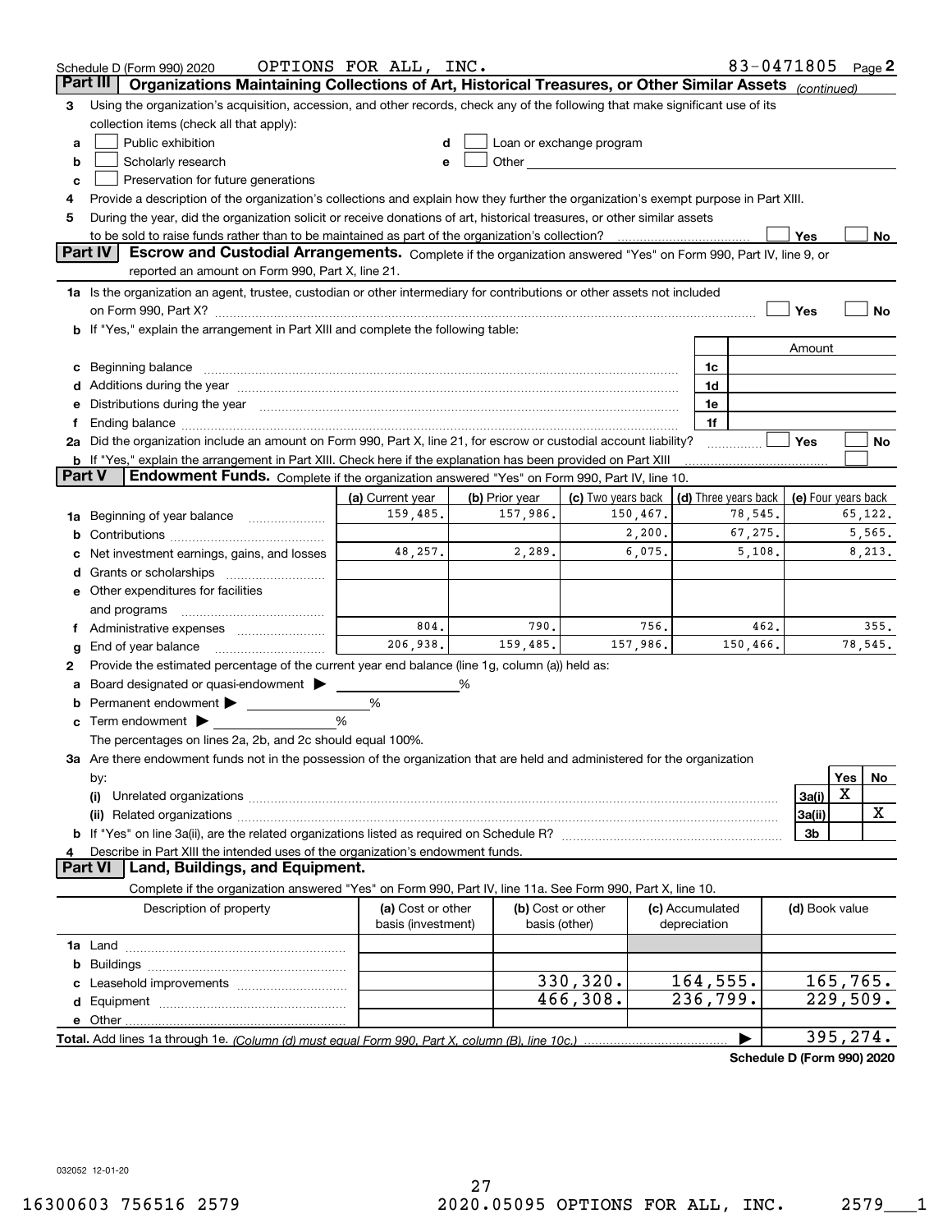Schedule D (Form 990) 2020 OPTIONS FOR ALL, INC. 83-0471805 Page 2

## Part III Organizations Maintaining Collections of Art, Historical Treasures, or Other Similar Assets *(continued)*

**3** Using the organization's acquisition, accession, and other records, check any of the following that make significant use of its collection items (check all that apply):

- a ☐ Public exhibition
- b ☐ Scholarly research
- c ☐ Preservation for future generations
- d ☐ Loan or exchange program
- e ☐ Other

**4** Provide a description of the organization's collections and explain how they further the organization's exempt purpose in Part XIII.

**5** During the year, did the organization solicit or receive donations of art, historical treasures, or other similar assets to be sold to raise funds rather than to be maintained as part of the organization's collection? ☐ Yes ☐ No

## Part IV Escrow and Custodial Arrangements.

Complete if the organization answered "Yes" on Form 990, Part IV, line 9, or reported an amount on Form 990, Part X, line 21.

**1a** Is the organization an agent, trustee, custodian or other intermediary for contributions or other assets not included on Form 990, Part X? ☐ Yes ☐ No

**b** If "Yes," explain the arrangement in Part XIII and complete the following table:

| | | Amount |
|---|---|---|
| c Beginning balance | 1c | |
| d Additions during the year | 1d | |
| e Distributions during the year | 1e | |
| f Ending balance | 1f | |

**2a** Did the organization include an amount on Form 990, Part X, line 21, for escrow or custodial account liability? ☐ Yes ☐ No

**b** If "Yes," explain the arrangement in Part XIII. Check here if the explanation has been provided on Part XIII ☐

## Part V Endowment Funds.

Complete if the organization answered "Yes" on Form 990, Part IV, line 10.

| | (a) Current year | (b) Prior year | (c) Two years back | (d) Three years back | (e) Four years back |
|---|---|---|---|---|---|
| 1a Beginning of year balance | 159,485. | 157,986. | 150,467. | 78,545. | 65,122. |
| b Contributions | | | 2,200. | 67,275. | 5,565. |
| c Net investment earnings, gains, and losses | 48,257. | 2,289. | 6,075. | 5,108. | 8,213. |
| d Grants or scholarships | | | | | |
| e Other expenditures for facilities and programs | | | | | |
| f Administrative expenses | 804. | 790. | 756. | 462. | 355. |
| g End of year balance | 206,938. | 159,485. | 157,986. | 150,466. | 78,545. |

**2** Provide the estimated percentage of the current year end balance (line 1g, column (a)) held as:

- a Board designated or quasi-endowment ▶ \_\_\_\_ %
- b Permanent endowment ▶ \_\_\_\_ %
- c Term endowment ▶ \_\_\_\_ %

The percentages on lines 2a, 2b, and 2c should equal 100%.

**3a** Are there endowment funds not in the possession of the organization that are held and administered for the organization by:

| | | Yes | No |
|---|---|---|---|
| (i) Unrelated organizations | 3a(i) | X | |
| (ii) Related organizations | 3a(ii) | | X |
| b If "Yes" on line 3a(ii), are the related organizations listed as required on Schedule R? | 3b | | |

**4** Describe in Part XIII the intended uses of the organization's endowment funds.

## Part VI Land, Buildings, and Equipment.

Complete if the organization answered "Yes" on Form 990, Part IV, line 11a. See Form 990, Part X, line 10.

| Description of property | (a) Cost or other basis (investment) | (b) Cost or other basis (other) | (c) Accumulated depreciation | (d) Book value |
|---|---|---|---|---|
| 1a Land | | | | |
| b Buildings | | | | |
| c Leasehold improvements | | 330,320. | 164,555. | 165,765. |
| d Equipment | | 466,308. | 236,799. | 229,509. |
| e Other | | | | |
| **Total.** Add lines 1a through 1e. *(Column (d) must equal Form 990, Part X, column (B), line 10c.)* | | | ▶ | 395,274. |

**Schedule D (Form 990) 2020**

032052 12-01-20

16300603 756516 2579 2020.05095 OPTIONS FOR ALL, INC. 2579___1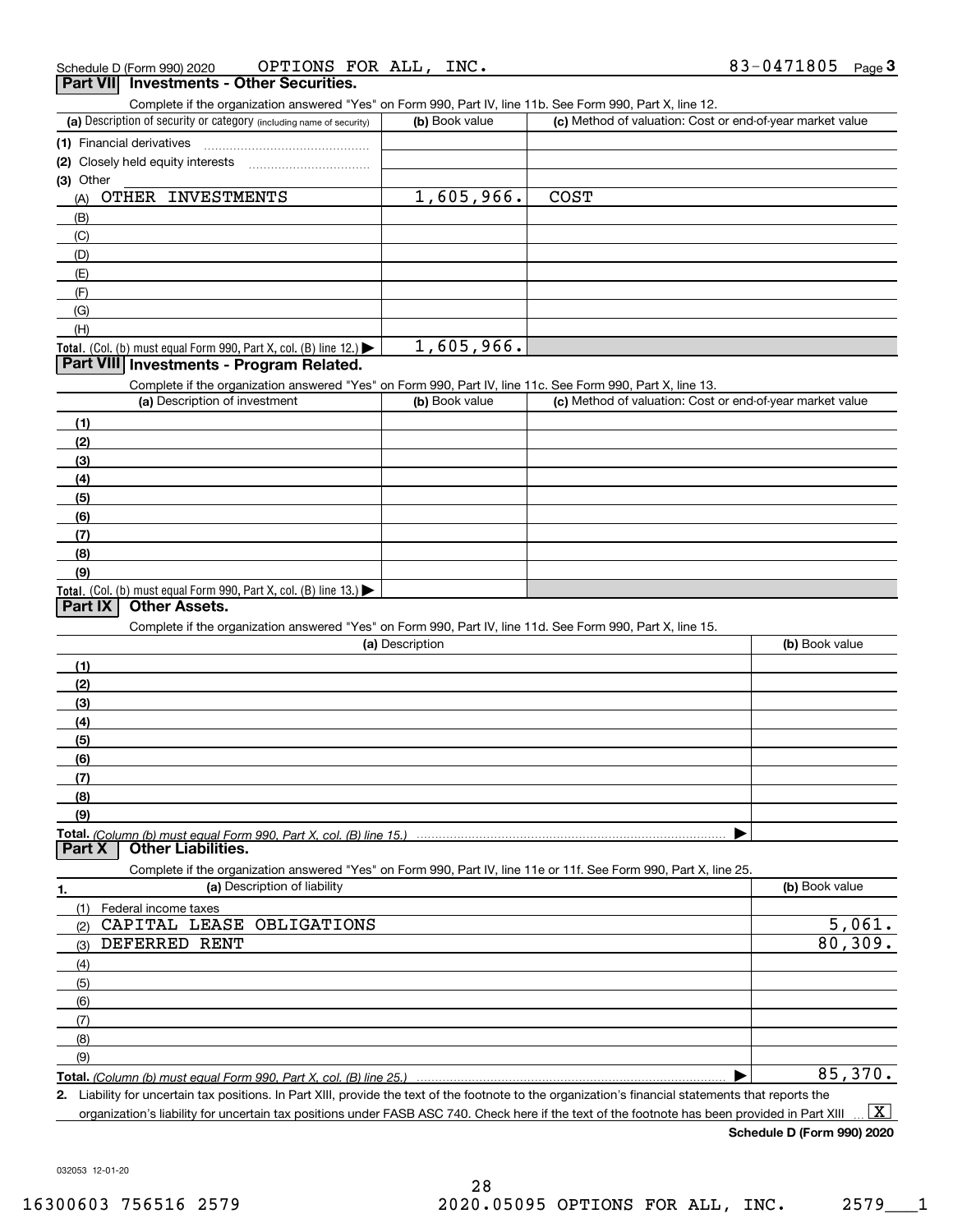Schedule D (Form 990) 2020 OPTIONS FOR ALL, INC. 83-0471805 Page 3

## Part VII Investments - Other Securities.

Complete if the organization answered "Yes" on Form 990, Part IV, line 11b. See Form 990, Part X, line 12.

| (a) Description of security or category (including name of security) | (b) Book value | (c) Method of valuation: Cost or end-of-year market value |
|---|---|---|
| (1) Financial derivatives | | |
| (2) Closely held equity interests | | |
| (3) Other | | |
| (A) OTHER INVESTMENTS | 1,605,966. | COST |
| (B) | | |
| (C) | | |
| (D) | | |
| (E) | | |
| (F) | | |
| (G) | | |
| (H) | | |
| **Total.** (Col. (b) must equal Form 990, Part X, col. (B) line 12.) ▶ | 1,605,966. | |

## Part VIII Investments - Program Related.

Complete if the organization answered "Yes" on Form 990, Part IV, line 11c. See Form 990, Part X, line 13.

| (a) Description of investment | (b) Book value | (c) Method of valuation: Cost or end-of-year market value |
|---|---|---|
| (1) | | |
| (2) | | |
| (3) | | |
| (4) | | |
| (5) | | |
| (6) | | |
| (7) | | |
| (8) | | |
| (9) | | |
| **Total.** (Col. (b) must equal Form 990, Part X, col. (B) line 13.) ▶ | | |

## Part IX Other Assets.

Complete if the organization answered "Yes" on Form 990, Part IV, line 11d. See Form 990, Part X, line 15.

| (a) Description | (b) Book value |
|---|---|
| (1) | |
| (2) | |
| (3) | |
| (4) | |
| (5) | |
| (6) | |
| (7) | |
| (8) | |
| (9) | |
| **Total.** *(Column (b) must equal Form 990, Part X, col. (B) line 15.)* ▶ | |

## Part X Other Liabilities.

Complete if the organization answered "Yes" on Form 990, Part IV, line 11e or 11f. See Form 990, Part X, line 25.

| 1. (a) Description of liability | (b) Book value |
|---|---|
| (1) Federal income taxes | |
| (2) CAPITAL LEASE OBLIGATIONS | 5,061. |
| (3) DEFERRED RENT | 80,309. |
| (4) | |
| (5) | |
| (6) | |
| (7) | |
| (8) | |
| (9) | |
| **Total.** *(Column (b) must equal Form 990, Part X, col. (B) line 25.)* ▶ | 85,370. |

**2.** Liability for uncertain tax positions. In Part XIII, provide the text of the footnote to the organization's financial statements that reports the organization's liability for uncertain tax positions under FASB ASC 740. Check here if the text of the footnote has been provided in Part XIII ... [X]

**Schedule D (Form 990) 2020**

032053 12-01-20

16300603 756516 2579 2020.05095 OPTIONS FOR ALL, INC. 2579___1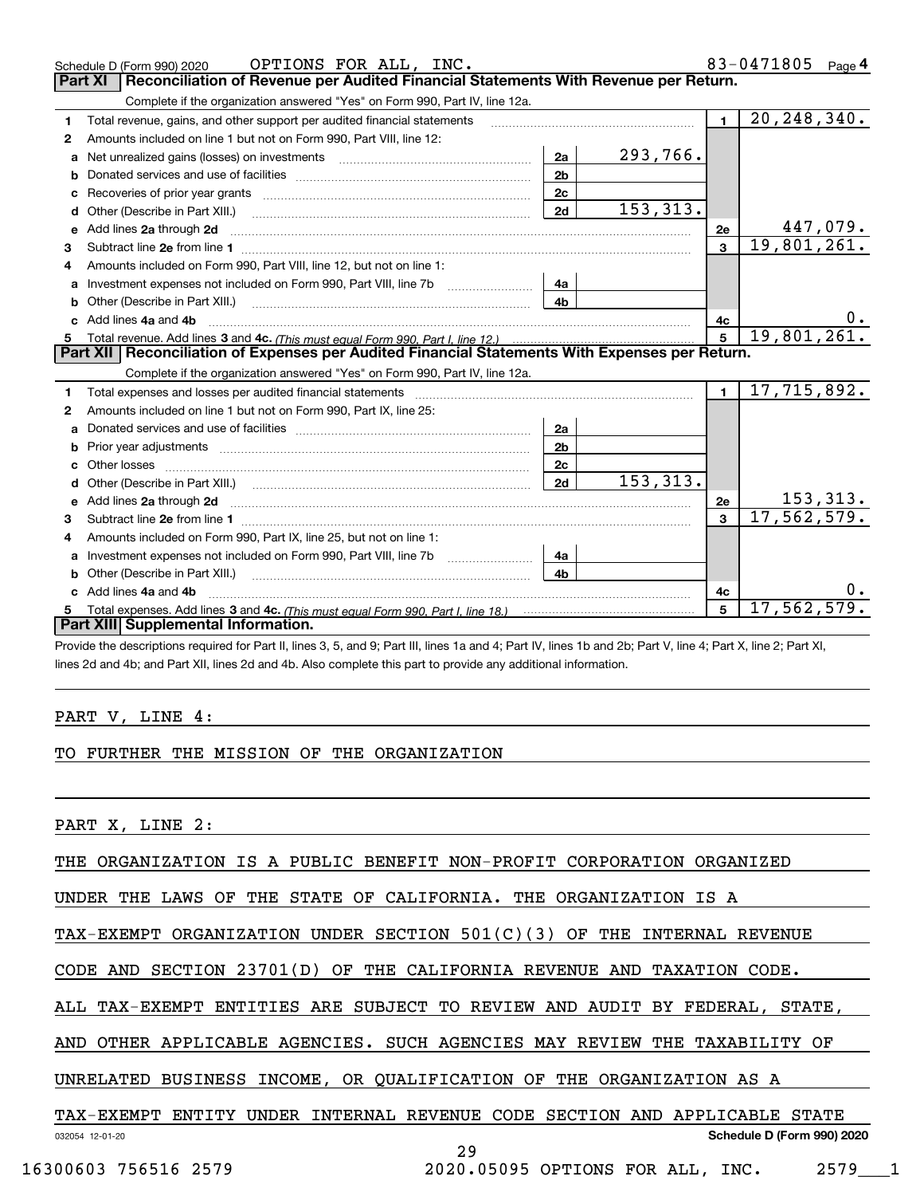Schedule D (Form 990) 2020 OPTIONS FOR ALL, INC. 83-0471805 Page 4

## Part XI Reconciliation of Revenue per Audited Financial Statements With Revenue per Return.

Complete if the organization answered "Yes" on Form 990, Part IV, line 12a.

| | | | | | |
|---|---|---|---|---|---|
| 1 | Total revenue, gains, and other support per audited financial statements | | | 1 | 20,248,340. |
| 2 | Amounts included on line 1 but not on Form 990, Part VIII, line 12: | | | | |
| a | Net unrealized gains (losses) on investments | 2a | 293,766. | | |
| b | Donated services and use of facilities | 2b | | | |
| c | Recoveries of prior year grants | 2c | | | |
| d | Other (Describe in Part XIII.) | 2d | 153,313. | | |
| e | Add lines 2a through 2d | | | 2e | 447,079. |
| 3 | Subtract line 2e from line 1 | | | 3 | 19,801,261. |
| 4 | Amounts included on Form 990, Part VIII, line 12, but not on line 1: | | | | |
| a | Investment expenses not included on Form 990, Part VIII, line 7b | 4a | | | |
| b | Other (Describe in Part XIII.) | 4b | | | |
| c | Add lines 4a and 4b | | | 4c | 0. |
| 5 | Total revenue. Add lines 3 and 4c. *(This must equal Form 990, Part I, line 12.)* | | | 5 | 19,801,261. |

## Part XII Reconciliation of Expenses per Audited Financial Statements With Expenses per Return.

Complete if the organization answered "Yes" on Form 990, Part IV, line 12a.

| | | | | | |
|---|---|---|---|---|---|
| 1 | Total expenses and losses per audited financial statements | | | 1 | 17,715,892. |
| 2 | Amounts included on line 1 but not on Form 990, Part IX, line 25: | | | | |
| a | Donated services and use of facilities | 2a | | | |
| b | Prior year adjustments | 2b | | | |
| c | Other losses | 2c | | | |
| d | Other (Describe in Part XIII.) | 2d | 153,313. | | |
| e | Add lines 2a through 2d | | | 2e | 153,313. |
| 3 | Subtract line 2e from line 1 | | | 3 | 17,562,579. |
| 4 | Amounts included on Form 990, Part IX, line 25, but not on line 1: | | | | |
| a | Investment expenses not included on Form 990, Part VIII, line 7b | 4a | | | |
| b | Other (Describe in Part XIII.) | 4b | | | |
| c | Add lines 4a and 4b | | | 4c | 0. |
| 5 | Total expenses. Add lines 3 and 4c. *(This must equal Form 990, Part I, line 18.)* | | | 5 | 17,562,579. |

## Part XIII Supplemental Information.

Provide the descriptions required for Part II, lines 3, 5, and 9; Part III, lines 1a and 4; Part IV, lines 1b and 2b; Part V, line 4; Part X, line 2; Part XI, lines 2d and 4b; and Part XII, lines 2d and 4b. Also complete this part to provide any additional information.

PART V, LINE 4:

TO FURTHER THE MISSION OF THE ORGANIZATION

PART X, LINE 2:

THE ORGANIZATION IS A PUBLIC BENEFIT NON-PROFIT CORPORATION ORGANIZED UNDER THE LAWS OF THE STATE OF CALIFORNIA. THE ORGANIZATION IS A TAX-EXEMPT ORGANIZATION UNDER SECTION 501(C)(3) OF THE INTERNAL REVENUE CODE AND SECTION 23701(D) OF THE CALIFORNIA REVENUE AND TAXATION CODE. ALL TAX-EXEMPT ENTITIES ARE SUBJECT TO REVIEW AND AUDIT BY FEDERAL, STATE, AND OTHER APPLICABLE AGENCIES. SUCH AGENCIES MAY REVIEW THE TAXABILITY OF UNRELATED BUSINESS INCOME, OR QUALIFICATION OF THE ORGANIZATION AS A TAX-EXEMPT ENTITY UNDER INTERNAL REVENUE CODE SECTION AND APPLICABLE STATE

032054 12-01-20 Schedule D (Form 990) 2020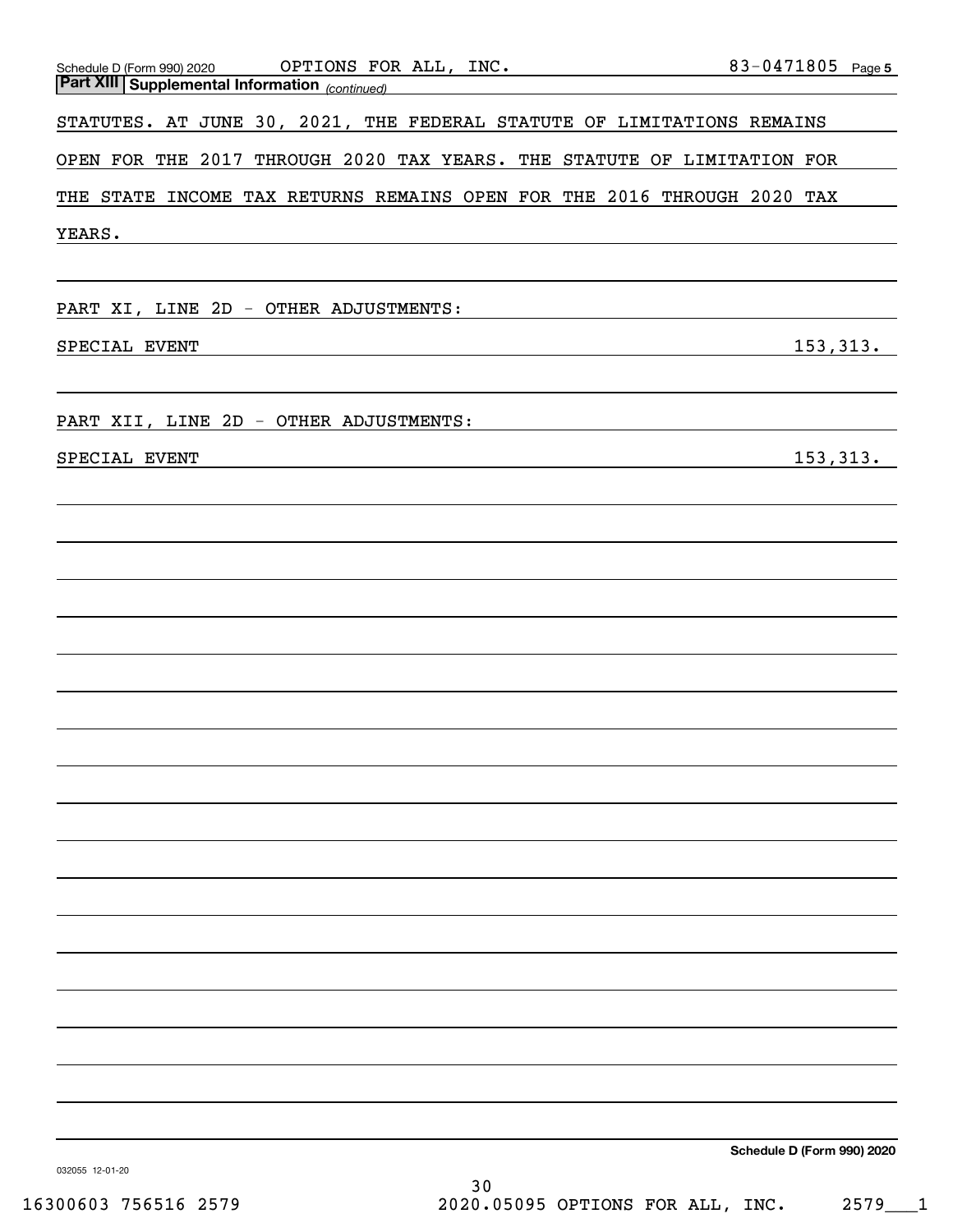**Part XIII Supplemental Information** *(continued)*

STATUTES. AT JUNE 30, 2021, THE FEDERAL STATUTE OF LIMITATIONS REMAINS OPEN FOR THE 2017 THROUGH 2020 TAX YEARS. THE STATUTE OF LIMITATION FOR THE STATE INCOME TAX RETURNS REMAINS OPEN FOR THE 2016 THROUGH 2020 TAX YEARS.

PART XI, LINE 2D - OTHER ADJUSTMENTS:

| | |
|---|---|
| SPECIAL EVENT | 153,313. |

PART XII, LINE 2D - OTHER ADJUSTMENTS:

| | |
|---|---|
| SPECIAL EVENT | 153,313. |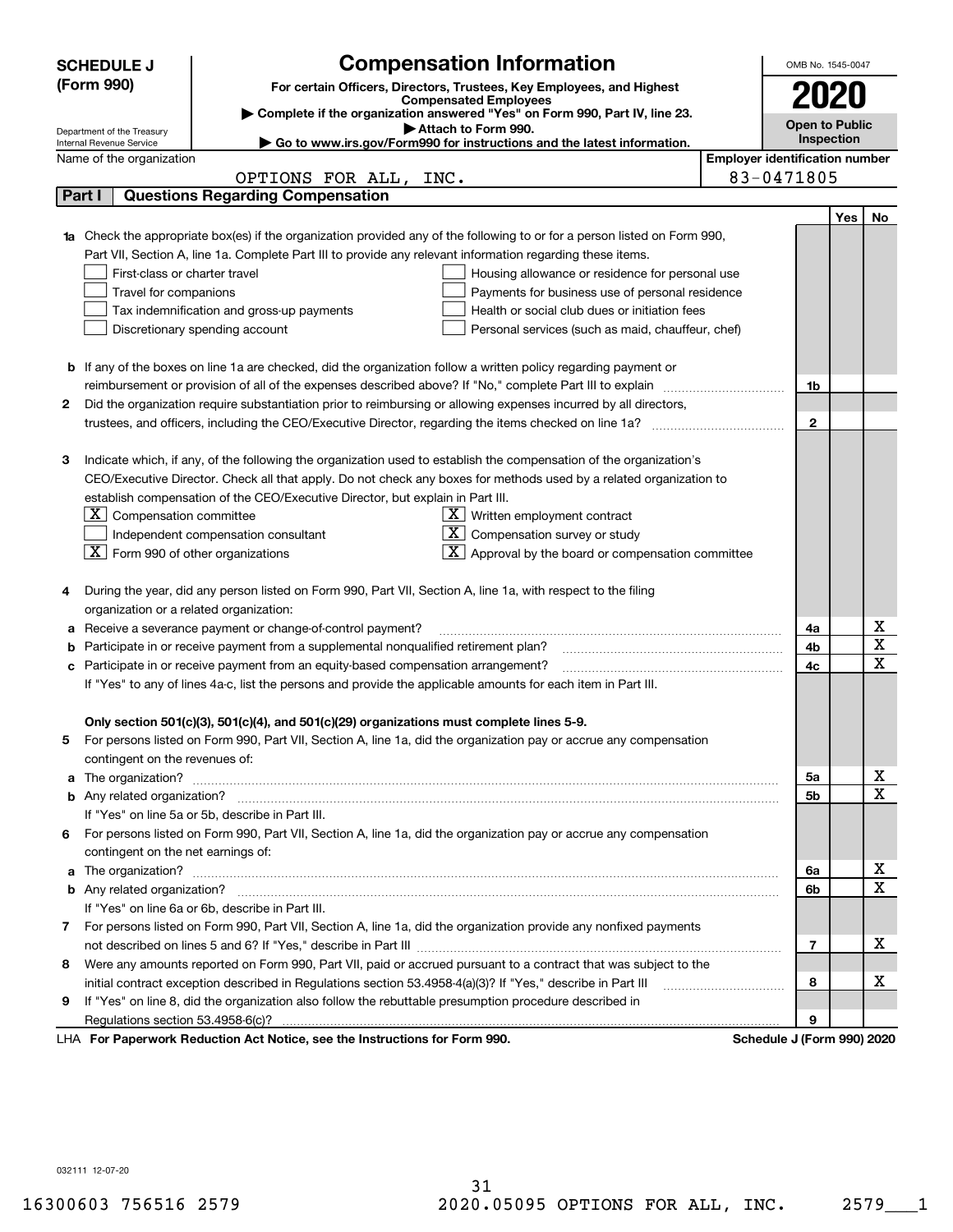# SCHEDULE J (Form 990)

Department of the Treasury
Internal Revenue Service

## Compensation Information

**For certain Officers, Directors, Trustees, Key Employees, and Highest Compensated Employees**

▶ Complete if the organization answered "Yes" on Form 990, Part IV, line 23.
▶ Attach to Form 990.
▶ Go to www.irs.gov/Form990 for instructions and the latest information.

OMB No. 1545-0047

**2020**

**Open to Public Inspection**

Name of the organization: OPTIONS FOR ALL, INC.

**Employer identification number:** 83-0471805

### Part I — Questions Regarding Compensation

| | | | Yes | No |
|---|---|---|---|---|
| **1a** | Check the appropriate box(es) if the organization provided any of the following to or for a person listed on Form 990, Part VII, Section A, line 1a. Complete Part III to provide any relevant information regarding these items.<br>☐ First-class or charter travel ☐ Housing allowance or residence for personal use<br>☐ Travel for companions ☐ Payments for business use of personal residence<br>☐ Tax indemnification and gross-up payments ☐ Health or social club dues or initiation fees<br>☐ Discretionary spending account ☐ Personal services (such as maid, chauffeur, chef) | | | |
| **b** | If any of the boxes on line 1a are checked, did the organization follow a written policy regarding payment or reimbursement or provision of all of the expenses described above? If "No," complete Part III to explain | 1b | | |
| **2** | Did the organization require substantiation prior to reimbursing or allowing expenses incurred by all directors, trustees, and officers, including the CEO/Executive Director, regarding the items checked on line 1a? | 2 | | |
| **3** | Indicate which, if any, of the following the organization used to establish the compensation of the organization's CEO/Executive Director. Check all that apply. Do not check any boxes for methods used by a related organization to establish compensation of the CEO/Executive Director, but explain in Part III.<br>☒ Compensation committee ☒ Written employment contract<br>☐ Independent compensation consultant ☒ Compensation survey or study<br>☒ Form 990 of other organizations ☒ Approval by the board or compensation committee | | | |
| **4** | During the year, did any person listed on Form 990, Part VII, Section A, line 1a, with respect to the filing organization or a related organization: | | | |
| **a** | Receive a severance payment or change-of-control payment? | 4a | | X |
| **b** | Participate in or receive payment from a supplemental nonqualified retirement plan? | 4b | | X |
| **c** | Participate in or receive payment from an equity-based compensation arrangement? | 4c | | X |
| | If "Yes" to any of lines 4a-c, list the persons and provide the applicable amounts for each item in Part III. | | | |
| | **Only section 501(c)(3), 501(c)(4), and 501(c)(29) organizations must complete lines 5-9.** | | | |
| **5** | For persons listed on Form 990, Part VII, Section A, line 1a, did the organization pay or accrue any compensation contingent on the revenues of: | | | |
| **a** | The organization? | 5a | | X |
| **b** | Any related organization? | 5b | | X |
| | If "Yes" on line 5a or 5b, describe in Part III. | | | |
| **6** | For persons listed on Form 990, Part VII, Section A, line 1a, did the organization pay or accrue any compensation contingent on the net earnings of: | | | |
| **a** | The organization? | 6a | | X |
| **b** | Any related organization? | 6b | | X |
| | If "Yes" on line 6a or 6b, describe in Part III. | | | |
| **7** | For persons listed on Form 990, Part VII, Section A, line 1a, did the organization provide any nonfixed payments not described on lines 5 and 6? If "Yes," describe in Part III | 7 | | X |
| **8** | Were any amounts reported on Form 990, Part VII, paid or accrued pursuant to a contract that was subject to the initial contract exception described in Regulations section 53.4958-4(a)(3)? If "Yes," describe in Part III | 8 | | X |
| **9** | If "Yes" on line 8, did the organization also follow the rebuttable presumption procedure described in Regulations section 53.4958-6(c)? | 9 | | |

LHA **For Paperwork Reduction Act Notice, see the Instructions for Form 990.** **Schedule J (Form 990) 2020**

032111 12-07-20

16300603 756516 2579 2020.05095 OPTIONS FOR ALL, INC. 2579___1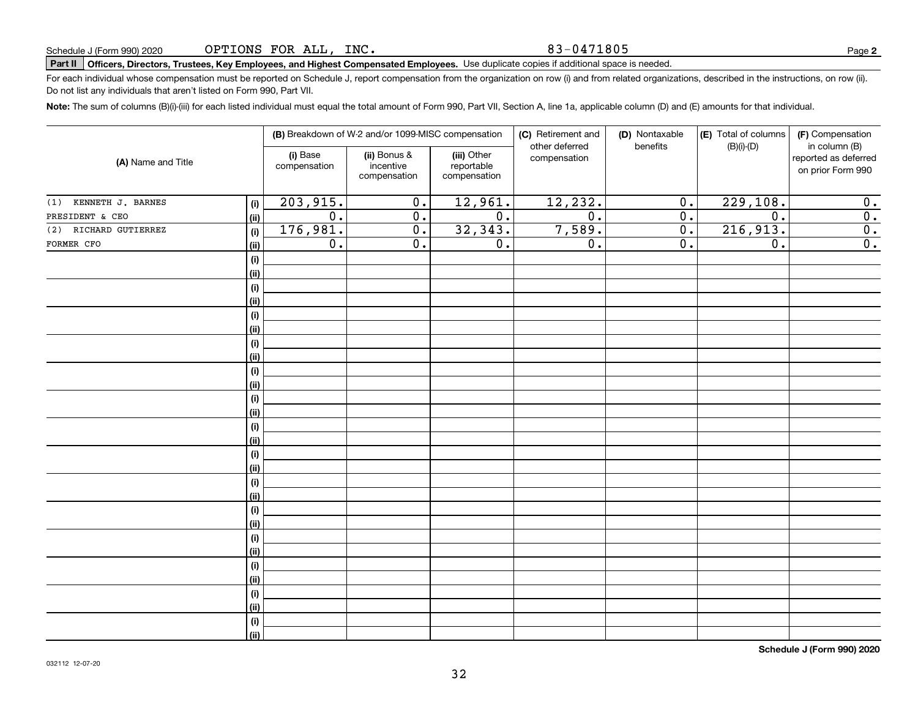Schedule J (Form 990) 2020 OPTIONS FOR ALL, INC. 83-0471805 Page **2**

**Part II** **Officers, Directors, Trustees, Key Employees, and Highest Compensated Employees.** Use duplicate copies if additional space is needed.

For each individual whose compensation must be reported on Schedule J, report compensation from the organization on row (i) and from related organizations, described in the instructions, on row (ii). Do not list any individuals that aren't listed on Form 990, Part VII.

**Note:** The sum of columns (B)(i)-(iii) for each listed individual must equal the total amount of Form 990, Part VII, Section A, line 1a, applicable column (D) and (E) amounts for that individual.

| (A) Name and Title | | (B) Breakdown of W-2 and/or 1099-MISC compensation | | | (C) Retirement and other deferred compensation | (D) Nontaxable benefits | (E) Total of columns (B)(i)-(D) | (F) Compensation in column (B) reported as deferred on prior Form 990 |
|---|---|---|---|---|---|---|---|---|
| | | (i) Base compensation | (ii) Bonus & incentive compensation | (iii) Other reportable compensation | | | | |
| (1) KENNETH J. BARNES | (i) | 203,915. | 0. | 12,961. | 12,232. | 0. | 229,108. | 0. |
| PRESIDENT & CEO | (ii) | 0. | 0. | 0. | 0. | 0. | 0. | 0. |
| (2) RICHARD GUTIERREZ | (i) | 176,981. | 0. | 32,343. | 7,589. | 0. | 216,913. | 0. |
| FORMER CFO | (ii) | 0. | 0. | 0. | 0. | 0. | 0. | 0. |
| | (i) | | | | | | | |
| | (ii) | | | | | | | |
| | (i) | | | | | | | |
| | (ii) | | | | | | | |
| | (i) | | | | | | | |
| | (ii) | | | | | | | |
| | (i) | | | | | | | |
| | (ii) | | | | | | | |
| | (i) | | | | | | | |
| | (ii) | | | | | | | |
| | (i) | | | | | | | |
| | (ii) | | | | | | | |
| | (i) | | | | | | | |
| | (ii) | | | | | | | |
| | (i) | | | | | | | |
| | (ii) | | | | | | | |
| | (i) | | | | | | | |
| | (ii) | | | | | | | |
| | (i) | | | | | | | |
| | (ii) | | | | | | | |
| | (i) | | | | | | | |
| | (ii) | | | | | | | |
| | (i) | | | | | | | |
| | (ii) | | | | | | | |
| | (i) | | | | | | | |
| | (ii) | | | | | | | |
| | (i) | | | | | | | |
| | (ii) | | | | | | | |

**Schedule J (Form 990) 2020**

032112 12-07-20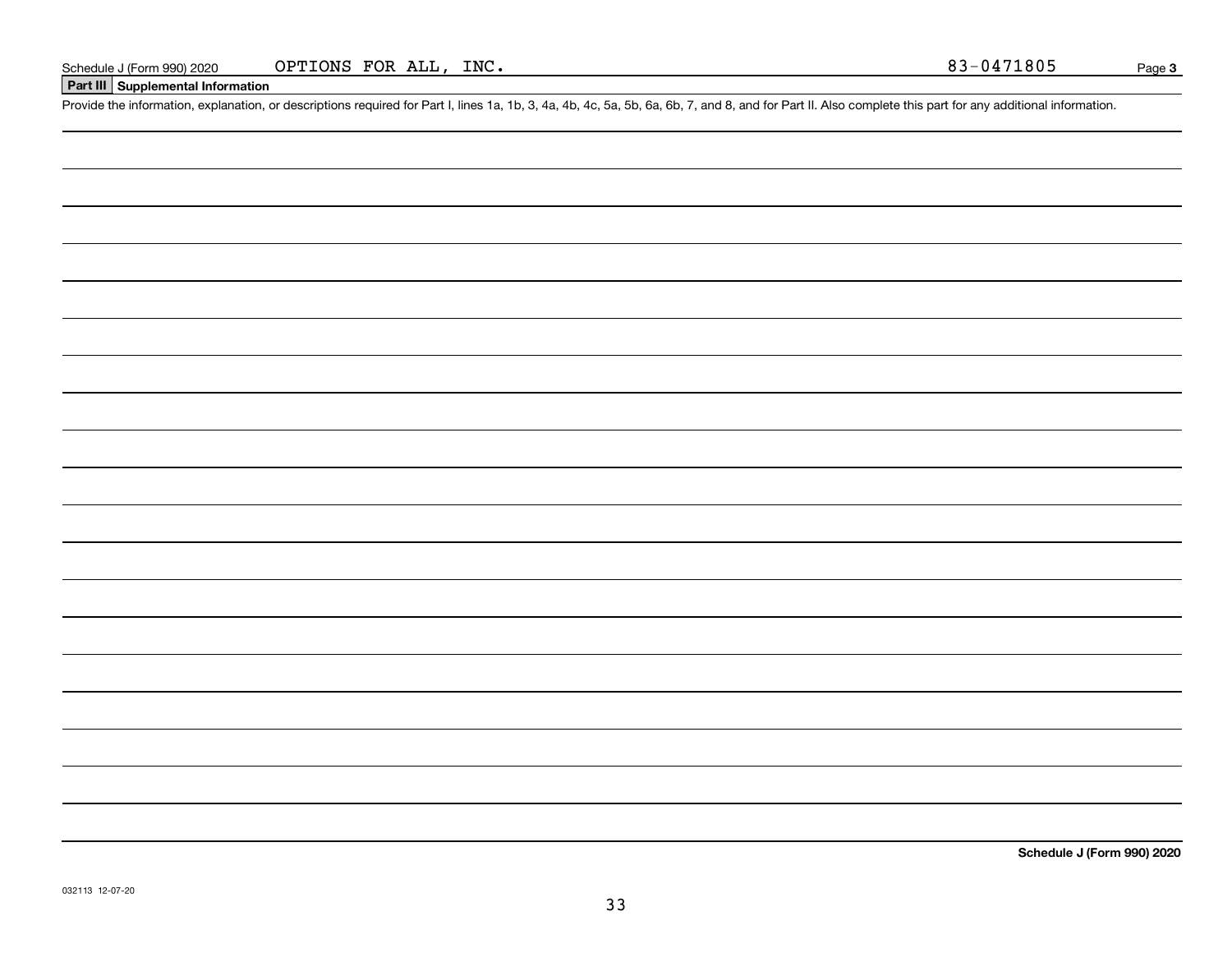Schedule J (Form 990) 2020 OPTIONS FOR ALL, INC. 83-0471805

**Part III Supplemental Information**

Provide the information, explanation, or descriptions required for Part I, lines 1a, 1b, 3, 4a, 4b, 4c, 5a, 5b, 6a, 6b, 7, and 8, and for Part II. Also complete this part for any additional information.

**Schedule J (Form 990) 2020**

032113 12-07-20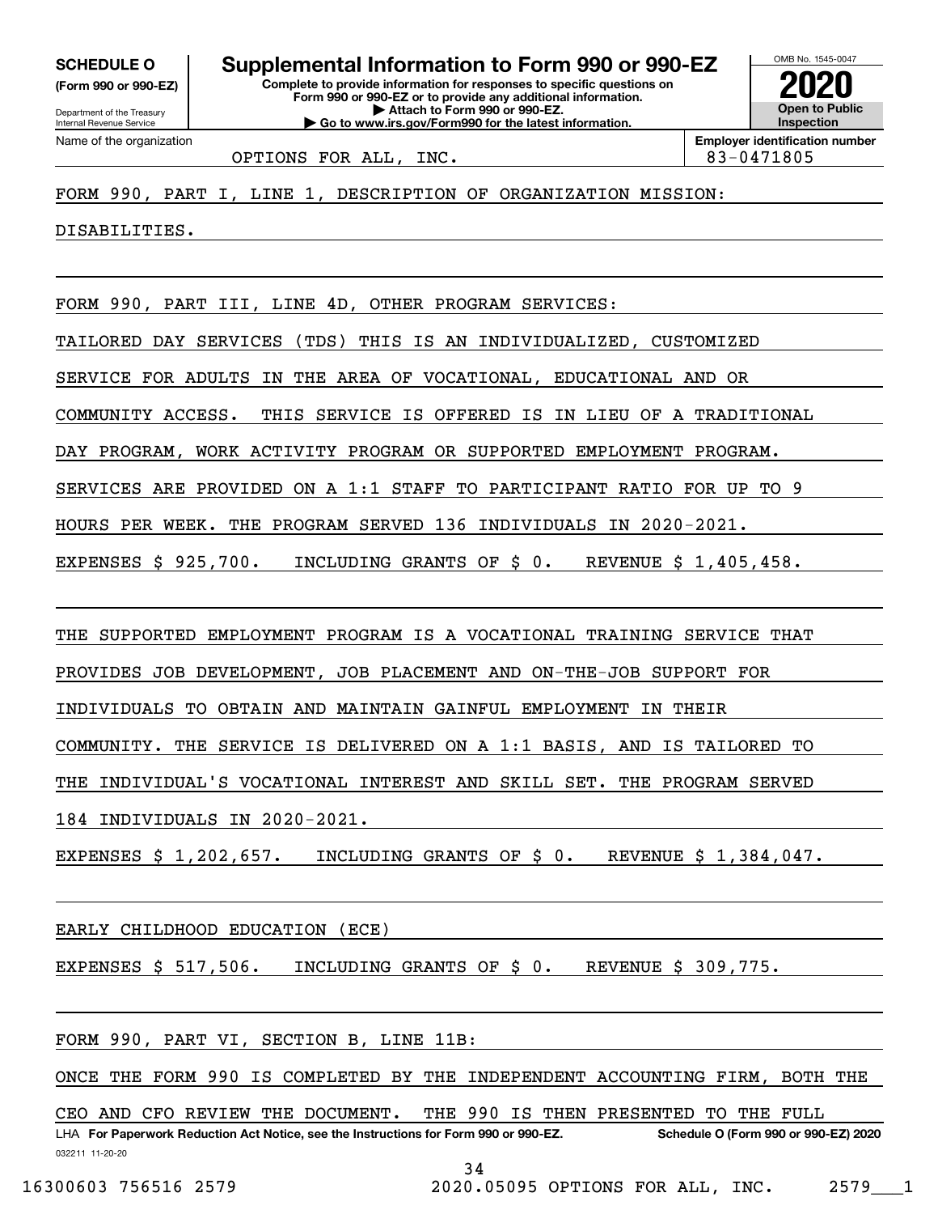**SCHEDULE O**
**(Form 990 or 990-EZ)**

Department of the Treasury
Internal Revenue Service

# Supplemental Information to Form 990 or 990-EZ

**Complete to provide information for responses to specific questions on Form 990 or 990-EZ or to provide any additional information.**
**▶ Attach to Form 990 or 990-EZ.**
**▶ Go to www.irs.gov/Form990 for the latest information.**

OMB No. 1545-0047

**2020**

**Open to Public Inspection**

| Name of the organization | Employer identification number |
|---|---|
| OPTIONS FOR ALL, INC. | 83-0471805 |

FORM 990, PART I, LINE 1, DESCRIPTION OF ORGANIZATION MISSION:

DISABILITIES.

FORM 990, PART III, LINE 4D, OTHER PROGRAM SERVICES:

TAILORED DAY SERVICES (TDS) THIS IS AN INDIVIDUALIZED, CUSTOMIZED SERVICE FOR ADULTS IN THE AREA OF VOCATIONAL, EDUCATIONAL AND OR COMMUNITY ACCESS. THIS SERVICE IS OFFERED IS IN LIEU OF A TRADITIONAL DAY PROGRAM, WORK ACTIVITY PROGRAM OR SUPPORTED EMPLOYMENT PROGRAM. SERVICES ARE PROVIDED ON A 1:1 STAFF TO PARTICIPANT RATIO FOR UP TO 9 HOURS PER WEEK. THE PROGRAM SERVED 136 INDIVIDUALS IN 2020-2021.

EXPENSES $ 925,700. INCLUDING GRANTS OF $ 0. REVENUE $ 1,405,458.

THE SUPPORTED EMPLOYMENT PROGRAM IS A VOCATIONAL TRAINING SERVICE THAT PROVIDES JOB DEVELOPMENT, JOB PLACEMENT AND ON-THE-JOB SUPPORT FOR INDIVIDUALS TO OBTAIN AND MAINTAIN GAINFUL EMPLOYMENT IN THEIR COMMUNITY. THE SERVICE IS DELIVERED ON A 1:1 BASIS, AND IS TAILORED TO THE INDIVIDUAL'S VOCATIONAL INTEREST AND SKILL SET. THE PROGRAM SERVED 184 INDIVIDUALS IN 2020-2021.

EXPENSES $ 1,202,657. INCLUDING GRANTS OF $ 0. REVENUE $ 1,384,047.

EARLY CHILDHOOD EDUCATION (ECE)

EXPENSES $ 517,506. INCLUDING GRANTS OF $ 0. REVENUE $ 309,775.

FORM 990, PART VI, SECTION B, LINE 11B:

ONCE THE FORM 990 IS COMPLETED BY THE INDEPENDENT ACCOUNTING FIRM, BOTH THE CEO AND CFO REVIEW THE DOCUMENT. THE 990 IS THEN PRESENTED TO THE FULL

LHA **For Paperwork Reduction Act Notice, see the Instructions for Form 990 or 990-EZ.** **Schedule O (Form 990 or 990-EZ) 2020**

032211 11-20-20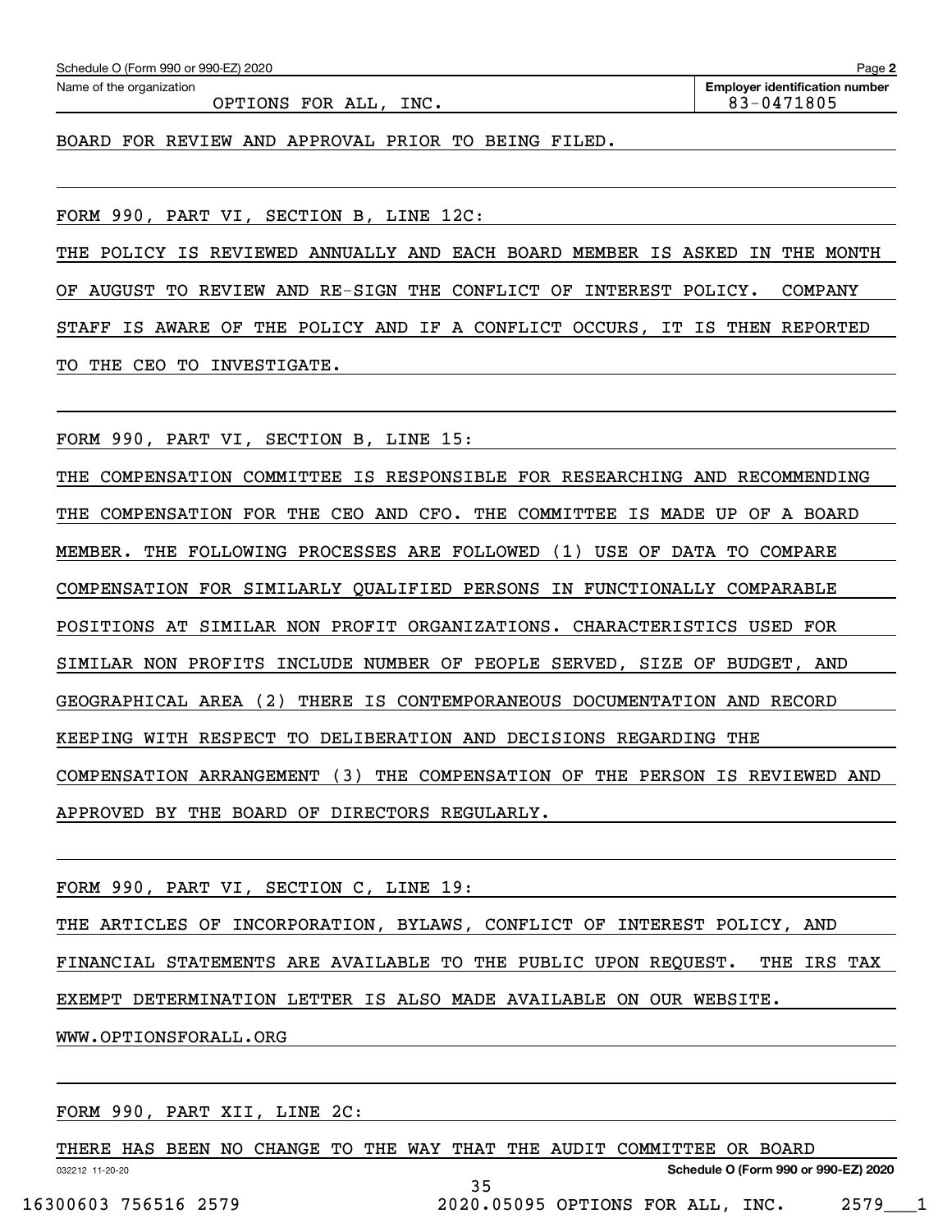Schedule O (Form 990 or 990-EZ) 2020

Name of the organization: OPTIONS FOR ALL, INC.

Employer identification number: 83-0471805

BOARD FOR REVIEW AND APPROVAL PRIOR TO BEING FILED.

FORM 990, PART VI, SECTION B, LINE 12C:

THE POLICY IS REVIEWED ANNUALLY AND EACH BOARD MEMBER IS ASKED IN THE MONTH OF AUGUST TO REVIEW AND RE-SIGN THE CONFLICT OF INTEREST POLICY. COMPANY STAFF IS AWARE OF THE POLICY AND IF A CONFLICT OCCURS, IT IS THEN REPORTED TO THE CEO TO INVESTIGATE.

FORM 990, PART VI, SECTION B, LINE 15:

THE COMPENSATION COMMITTEE IS RESPONSIBLE FOR RESEARCHING AND RECOMMENDING THE COMPENSATION FOR THE CEO AND CFO. THE COMMITTEE IS MADE UP OF A BOARD MEMBER. THE FOLLOWING PROCESSES ARE FOLLOWED (1) USE OF DATA TO COMPARE COMPENSATION FOR SIMILARLY QUALIFIED PERSONS IN FUNCTIONALLY COMPARABLE POSITIONS AT SIMILAR NON PROFIT ORGANIZATIONS. CHARACTERISTICS USED FOR SIMILAR NON PROFITS INCLUDE NUMBER OF PEOPLE SERVED, SIZE OF BUDGET, AND GEOGRAPHICAL AREA (2) THERE IS CONTEMPORANEOUS DOCUMENTATION AND RECORD KEEPING WITH RESPECT TO DELIBERATION AND DECISIONS REGARDING THE COMPENSATION ARRANGEMENT (3) THE COMPENSATION OF THE PERSON IS REVIEWED AND APPROVED BY THE BOARD OF DIRECTORS REGULARLY.

FORM 990, PART VI, SECTION C, LINE 19:

THE ARTICLES OF INCORPORATION, BYLAWS, CONFLICT OF INTEREST POLICY, AND FINANCIAL STATEMENTS ARE AVAILABLE TO THE PUBLIC UPON REQUEST. THE IRS TAX EXEMPT DETERMINATION LETTER IS ALSO MADE AVAILABLE ON OUR WEBSITE. WWW.OPTIONSFORALL.ORG

FORM 990, PART XII, LINE 2C:

THERE HAS BEEN NO CHANGE TO THE WAY THAT THE AUDIT COMMITTEE OR BOARD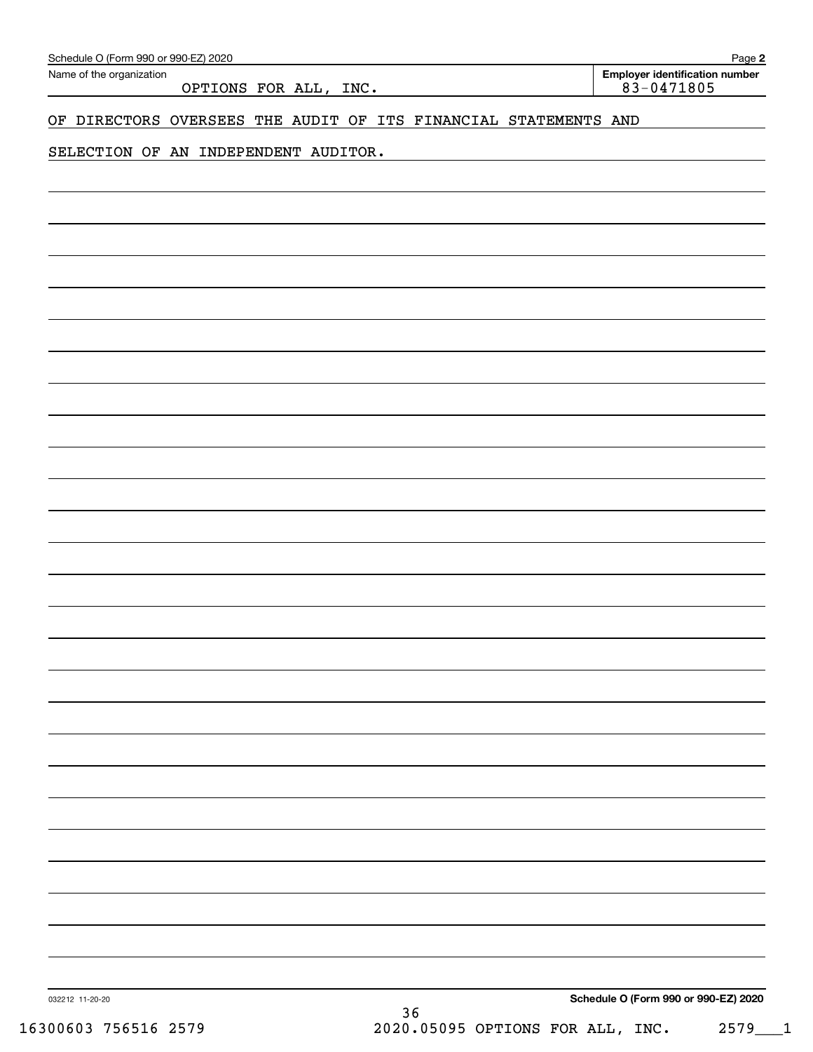Name of the organization: OPTIONS FOR ALL, INC.

Employer identification number: 83-0471805

OF DIRECTORS OVERSEES THE AUDIT OF ITS FINANCIAL STATEMENTS AND

SELECTION OF AN INDEPENDENT AUDITOR.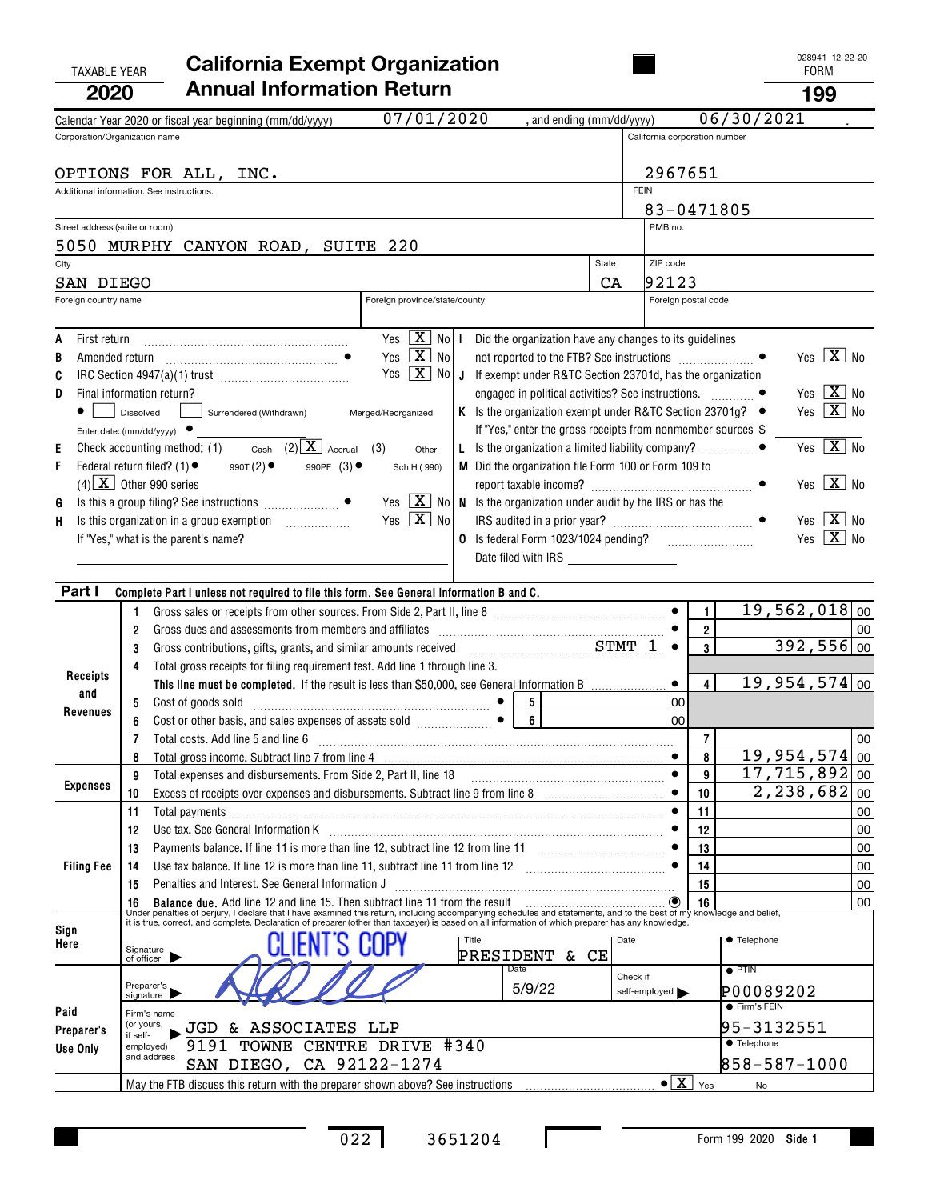028941 12-22-20

TAXABLE YEAR **2020**

# California Exempt Organization Annual Information Return

FORM **199**

Calendar Year 2020 or fiscal year beginning (mm/dd/yyyy) 07/01/2020 , and ending (mm/dd/yyyy) 06/30/2021 .

| Corporation/Organization name | California corporation number |
|---|---|
| OPTIONS FOR ALL, INC. | 2967651 |
| Additional information. See instructions. | FEIN 83-0471805 |
| Street address (suite or room) 5050 MURPHY CANYON ROAD, SUITE 220 | PMB no. |
| City SAN DIEGO | State CA | ZIP code 92123 |
| Foreign country name | Foreign province/state/county | Foreign postal code |

A First return ..... Yes [X] No
B Amended return ..... ● Yes [X] No
C IRC Section 4947(a)(1) trust ..... Yes [X] No
D Final information return?
● [ ] Dissolved [ ] Surrendered (Withdrawn) Merged/Reorganized
Enter date: (mm/dd/yyyy) ●
E Check accounting method: (1) Cash (2) [X] Accrual (3) Other
F Federal return filed? (1) ● 990T (2) ● 990PF (3) ● Sch H (990)
(4) [X] Other 990 series
G Is this a group filing? See instructions ..... ● Yes [X] No
H Is this organization in a group exemption ..... Yes [X] No
If "Yes," what is the parent's name?

I Did the organization have any changes to its guidelines not reported to the FTB? See instructions ..... ● Yes [X] No
J If exempt under R&TC Section 23701d, has the organization engaged in political activities? See instructions. ..... ● Yes [X] No
K Is the organization exempt under R&TC Section 23701g? ● Yes [X] No
If "Yes," enter the gross receipts from nonmember sources $
L Is the organization a limited liability company? ..... ● Yes [X] No
M Did the organization file Form 100 or Form 109 to report taxable income? ..... ● Yes [X] No
N Is the organization under audit by the IRS or has the IRS audited in a prior year? ..... ● Yes [X] No
O Is federal Form 1023/1024 pending? ..... Yes [X] No
Date filed with IRS

## Part I Complete Part I unless not required to file this form. See General Information B and C.

| Section | Line | Description | Line no. | Amount |
|---|---|---|---|---|
| Receipts and Revenues | 1 | Gross sales or receipts from other sources. From Side 2, Part II, line 8 ● | 1 | 19,562,018 00 |
| | 2 | Gross dues and assessments from members and affiliates ● | 2 | 00 |
| | 3 | Gross contributions, gifts, grants, and similar amounts received STMT 1 ● | 3 | 392,556 00 |
| | 4 | Total gross receipts for filing requirement test. Add line 1 through line 3. **This line must be completed.** If the result is less than $50,000, see General Information B ● | 4 | 19,954,574 00 |
| | 5 | Cost of goods sold ● 5 00 | | |
| | 6 | Cost or other basis, and sales expenses of assets sold ● 6 00 | | |
| | 7 | Total costs. Add line 5 and line 6 | 7 | 00 |
| | 8 | Total gross income. Subtract line 7 from line 4 ● | 8 | 19,954,574 00 |
| Expenses | 9 | Total expenses and disbursements. From Side 2, Part II, line 18 ● | 9 | 17,715,892 00 |
| | 10 | Excess of receipts over expenses and disbursements. Subtract line 9 from line 8 ● | 10 | 2,238,682 00 |
| Filing Fee | 11 | Total payments ● | 11 | 00 |
| | 12 | Use tax. See General Information K ● | 12 | 00 |
| | 13 | Payments balance. If line 11 is more than line 12, subtract line 12 from line 11 ● | 13 | 00 |
| | 14 | Use tax balance. If line 12 is more than line 11, subtract line 11 from line 12 ● | 14 | 00 |
| | 15 | Penalties and Interest. See General Information J | 15 | 00 |
| | 16 | **Balance due.** Add line 12 and line 15. Then subtract line 11 from the result ◉ | 16 | 00 |

Under penalties of perjury, I declare that I have examined this return, including accompanying schedules and statements, and to the best of my knowledge and belief, it is true, correct, and complete. Declaration of preparer (other than taxpayer) is based on all information of which preparer has any knowledge.

**Sign Here** Signature of officer ▶ CLIENT'S COPY | Title PRESIDENT & CE | Date | ● Telephone

**Paid Preparer's Use Only**
Preparer's signature ▶ [signature] | Date 5/9/22 | Check if self-employed ▶ | ● PTIN P00089202
Firm's name (or yours, if self-employed) and address ▶ JGD & ASSOCIATES LLP, 9191 TOWNE CENTRE DRIVE #340, SAN DIEGO, CA 92122-1274 | ● Firm's FEIN 95-3132551 | ● Telephone 858-587-1000

May the FTB discuss this return with the preparer shown above? See instructions ..... ● [X] Yes No

022 3651204 Form 199 2020 Side 1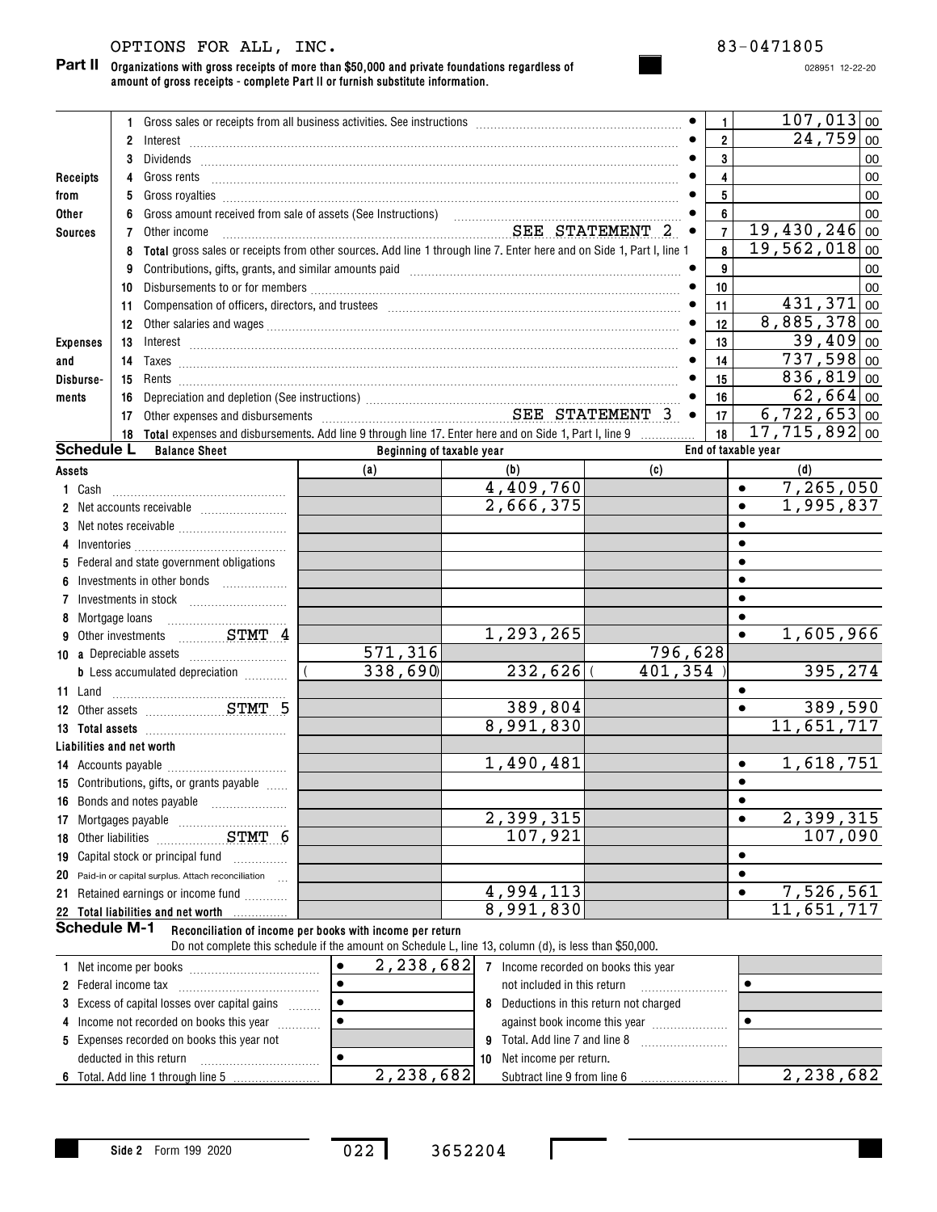OPTIONS FOR ALL, INC. 83-0471805

028951 12-22-20

**Part II** **Organizations with gross receipts of more than $50,000 and private foundations regardless of amount of gross receipts - complete Part II or furnish substitute information.**

| Section | Line | Description | Line No. | Amount |
|---|---|---|---|---|
| Receipts from Other Sources | 1 | Gross sales or receipts from all business activities. See instructions | 1 | 107,013 00 |
| | 2 | Interest | 2 | 24,759 00 |
| | 3 | Dividends | 3 | 00 |
| | 4 | Gross rents | 4 | 00 |
| | 5 | Gross royalties | 5 | 00 |
| | 6 | Gross amount received from sale of assets (See Instructions) | 6 | 00 |
| | 7 | Other income SEE STATEMENT 2 | 7 | 19,430,246 00 |
| | 8 | **Total** gross sales or receipts from other sources. Add line 1 through line 7. Enter here and on Side 1, Part I, line 1 | 8 | 19,562,018 00 |
| Expenses and Disbursements | 9 | Contributions, gifts, grants, and similar amounts paid | 9 | 00 |
| | 10 | Disbursements to or for members | 10 | 00 |
| | 11 | Compensation of officers, directors, and trustees | 11 | 431,371 00 |
| | 12 | Other salaries and wages | 12 | 8,885,378 00 |
| | 13 | Interest | 13 | 39,409 00 |
| | 14 | Taxes | 14 | 737,598 00 |
| | 15 | Rents | 15 | 836,819 00 |
| | 16 | Depreciation and depletion (See instructions) | 16 | 62,664 00 |
| | 17 | Other expenses and disbursements SEE STATEMENT 3 | 17 | 6,722,653 00 |
| | 18 | **Total** expenses and disbursements. Add line 9 through line 17. Enter here and on Side 1, Part I, line 9 | 18 | 17,715,892 00 |

**Schedule L** **Balance Sheet**

| Assets | Beginning of taxable year (a) | Beginning of taxable year (b) | End of taxable year (c) | End of taxable year (d) |
|---|---|---|---|---|
| 1 Cash | | 4,409,760 | | 7,265,050 |
| 2 Net accounts receivable | | 2,666,375 | | 1,995,837 |
| 3 Net notes receivable | | | | |
| 4 Inventories | | | | |
| 5 Federal and state government obligations | | | | |
| 6 Investments in other bonds | | | | |
| 7 Investments in stock | | | | |
| 8 Mortgage loans | | | | |
| 9 Other investments STMT 4 | | 1,293,265 | | 1,605,966 |
| 10 a Depreciable assets | 571,316 | | 796,628 | |
| b Less accumulated depreciation | ( 338,690) | 232,626 | ( 401,354 ) | 395,274 |
| 11 Land | | | | |
| 12 Other assets STMT 5 | | 389,804 | | 389,590 |
| 13 **Total assets** | | 8,991,830 | | 11,651,717 |
| **Liabilities and net worth** | | | | |
| 14 Accounts payable | | 1,490,481 | | 1,618,751 |
| 15 Contributions, gifts, or grants payable | | | | |
| 16 Bonds and notes payable | | | | |
| 17 Mortgages payable | | 2,399,315 | | 2,399,315 |
| 18 Other liabilities STMT 6 | | 107,921 | | 107,090 |
| 19 Capital stock or principal fund | | | | |
| 20 Paid-in or capital surplus. Attach reconciliation | | | | |
| 21 Retained earnings or income fund | | 4,994,113 | | 7,526,561 |
| 22 **Total liabilities and net worth** | | 8,991,830 | | 11,651,717 |

**Schedule M-1** **Reconciliation of income per books with income per return**

Do not complete this schedule if the amount on Schedule L, line 13, column (d), is less than $50,000.

| | | | |
|---|---|---|---|
| 1 Net income per books | 2,238,682 | 7 Income recorded on books this year not included in this return | |
| 2 Federal income tax | | | |
| 3 Excess of capital losses over capital gains | | 8 Deductions in this return not charged against book income this year | |
| 4 Income not recorded on books this year | | | |
| 5 Expenses recorded on books this year not deducted in this return | | 9 Total. Add line 7 and line 8 | |
| | | 10 Net income per return. Subtract line 9 from line 6 | 2,238,682 |
| 6 Total. Add line 1 through line 5 | 2,238,682 | | |

Side 2 Form 199 2020 022 3652204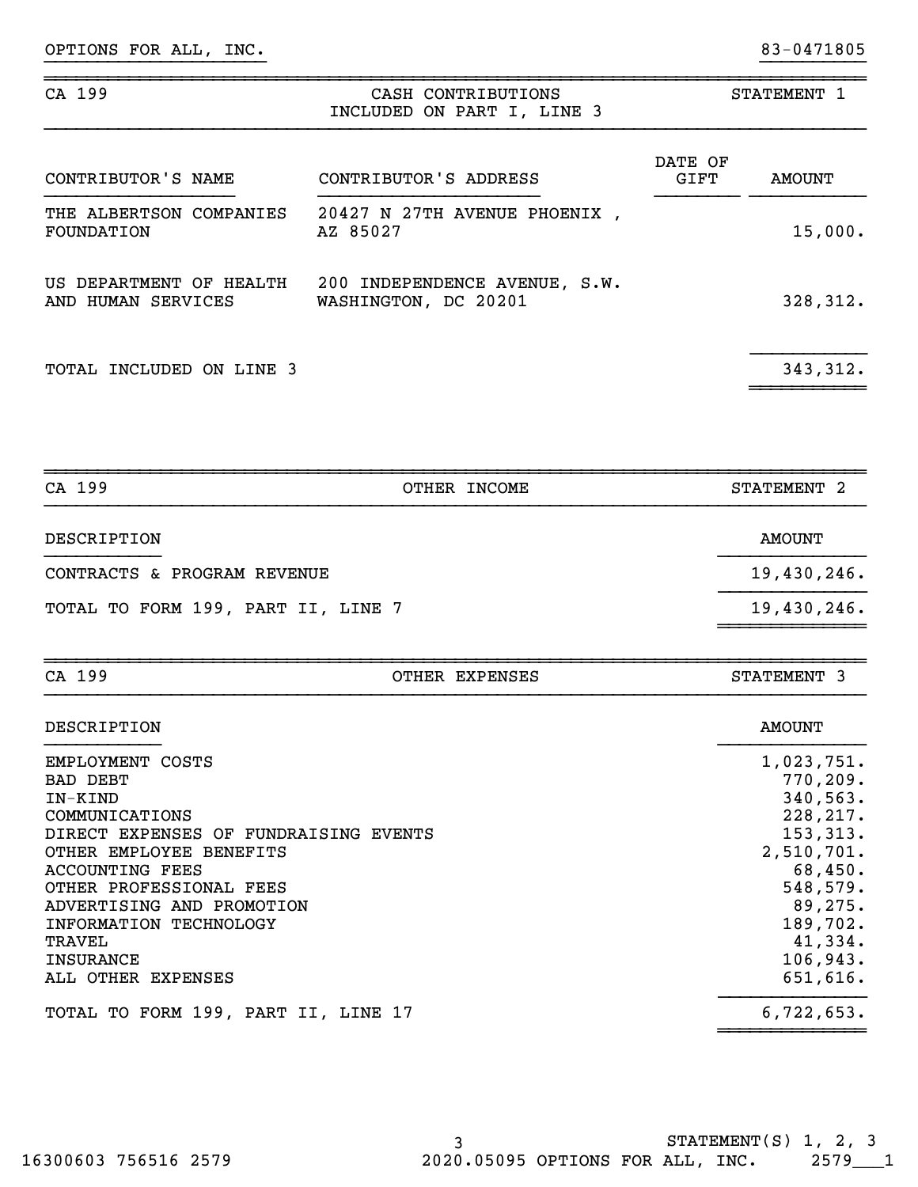OPTIONS FOR ALL, INC. 83-0471805

## CA 199 — CASH CONTRIBUTIONS INCLUDED ON PART I, LINE 3 — STATEMENT 1

| CONTRIBUTOR'S NAME | CONTRIBUTOR'S ADDRESS | DATE OF GIFT | AMOUNT |
|---|---|---|---|
| THE ALBERTSON COMPANIES FOUNDATION | 20427 N 27TH AVENUE PHOENIX , AZ 85027 | | 15,000. |
| US DEPARTMENT OF HEALTH AND HUMAN SERVICES | 200 INDEPENDENCE AVENUE, S.W. WASHINGTON, DC 20201 | | 328,312. |
| TOTAL INCLUDED ON LINE 3 | | | 343,312. |

## CA 199 — OTHER INCOME — STATEMENT 2

| DESCRIPTION | AMOUNT |
|---|---|
| CONTRACTS & PROGRAM REVENUE | 19,430,246. |
| TOTAL TO FORM 199, PART II, LINE 7 | 19,430,246. |

## CA 199 — OTHER EXPENSES — STATEMENT 3

| DESCRIPTION | AMOUNT |
|---|---|
| EMPLOYMENT COSTS | 1,023,751. |
| BAD DEBT | 770,209. |
| IN-KIND | 340,563. |
| COMMUNICATIONS | 228,217. |
| DIRECT EXPENSES OF FUNDRAISING EVENTS | 153,313. |
| OTHER EMPLOYEE BENEFITS | 2,510,701. |
| ACCOUNTING FEES | 68,450. |
| OTHER PROFESSIONAL FEES | 548,579. |
| ADVERTISING AND PROMOTION | 89,275. |
| INFORMATION TECHNOLOGY | 189,702. |
| TRAVEL | 41,334. |
| INSURANCE | 106,943. |
| ALL OTHER EXPENSES | 651,616. |
| TOTAL TO FORM 199, PART II, LINE 17 | 6,722,653. |

STATEMENT(S) 1, 2, 3

16300603 756516 2579 2020.05095 OPTIONS FOR ALL, INC. 2579___1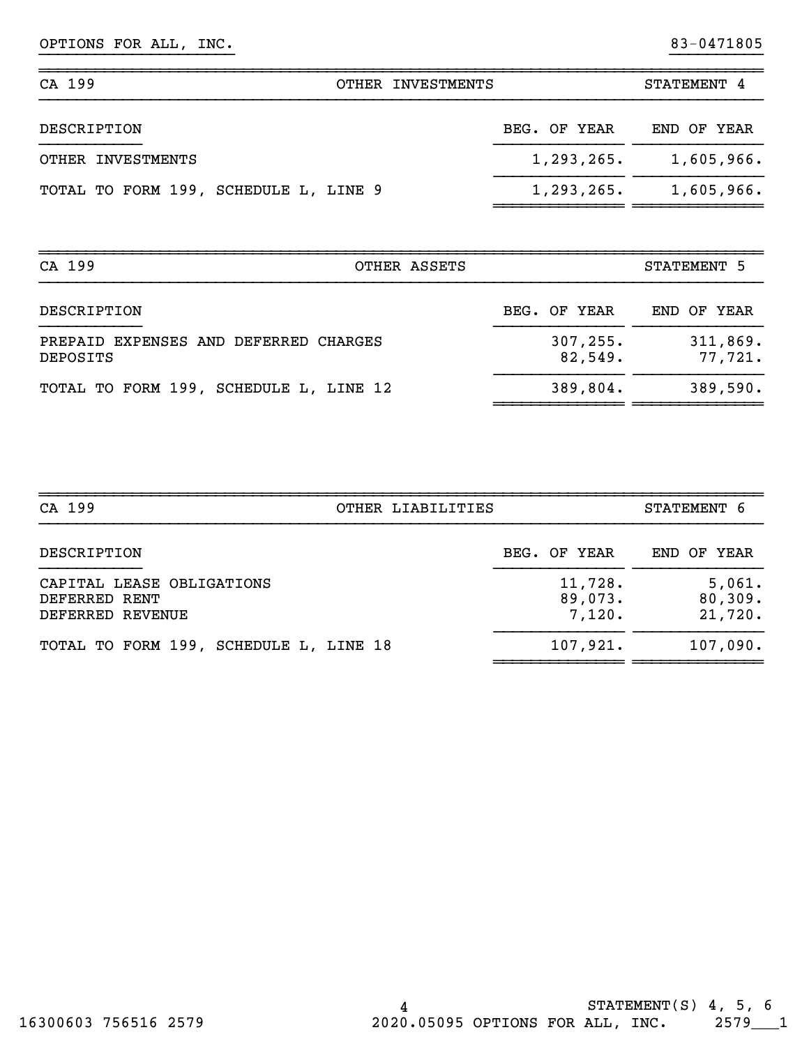OPTIONS FOR ALL, INC. 83-0471805

## CA 199 — OTHER INVESTMENTS — STATEMENT 4

| DESCRIPTION | BEG. OF YEAR | END OF YEAR |
|---|---|---|
| OTHER INVESTMENTS | 1,293,265. | 1,605,966. |
| TOTAL TO FORM 199, SCHEDULE L, LINE 9 | 1,293,265. | 1,605,966. |

## CA 199 — OTHER ASSETS — STATEMENT 5

| DESCRIPTION | BEG. OF YEAR | END OF YEAR |
|---|---|---|
| PREPAID EXPENSES AND DEFERRED CHARGES | 307,255. | 311,869. |
| DEPOSITS | 82,549. | 77,721. |
| TOTAL TO FORM 199, SCHEDULE L, LINE 12 | 389,804. | 389,590. |

## CA 199 — OTHER LIABILITIES — STATEMENT 6

| DESCRIPTION | BEG. OF YEAR | END OF YEAR |
|---|---|---|
| CAPITAL LEASE OBLIGATIONS | 11,728. | 5,061. |
| DEFERRED RENT | 89,073. | 80,309. |
| DEFERRED REVENUE | 7,120. | 21,720. |
| TOTAL TO FORM 199, SCHEDULE L, LINE 18 | 107,921. | 107,090. |

STATEMENT(S) 4, 5, 6

16300603 756516 2579 2020.05095 OPTIONS FOR ALL, INC. 2579___1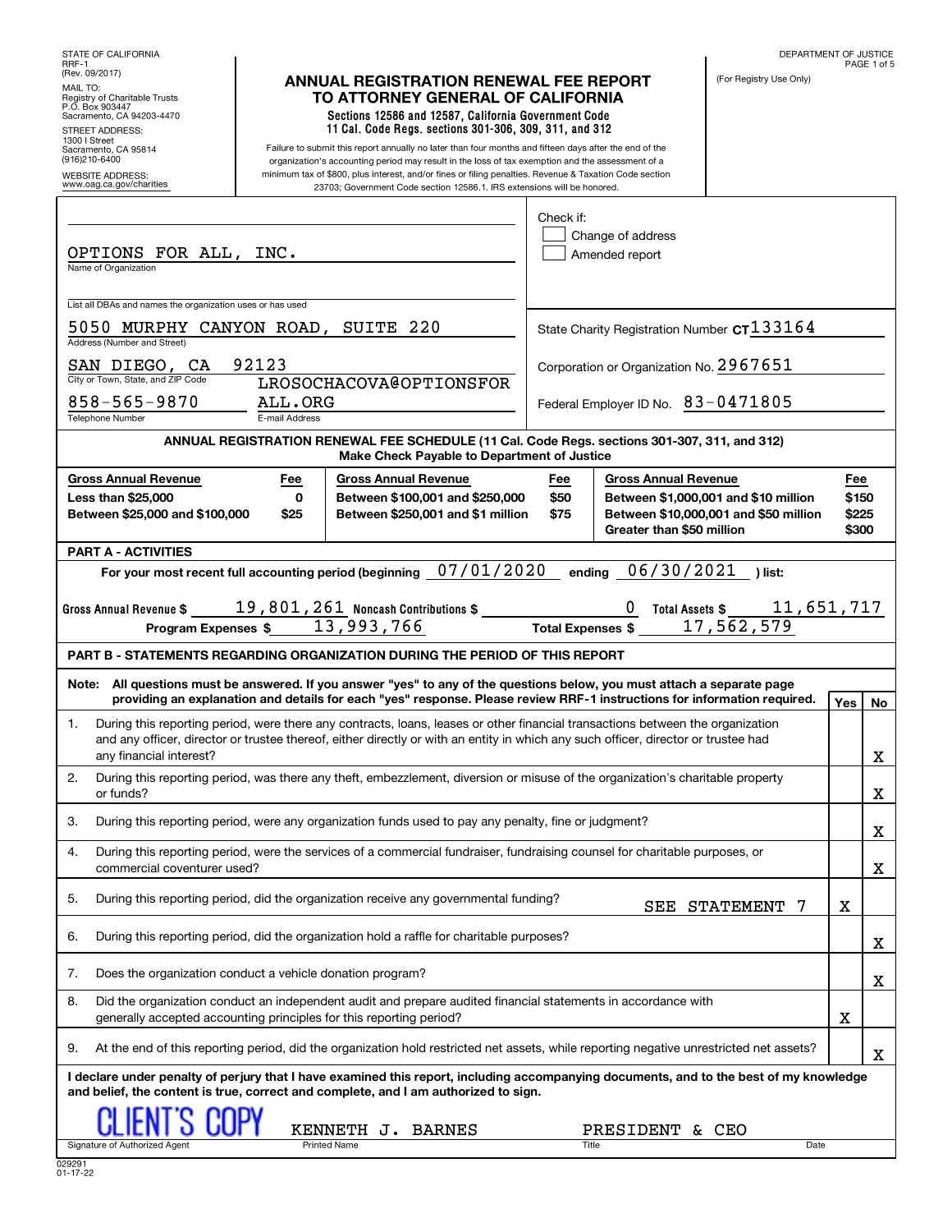STATE OF CALIFORNIA
RRF-1
(Rev. 09/2017)

MAIL TO:
Registry of Charitable Trusts
P.O. Box 903447
Sacramento, CA 94203-4470

STREET ADDRESS:
1300 I Street
Sacramento, CA 95814
(916)210-6400

WEBSITE ADDRESS:
www.oag.ca.gov/charities

DEPARTMENT OF JUSTICE

(For Registry Use Only)

# ANNUAL REGISTRATION RENEWAL FEE REPORT TO ATTORNEY GENERAL OF CALIFORNIA

**Sections 12586 and 12587, California Government Code**
**11 Cal. Code Regs. sections 301-306, 309, 311, and 312**

Failure to submit this report annually no later than four months and fifteen days after the end of the organization's accounting period may result in the loss of tax exemption and the assessment of a minimum tax of $800, plus interest, and/or fines or filing penalties. Revenue & Taxation Code section 23703; Government Code section 12586.1. IRS extensions will be honored.

Name of Organization: OPTIONS FOR ALL, INC.

List all DBAs and names the organization uses or has used:

Address (Number and Street): 5050 MURPHY CANYON ROAD, SUITE 220

City or Town, State, and ZIP Code: SAN DIEGO, CA 92123

Telephone Number: 858-565-9870

E-mail Address: LROSOCHACOVA@OPTIONSFORALL.ORG

Check if:
- [ ] Change of address
- [ ] Amended report

State Charity Registration Number CT133164

Corporation or Organization No. 2967651

Federal Employer ID No. 83-0471805

**ANNUAL REGISTRATION RENEWAL FEE SCHEDULE (11 Cal. Code Regs. sections 301-307, 311, and 312)**
**Make Check Payable to Department of Justice**

| Gross Annual Revenue | Fee | Gross Annual Revenue | Fee | Gross Annual Revenue | Fee |
|---|---|---|---|---|---|
| Less than $25,000 | 0 | Between $100,001 and $250,000 | $50 | Between $1,000,001 and $10 million | $150 |
| Between $25,000 and $100,000 | $25 | Between $250,001 and $1 million | $75 | Between $10,000,001 and $50 million | $225 |
| | | | | Greater than $50 million | $300 |

**PART A - ACTIVITIES**

For your most recent full accounting period (beginning 07/01/2020 ending 06/30/2021) list:

Gross Annual Revenue $ 19,801,261 Noncash Contributions $ 0 Total Assets $ 11,651,717

Program Expenses $ 13,993,766 Total Expenses $ 17,562,579

**PART B - STATEMENTS REGARDING ORGANIZATION DURING THE PERIOD OF THIS REPORT**

**Note: All questions must be answered. If you answer "yes" to any of the questions below, you must attach a separate page providing an explanation and details for each "yes" response. Please review RRF-1 instructions for information required.**

| | Question | Yes | No |
|---|---|---|---|
| 1. | During this reporting period, were there any contracts, loans, leases or other financial transactions between the organization and any officer, director or trustee thereof, either directly or with an entity in which any such officer, director or trustee had any financial interest? | | X |
| 2. | During this reporting period, was there any theft, embezzlement, diversion or misuse of the organization's charitable property or funds? | | X |
| 3. | During this reporting period, were any organization funds used to pay any penalty, fine or judgment? | | X |
| 4. | During this reporting period, were the services of a commercial fundraiser, fundraising counsel for charitable purposes, or commercial coventurer used? | | X |
| 5. | During this reporting period, did the organization receive any governmental funding? SEE STATEMENT 7 | X | |
| 6. | During this reporting period, did the organization hold a raffle for charitable purposes? | | X |
| 7. | Does the organization conduct a vehicle donation program? | | X |
| 8. | Did the organization conduct an independent audit and prepare audited financial statements in accordance with generally accepted accounting principles for this reporting period? | X | |
| 9. | At the end of this reporting period, did the organization hold restricted net assets, while reporting negative unrestricted net assets? | | X |

**I declare under penalty of perjury that I have examined this report, including accompanying documents, and to the best of my knowledge and belief, the content is true, correct and complete, and I am authorized to sign.**

| Signature of Authorized Agent | Printed Name | Title | Date |
|---|---|---|---|
| CLIENT'S COPY | KENNETH J. BARNES | PRESIDENT & CEO | |

029291
01-17-22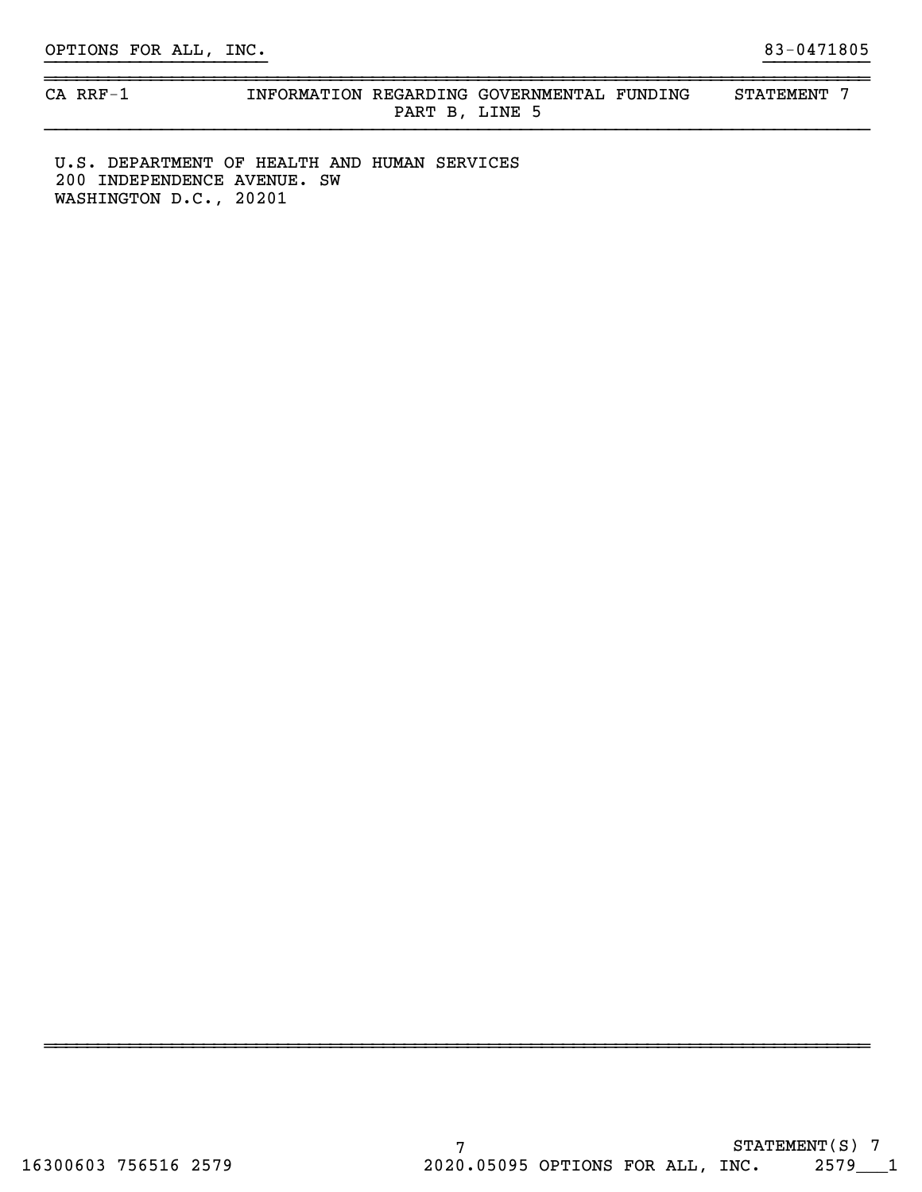| CA RRF-1 | INFORMATION REGARDING GOVERNMENTAL FUNDING PART B, LINE 5 | STATEMENT 7 |
|---|---|---|

U.S. DEPARTMENT OF HEALTH AND HUMAN SERVICES
200 INDEPENDENCE AVENUE. SW
WASHINGTON D.C., 20201